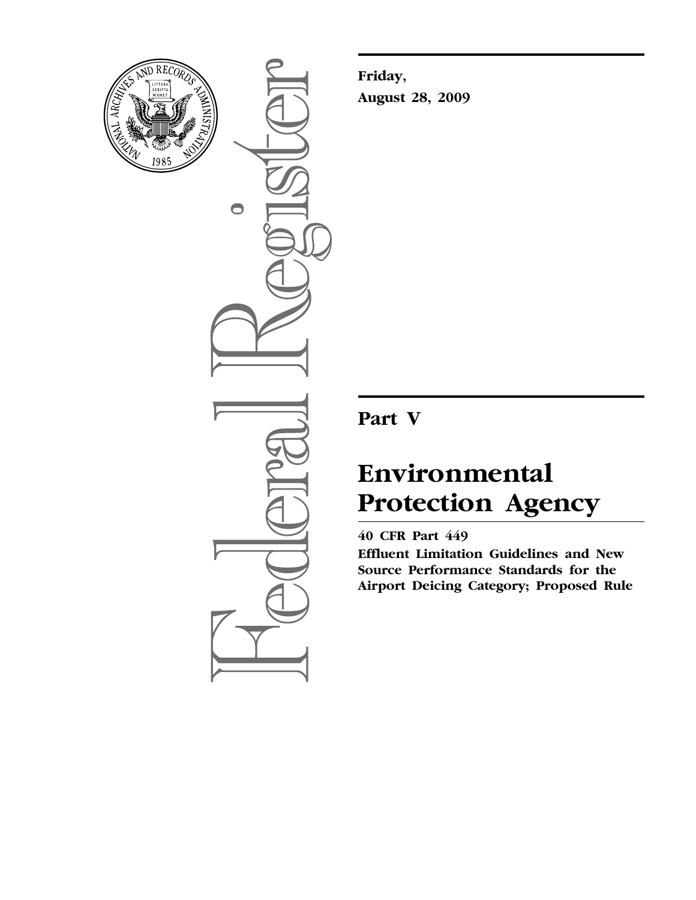**Friday,**

**August 28, 2009**

# Part V

# Environmental Protection Agency

**40 CFR Part 449**

**Effluent Limitation Guidelines and New Source Performance Standards for the Airport Deicing Category; Proposed Rule**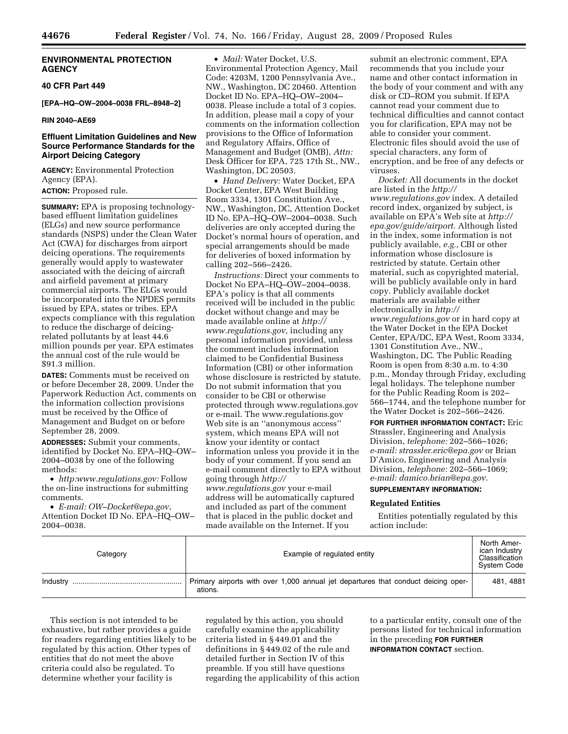**ENVIRONMENTAL PROTECTION AGENCY**

**40 CFR Part 449**

**[EPA–HQ–OW–2004–0038 FRL–8948–2]**

**RIN 2040–AE69**

## Effluent Limitation Guidelines and New Source Performance Standards for the Airport Deicing Category

**AGENCY:** Environmental Protection Agency (EPA).

**ACTION:** Proposed rule.

**SUMMARY:** EPA is proposing technology-based effluent limitation guidelines (ELGs) and new source performance standards (NSPS) under the Clean Water Act (CWA) for discharges from airport deicing operations. The requirements generally would apply to wastewater associated with the deicing of aircraft and airfield pavement at primary commercial airports. The ELGs would be incorporated into the NPDES permits issued by EPA, states or tribes. EPA expects compliance with this regulation to reduce the discharge of deicing-related pollutants by at least 44.6 million pounds per year. EPA estimates the annual cost of the rule would be $91.3 million.

**DATES:** Comments must be received on or before December 28, 2009. Under the Paperwork Reduction Act, comments on the information collection provisions must be received by the Office of Management and Budget on or before September 28, 2009.

**ADDRESSES:** Submit your comments, identified by Docket No. EPA–HQ–OW–2004–0038 by one of the following methods:

- *http:www.regulations.gov:* Follow the on-line instructions for submitting comments.
- *E-mail: OW–Docket@epa.gov*, Attention Docket ID No. EPA–HQ–OW–2004–0038.
- *Mail:* Water Docket, U.S. Environmental Protection Agency, Mail Code: 4203M, 1200 Pennsylvania Ave., NW., Washington, DC 20460. Attention Docket ID No. EPA–HQ–OW–2004–0038. Please include a total of 3 copies. In addition, please mail a copy of your comments on the information collection provisions to the Office of Information and Regulatory Affairs, Office of Management and Budget (OMB), *Attn:* Desk Officer for EPA, 725 17th St., NW., Washington, DC 20503.
- *Hand Delivery:* Water Docket, EPA Docket Center, EPA West Building Room 3334, 1301 Constitution Ave., NW., Washington, DC, Attention Docket ID No. EPA–HQ–OW–2004–0038. Such deliveries are only accepted during the Docket's normal hours of operation, and special arrangements should be made for deliveries of boxed information by calling 202–566–2426.

*Instructions:* Direct your comments to Docket No EPA–HQ–OW–2004–0038. EPA's policy is that all comments received will be included in the public docket without change and may be made available online at *http://www.regulations.gov,* including any personal information provided, unless the comment includes information claimed to be Confidential Business Information (CBI) or other information whose disclosure is restricted by statute. Do not submit information that you consider to be CBI or otherwise protected through www.regulations.gov or e-mail. The www.regulations.gov Web site is an "anonymous access" system, which means EPA will not know your identity or contact information unless you provide it in the body of your comment. If you send an e-mail comment directly to EPA without going through *http://www.regulations.gov* your e-mail address will be automatically captured and included as part of the comment that is placed in the public docket and made available on the Internet. If you submit an electronic comment, EPA recommends that you include your name and other contact information in the body of your comment and with any disk or CD–ROM you submit. If EPA cannot read your comment due to technical difficulties and cannot contact you for clarification, EPA may not be able to consider your comment. Electronic files should avoid the use of special characters, any form of encryption, and be free of any defects or viruses.

*Docket:* All documents in the docket are listed in the *http://www.regulations.gov* index. A detailed record index, organized by subject, is available on EPA's Web site at *http://epa.gov/guide/airport.* Although listed in the index, some information is not publicly available, *e.g.,* CBI or other information whose disclosure is restricted by statute. Certain other material, such as copyrighted material, will be publicly available only in hard copy. Publicly available docket materials are available either electronically in *http://www.regulations.gov* or in hard copy at the Water Docket in the EPA Docket Center, EPA/DC, EPA West, Room 3334, 1301 Constitution Ave., NW., Washington, DC. The Public Reading Room is open from 8:30 a.m. to 4:30 p.m., Monday through Friday, excluding legal holidays. The telephone number for the Public Reading Room is 202–566–1744, and the telephone number for the Water Docket is 202–566–2426.

**FOR FURTHER INFORMATION CONTACT:** Eric Strassler, Engineering and Analysis Division, *telephone:* 202–566–1026; *e-mail: strassler.eric@epa.gov* or Brian D'Amico, Engineering and Analysis Division, *telephone:* 202–566–1069; *e-mail: damico.brian@epa.gov*.

**SUPPLEMENTARY INFORMATION:**

### Regulated Entities

Entities potentially regulated by this action include:

| Category | Example of regulated entity | North American Industry Classification System Code |
|---|---|---|
| Industry | Primary airports with over 1,000 annual jet departures that conduct deicing operations. | 481, 4881 |

This section is not intended to be exhaustive, but rather provides a guide for readers regarding entities likely to be regulated by this action. Other types of entities that do not meet the above criteria could also be regulated. To determine whether your facility is regulated by this action, you should carefully examine the applicability criteria listed in § 449.01 and the definitions in § 449.02 of the rule and detailed further in Section IV of this preamble. If you still have questions regarding the applicability of this action to a particular entity, consult one of the persons listed for technical information in the preceding **FOR FURTHER INFORMATION CONTACT** section.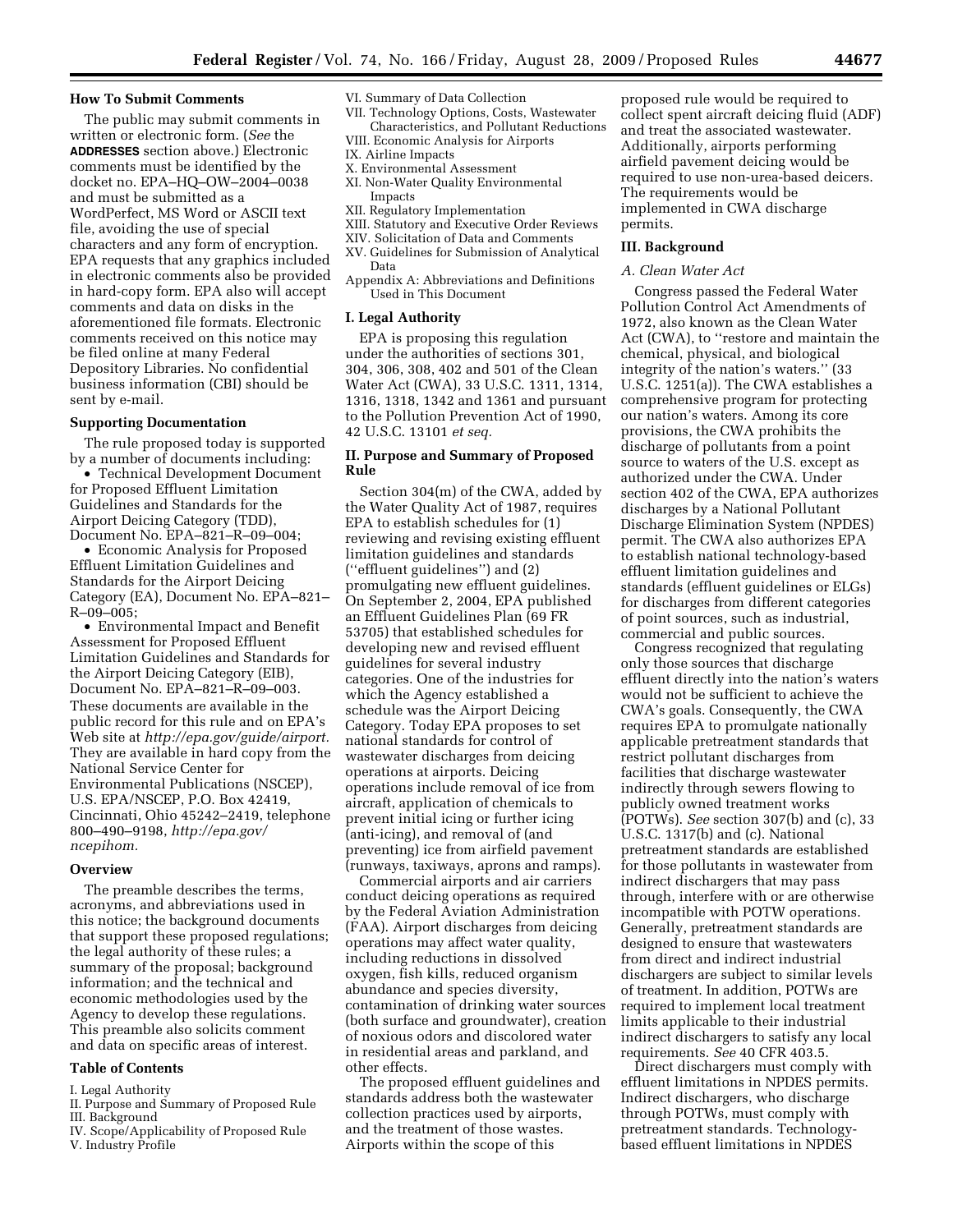### How To Submit Comments

The public may submit comments in written or electronic form. (*See* the **ADDRESSES** section above.) Electronic comments must be identified by the docket no. EPA–HQ–OW–2004–0038 and must be submitted as a WordPerfect, MS Word or ASCII text file, avoiding the use of special characters and any form of encryption. EPA requests that any graphics included in electronic comments also be provided in hard-copy form. EPA also will accept comments and data on disks in the aforementioned file formats. Electronic comments received on this notice may be filed online at many Federal Depository Libraries. No confidential business information (CBI) should be sent by e-mail.

### Supporting Documentation

The rule proposed today is supported by a number of documents including:

- Technical Development Document for Proposed Effluent Limitation Guidelines and Standards for the Airport Deicing Category (TDD), Document No. EPA–821–R–09–004;
- Economic Analysis for Proposed Effluent Limitation Guidelines and Standards for the Airport Deicing Category (EA), Document No. EPA–821–R–09–005;
- Environmental Impact and Benefit Assessment for Proposed Effluent Limitation Guidelines and Standards for the Airport Deicing Category (EIB), Document No. EPA–821–R–09–003.

These documents are available in the public record for this rule and on EPA's Web site at *http://epa.gov/guide/airport.* They are available in hard copy from the National Service Center for Environmental Publications (NSCEP), U.S. EPA/NSCEP, P.O. Box 42419, Cincinnati, Ohio 45242–2419, telephone 800–490–9198, *http://epa.gov/ncepihom.*

### Overview

The preamble describes the terms, acronyms, and abbreviations used in this notice; the background documents that support these proposed regulations; the legal authority of these rules; a summary of the proposal; background information; and the technical and economic methodologies used by the Agency to develop these regulations. This preamble also solicits comment and data on specific areas of interest.

### Table of Contents

I. Legal Authority
II. Purpose and Summary of Proposed Rule
III. Background
IV. Scope/Applicability of Proposed Rule
V. Industry Profile
VI. Summary of Data Collection
VII. Technology Options, Costs, Wastewater Characteristics, and Pollutant Reductions
VIII. Economic Analysis for Airports
IX. Airline Impacts
X. Environmental Assessment
XI. Non-Water Quality Environmental Impacts
XII. Regulatory Implementation
XIII. Statutory and Executive Order Reviews
XIV. Solicitation of Data and Comments
XV. Guidelines for Submission of Analytical Data
Appendix A: Abbreviations and Definitions Used in This Document

## I. Legal Authority

EPA is proposing this regulation under the authorities of sections 301, 304, 306, 308, 402 and 501 of the Clean Water Act (CWA), 33 U.S.C. 1311, 1314, 1316, 1318, 1342 and 1361 and pursuant to the Pollution Prevention Act of 1990, 42 U.S.C. 13101 *et seq.*

## II. Purpose and Summary of Proposed Rule

Section 304(m) of the CWA, added by the Water Quality Act of 1987, requires EPA to establish schedules for (1) reviewing and revising existing effluent limitation guidelines and standards (''effluent guidelines'') and (2) promulgating new effluent guidelines. On September 2, 2004, EPA published an Effluent Guidelines Plan (69 FR 53705) that established schedules for developing new and revised effluent guidelines for several industry categories. One of the industries for which the Agency established a schedule was the Airport Deicing Category. Today EPA proposes to set national standards for control of wastewater discharges from deicing operations at airports. Deicing operations include removal of ice from aircraft, application of chemicals to prevent initial icing or further icing (anti-icing), and removal of (and preventing) ice from airfield pavement (runways, taxiways, aprons and ramps).

Commercial airports and air carriers conduct deicing operations as required by the Federal Aviation Administration (FAA). Airport discharges from deicing operations may affect water quality, including reductions in dissolved oxygen, fish kills, reduced organism abundance and species diversity, contamination of drinking water sources (both surface and groundwater), creation of noxious odors and discolored water in residential areas and parkland, and other effects.

The proposed effluent guidelines and standards address both the wastewater collection practices used by airports, and the treatment of those wastes. Airports within the scope of this proposed rule would be required to collect spent aircraft deicing fluid (ADF) and treat the associated wastewater. Additionally, airports performing airfield pavement deicing would be required to use non-urea-based deicers. The requirements would be implemented in CWA discharge permits.

## III. Background

### A. Clean Water Act

Congress passed the Federal Water Pollution Control Act Amendments of 1972, also known as the Clean Water Act (CWA), to ''restore and maintain the chemical, physical, and biological integrity of the nation's waters.'' (33 U.S.C. 1251(a)). The CWA establishes a comprehensive program for protecting our nation's waters. Among its core provisions, the CWA prohibits the discharge of pollutants from a point source to waters of the U.S. except as authorized under the CWA. Under section 402 of the CWA, EPA authorizes discharges by a National Pollutant Discharge Elimination System (NPDES) permit. The CWA also authorizes EPA to establish national technology-based effluent limitation guidelines and standards (effluent guidelines or ELGs) for discharges from different categories of point sources, such as industrial, commercial and public sources.

Congress recognized that regulating only those sources that discharge effluent directly into the nation's waters would not be sufficient to achieve the CWA's goals. Consequently, the CWA requires EPA to promulgate nationally applicable pretreatment standards that restrict pollutant discharges from facilities that discharge wastewater indirectly through sewers flowing to publicly owned treatment works (POTWs). *See* section 307(b) and (c), 33 U.S.C. 1317(b) and (c). National pretreatment standards are established for those pollutants in wastewater from indirect dischargers that may pass through, interfere with or are otherwise incompatible with POTW operations. Generally, pretreatment standards are designed to ensure that wastewaters from direct and indirect industrial dischargers are subject to similar levels of treatment. In addition, POTWs are required to implement local treatment limits applicable to their industrial indirect dischargers to satisfy any local requirements. *See* 40 CFR 403.5.

Direct dischargers must comply with effluent limitations in NPDES permits. Indirect dischargers, who discharge through POTWs, must comply with pretreatment standards. Technology-based effluent limitations in NPDES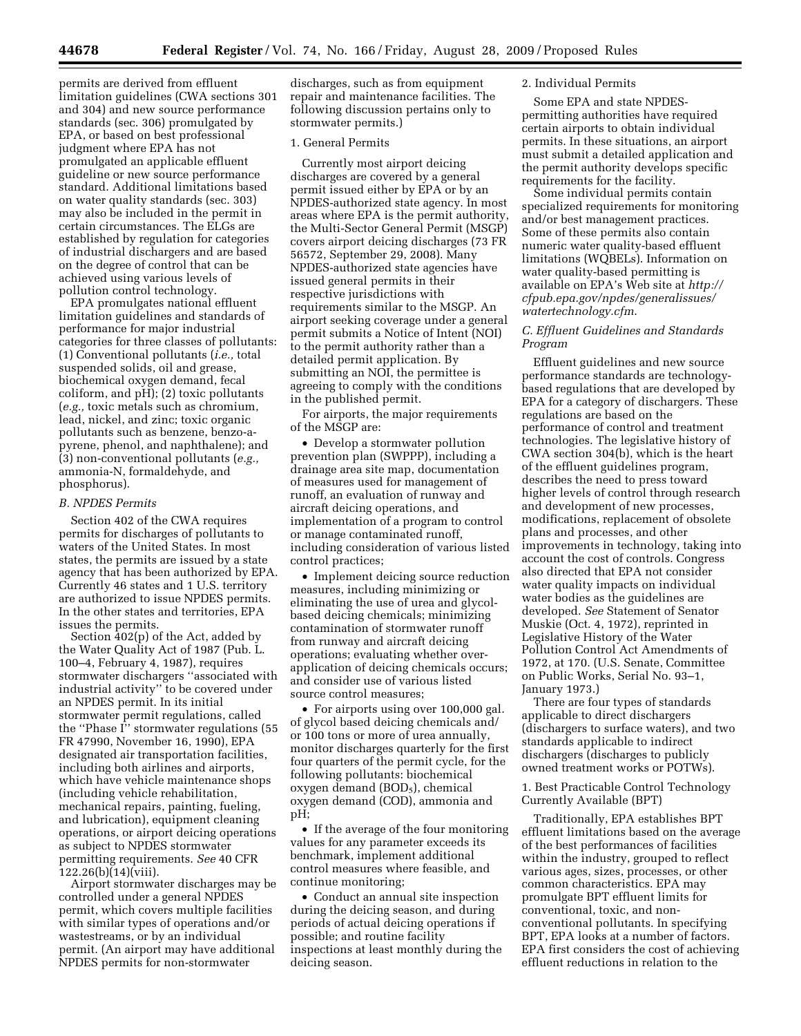permits are derived from effluent limitation guidelines (CWA sections 301 and 304) and new source performance standards (sec. 306) promulgated by EPA, or based on best professional judgment where EPA has not promulgated an applicable effluent guideline or new source performance standard. Additional limitations based on water quality standards (sec. 303) may also be included in the permit in certain circumstances. The ELGs are established by regulation for categories of industrial dischargers and are based on the degree of control that can be achieved using various levels of pollution control technology.

EPA promulgates national effluent limitation guidelines and standards of performance for major industrial categories for three classes of pollutants: (1) Conventional pollutants (*i.e.,* total suspended solids, oil and grease, biochemical oxygen demand, fecal coliform, and pH); (2) toxic pollutants (*e.g.,* toxic metals such as chromium, lead, nickel, and zinc; toxic organic pollutants such as benzene, benzo-a-pyrene, phenol, and naphthalene); and (3) non-conventional pollutants (*e.g.,* ammonia-N, formaldehyde, and phosphorus).

### *B. NPDES Permits*

Section 402 of the CWA requires permits for discharges of pollutants to waters of the United States. In most states, the permits are issued by a state agency that has been authorized by EPA. Currently 46 states and 1 U.S. territory are authorized to issue NPDES permits. In the other states and territories, EPA issues the permits.

Section 402(p) of the Act, added by the Water Quality Act of 1987 (Pub. L. 100–4, February 4, 1987), requires stormwater dischargers "associated with industrial activity" to be covered under an NPDES permit. In its initial stormwater permit regulations, called the "Phase I" stormwater regulations (55 FR 47990, November 16, 1990), EPA designated air transportation facilities, including both airlines and airports, which have vehicle maintenance shops (including vehicle rehabilitation, mechanical repairs, painting, fueling, and lubrication), equipment cleaning operations, or airport deicing operations as subject to NPDES stormwater permitting requirements. *See* 40 CFR 122.26(b)(14)(viii).

Airport stormwater discharges may be controlled under a general NPDES permit, which covers multiple facilities with similar types of operations and/or wastestreams, or by an individual permit. (An airport may have additional NPDES permits for non-stormwater discharges, such as from equipment repair and maintenance facilities. The following discussion pertains only to stormwater permits.)

#### 1. General Permits

Currently most airport deicing discharges are covered by a general permit issued either by EPA or by an NPDES-authorized state agency. In most areas where EPA is the permit authority, the Multi-Sector General Permit (MSGP) covers airport deicing discharges (73 FR 56572, September 29, 2008). Many NPDES-authorized state agencies have issued general permits in their respective jurisdictions with requirements similar to the MSGP. An airport seeking coverage under a general permit submits a Notice of Intent (NOI) to the permit authority rather than a detailed permit application. By submitting an NOI, the permittee is agreeing to comply with the conditions in the published permit.

For airports, the major requirements of the MSGP are:

- Develop a stormwater pollution prevention plan (SWPPP), including a drainage area site map, documentation of measures used for management of runoff, an evaluation of runway and aircraft deicing operations, and implementation of a program to control or manage contaminated runoff, including consideration of various listed control practices;
- Implement deicing source reduction measures, including minimizing or eliminating the use of urea and glycol-based deicing chemicals; minimizing contamination of stormwater runoff from runway and aircraft deicing operations; evaluating whether over-application of deicing chemicals occurs; and consider use of various listed source control measures;
- For airports using over 100,000 gal. of glycol based deicing chemicals and/or 100 tons or more of urea annually, monitor discharges quarterly for the first four quarters of the permit cycle, for the following pollutants: biochemical oxygen demand ($BOD_5$), chemical oxygen demand (COD), ammonia and pH;
- If the average of the four monitoring values for any parameter exceeds its benchmark, implement additional control measures where feasible, and continue monitoring;
- Conduct an annual site inspection during the deicing season, and during periods of actual deicing operations if possible; and routine facility inspections at least monthly during the deicing season.

#### 2. Individual Permits

Some EPA and state NPDES-permitting authorities have required certain airports to obtain individual permits. In these situations, an airport must submit a detailed application and the permit authority develops specific requirements for the facility.

Some individual permits contain specialized requirements for monitoring and/or best management practices. Some of these permits also contain numeric water quality-based effluent limitations (WQBELs). Information on water quality-based permitting is available on EPA's Web site at *http://cfpub.epa.gov/npdes/generalissues/watertechnology.cfm*.

### *C. Effluent Guidelines and Standards Program*

Effluent guidelines and new source performance standards are technology-based regulations that are developed by EPA for a category of dischargers. These regulations are based on the performance of control and treatment technologies. The legislative history of CWA section 304(b), which is the heart of the effluent guidelines program, describes the need to press toward higher levels of control through research and development of new processes, modifications, replacement of obsolete plans and processes, and other improvements in technology, taking into account the cost of controls. Congress also directed that EPA not consider water quality impacts on individual water bodies as the guidelines are developed. *See* Statement of Senator Muskie (Oct. 4, 1972), reprinted in Legislative History of the Water Pollution Control Act Amendments of 1972, at 170. (U.S. Senate, Committee on Public Works, Serial No. 93–1, January 1973.)

There are four types of standards applicable to direct dischargers (dischargers to surface waters), and two standards applicable to indirect dischargers (discharges to publicly owned treatment works or POTWs).

#### 1. Best Practicable Control Technology Currently Available (BPT)

Traditionally, EPA establishes BPT effluent limitations based on the average of the best performances of facilities within the industry, grouped to reflect various ages, sizes, processes, or other common characteristics. EPA may promulgate BPT effluent limits for conventional, toxic, and non-conventional pollutants. In specifying BPT, EPA looks at a number of factors. EPA first considers the cost of achieving effluent reductions in relation to the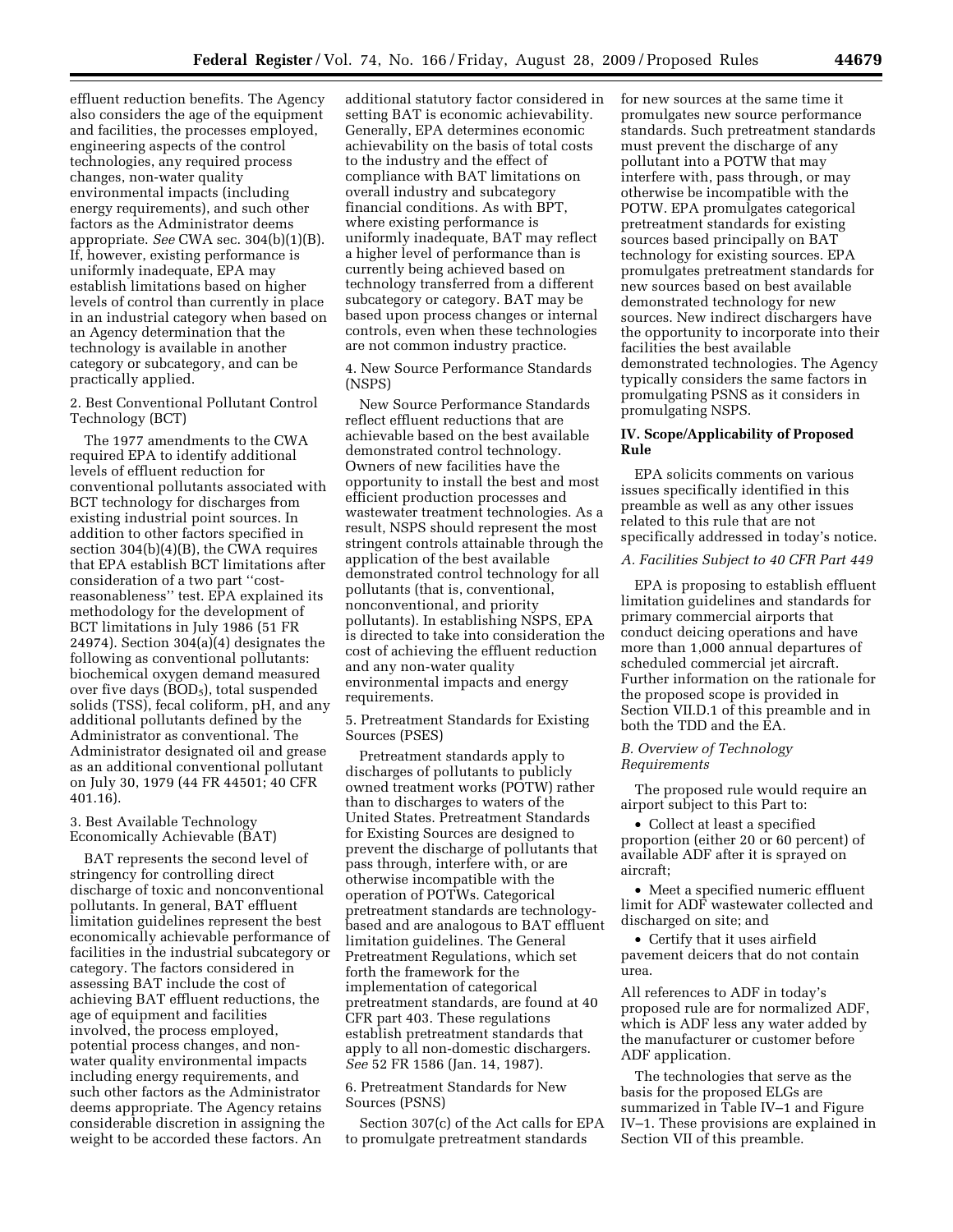effluent reduction benefits. The Agency also considers the age of the equipment and facilities, the processes employed, engineering aspects of the control technologies, any required process changes, non-water quality environmental impacts (including energy requirements), and such other factors as the Administrator deems appropriate. *See* CWA sec. 304(b)(1)(B). If, however, existing performance is uniformly inadequate, EPA may establish limitations based on higher levels of control than currently in place in an industrial category when based on an Agency determination that the technology is available in another category or subcategory, and can be practically applied.

2. Best Conventional Pollutant Control Technology (BCT)

The 1977 amendments to the CWA required EPA to identify additional levels of effluent reduction for conventional pollutants associated with BCT technology for discharges from existing industrial point sources. In addition to other factors specified in section 304(b)(4)(B), the CWA requires that EPA establish BCT limitations after consideration of a two part ''cost-reasonableness'' test. EPA explained its methodology for the development of BCT limitations in July 1986 (51 FR 24974). Section 304(a)(4) designates the following as conventional pollutants: biochemical oxygen demand measured over five days ($BOD_5$), total suspended solids (TSS), fecal coliform, pH, and any additional pollutants defined by the Administrator as conventional. The Administrator designated oil and grease as an additional conventional pollutant on July 30, 1979 (44 FR 44501; 40 CFR 401.16).

3. Best Available Technology Economically Achievable (BAT)

BAT represents the second level of stringency for controlling direct discharge of toxic and nonconventional pollutants. In general, BAT effluent limitation guidelines represent the best economically achievable performance of facilities in the industrial subcategory or category. The factors considered in assessing BAT include the cost of achieving BAT effluent reductions, the age of equipment and facilities involved, the process employed, potential process changes, and non-water quality environmental impacts including energy requirements, and such other factors as the Administrator deems appropriate. The Agency retains considerable discretion in assigning the weight to be accorded these factors. An additional statutory factor considered in setting BAT is economic achievability. Generally, EPA determines economic achievability on the basis of total costs to the industry and the effect of compliance with BAT limitations on overall industry and subcategory financial conditions. As with BPT, where existing performance is uniformly inadequate, BAT may reflect a higher level of performance than is currently being achieved based on technology transferred from a different subcategory or category. BAT may be based upon process changes or internal controls, even when these technologies are not common industry practice.

4. New Source Performance Standards (NSPS)

New Source Performance Standards reflect effluent reductions that are achievable based on the best available demonstrated control technology. Owners of new facilities have the opportunity to install the best and most efficient production processes and wastewater treatment technologies. As a result, NSPS should represent the most stringent controls attainable through the application of the best available demonstrated control technology for all pollutants (that is, conventional, nonconventional, and priority pollutants). In establishing NSPS, EPA is directed to take into consideration the cost of achieving the effluent reduction and any non-water quality environmental impacts and energy requirements.

5. Pretreatment Standards for Existing Sources (PSES)

Pretreatment standards apply to discharges of pollutants to publicly owned treatment works (POTW) rather than to discharges to waters of the United States. Pretreatment Standards for Existing Sources are designed to prevent the discharge of pollutants that pass through, interfere with, or are otherwise incompatible with the operation of POTWs. Categorical pretreatment standards are technology-based and are analogous to BAT effluent limitation guidelines. The General Pretreatment Regulations, which set forth the framework for the implementation of categorical pretreatment standards, are found at 40 CFR part 403. These regulations establish pretreatment standards that apply to all non-domestic dischargers. *See* 52 FR 1586 (Jan. 14, 1987).

6. Pretreatment Standards for New Sources (PSNS)

Section 307(c) of the Act calls for EPA to promulgate pretreatment standards for new sources at the same time it promulgates new source performance standards. Such pretreatment standards must prevent the discharge of any pollutant into a POTW that may interfere with, pass through, or may otherwise be incompatible with the POTW. EPA promulgates categorical pretreatment standards for existing sources based principally on BAT technology for existing sources. EPA promulgates pretreatment standards for new sources based on best available demonstrated technology for new sources. New indirect dischargers have the opportunity to incorporate into their facilities the best available demonstrated technologies. The Agency typically considers the same factors in promulgating PSNS as it considers in promulgating NSPS.

## IV. Scope/Applicability of Proposed Rule

EPA solicits comments on various issues specifically identified in this preamble as well as any other issues related to this rule that are not specifically addressed in today's notice.

### *A. Facilities Subject to 40 CFR Part 449*

EPA is proposing to establish effluent limitation guidelines and standards for primary commercial airports that conduct deicing operations and have more than 1,000 annual departures of scheduled commercial jet aircraft. Further information on the rationale for the proposed scope is provided in Section VII.D.1 of this preamble and in both the TDD and the EA.

### *B. Overview of Technology Requirements*

The proposed rule would require an airport subject to this Part to:

- Collect at least a specified proportion (either 20 or 60 percent) of available ADF after it is sprayed on aircraft;
- Meet a specified numeric effluent limit for ADF wastewater collected and discharged on site; and
- Certify that it uses airfield pavement deicers that do not contain urea.

All references to ADF in today's proposed rule are for normalized ADF, which is ADF less any water added by the manufacturer or customer before ADF application.

The technologies that serve as the basis for the proposed ELGs are summarized in Table IV–1 and Figure IV–1. These provisions are explained in Section VII of this preamble.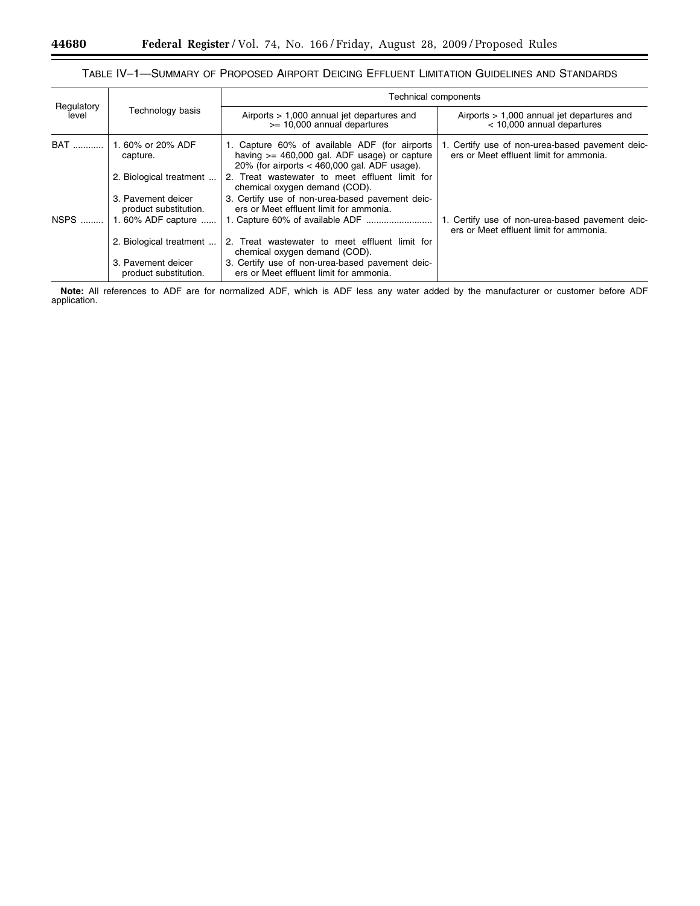### TABLE IV–1—SUMMARY OF PROPOSED AIRPORT DEICING EFFLUENT LIMITATION GUIDELINES AND STANDARDS

| Regulatory level | Technology basis | Technical components | |
|---|---|---|---|
| | | Airports > 1,000 annual jet departures and >= 10,000 annual departures | Airports > 1,000 annual jet departures and < 10,000 annual departures |
| BAT | 1. 60% or 20% ADF capture. | 1. Capture 60% of available ADF (for airports having >= 460,000 gal. ADF usage) or capture 20% (for airports < 460,000 gal. ADF usage). | 1. Certify use of non-urea-based pavement deicers or Meet effluent limit for ammonia. |
| | 2. Biological treatment | 2. Treat wastewater to meet effluent limit for chemical oxygen demand (COD). | |
| | 3. Pavement deicer product substitution. | 3. Certify use of non-urea-based pavement deicers or Meet effluent limit for ammonia. | |
| NSPS | 1. 60% ADF capture | 1. Capture 60% of available ADF | 1. Certify use of non-urea-based pavement deicers or Meet effluent limit for ammonia. |
| | 2. Biological treatment | 2. Treat wastewater to meet effluent limit for chemical oxygen demand (COD). | |
| | 3. Pavement deicer product substitution. | 3. Certify use of non-urea-based pavement deicers or Meet effluent limit for ammonia. | |

**Note:** All references to ADF are for normalized ADF, which is ADF less any water added by the manufacturer or customer before ADF application.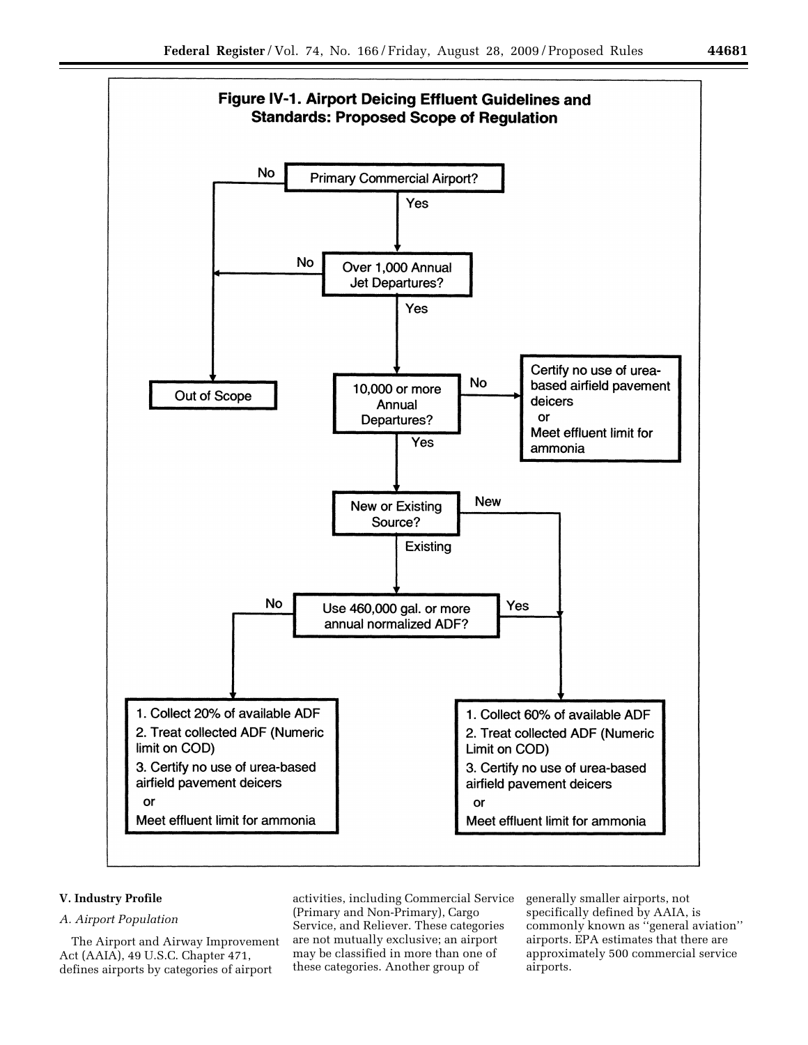**Figure IV-1. Airport Deicing Effluent Guidelines and Standards: Proposed Scope of Regulation**

- Primary Commercial Airport?
  - No → Out of Scope
  - Yes → Over 1,000 Annual Jet Departures?
    - No → Out of Scope
    - Yes → 10,000 or more Annual Departures?
      - No → Certify no use of urea-based airfield pavement deicers or Meet effluent limit for ammonia
      - Yes → New or Existing Source?
        - New → 1. Collect 60% of available ADF 2. Treat collected ADF (Numeric Limit on COD) 3. Certify no use of urea-based airfield pavement deicers or Meet effluent limit for ammonia
        - Existing → Use 460,000 gal. or more annual normalized ADF?
          - No → 1. Collect 20% of available ADF 2. Treat collected ADF (Numeric limit on COD) 3. Certify no use of urea-based airfield pavement deicers or Meet effluent limit for ammonia
          - Yes → 1. Collect 60% of available ADF 2. Treat collected ADF (Numeric Limit on COD) 3. Certify no use of urea-based airfield pavement deicers or Meet effluent limit for ammonia

## V. Industry Profile

### *A. Airport Population*

The Airport and Airway Improvement Act (AAIA), 49 U.S.C. Chapter 471, defines airports by categories of airport activities, including Commercial Service (Primary and Non-Primary), Cargo Service, and Reliever. These categories are not mutually exclusive; an airport may be classified in more than one of these categories. Another group of generally smaller airports, not specifically defined by AAIA, is commonly known as "general aviation" airports. EPA estimates that there are approximately 500 commercial service airports.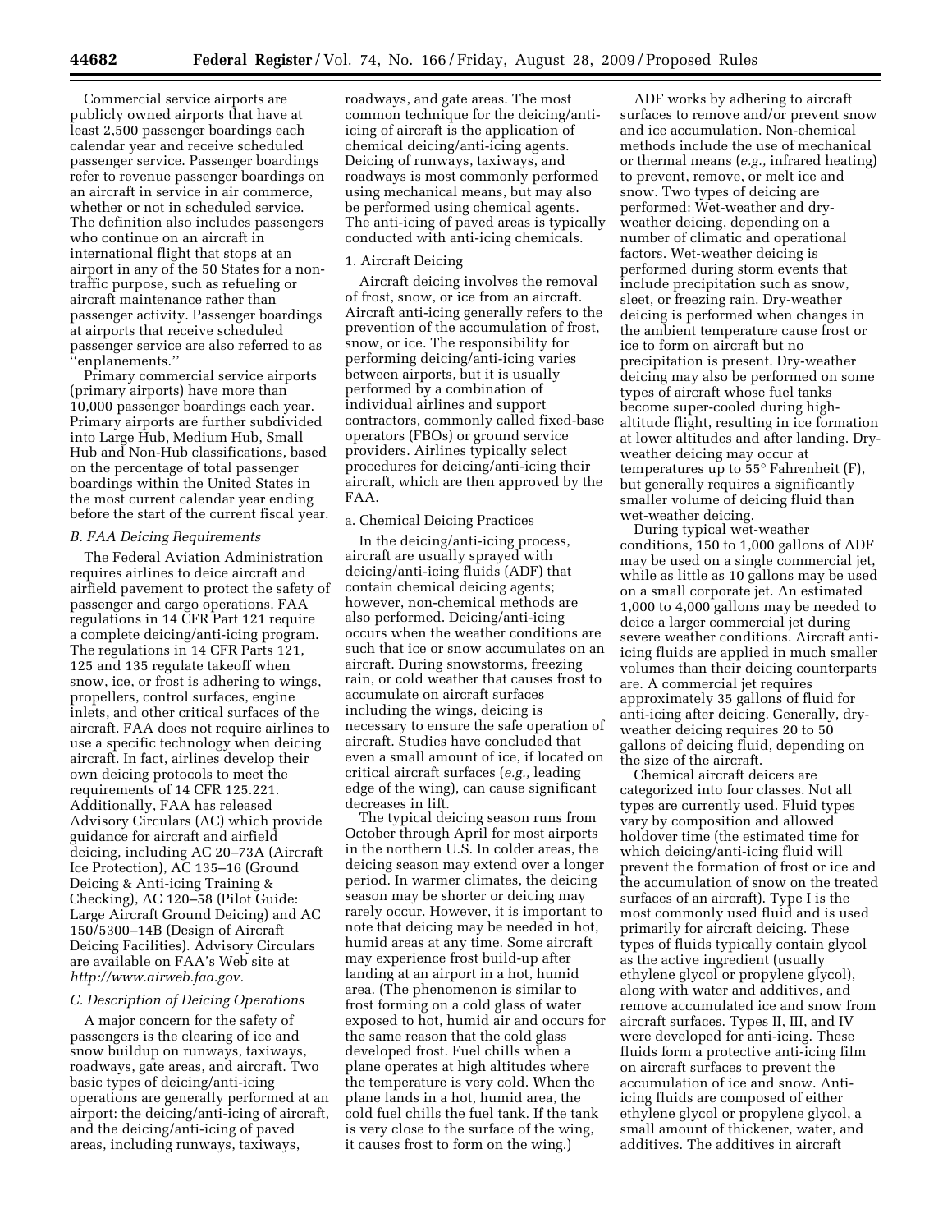Commercial service airports are publicly owned airports that have at least 2,500 passenger boardings each calendar year and receive scheduled passenger service. Passenger boardings refer to revenue passenger boardings on an aircraft in service in air commerce, whether or not in scheduled service. The definition also includes passengers who continue on an aircraft in international flight that stops at an airport in any of the 50 States for a non-traffic purpose, such as refueling or aircraft maintenance rather than passenger activity. Passenger boardings at airports that receive scheduled passenger service are also referred to as "enplanements."

Primary commercial service airports (primary airports) have more than 10,000 passenger boardings each year. Primary airports are further subdivided into Large Hub, Medium Hub, Small Hub and Non-Hub classifications, based on the percentage of total passenger boardings within the United States in the most current calendar year ending before the start of the current fiscal year.

### *B. FAA Deicing Requirements*

The Federal Aviation Administration requires airlines to deice aircraft and airfield pavement to protect the safety of passenger and cargo operations. FAA regulations in 14 CFR Part 121 require a complete deicing/anti-icing program. The regulations in 14 CFR Parts 121, 125 and 135 regulate takeoff when snow, ice, or frost is adhering to wings, propellers, control surfaces, engine inlets, and other critical surfaces of the aircraft. FAA does not require airlines to use a specific technology when deicing aircraft. In fact, airlines develop their own deicing protocols to meet the requirements of 14 CFR 125.221. Additionally, FAA has released Advisory Circulars (AC) which provide guidance for aircraft and airfield deicing, including AC 20–73A (Aircraft Ice Protection), AC 135–16 (Ground Deicing & Anti-icing Training & Checking), AC 120–58 (Pilot Guide: Large Aircraft Ground Deicing) and AC 150/5300–14B (Design of Aircraft Deicing Facilities). Advisory Circulars are available on FAA's Web site at *http://www.airweb.faa.gov.*

### *C. Description of Deicing Operations*

A major concern for the safety of passengers is the clearing of ice and snow buildup on runways, taxiways, roadways, gate areas, and aircraft. Two basic types of deicing/anti-icing operations are generally performed at an airport: the deicing/anti-icing of aircraft, and the deicing/anti-icing of paved areas, including runways, taxiways, roadways, and gate areas. The most common technique for the deicing/anti-icing of aircraft is the application of chemical deicing/anti-icing agents. Deicing of runways, taxiways, and roadways is most commonly performed using mechanical means, but may also be performed using chemical agents. The anti-icing of paved areas is typically conducted with anti-icing chemicals.

#### 1. Aircraft Deicing

Aircraft deicing involves the removal of frost, snow, or ice from an aircraft. Aircraft anti-icing generally refers to the prevention of the accumulation of frost, snow, or ice. The responsibility for performing deicing/anti-icing varies between airports, but it is usually performed by a combination of individual airlines and support contractors, commonly called fixed-base operators (FBOs) or ground service providers. Airlines typically select procedures for deicing/anti-icing their aircraft, which are then approved by the FAA.

##### a. Chemical Deicing Practices

In the deicing/anti-icing process, aircraft are usually sprayed with deicing/anti-icing fluids (ADF) that contain chemical deicing agents; however, non-chemical methods are also performed. Deicing/anti-icing occurs when the weather conditions are such that ice or snow accumulates on an aircraft. During snowstorms, freezing rain, or cold weather that causes frost to accumulate on aircraft surfaces including the wings, deicing is necessary to ensure the safe operation of aircraft. Studies have concluded that even a small amount of ice, if located on critical aircraft surfaces (*e.g.,* leading edge of the wing), can cause significant decreases in lift.

The typical deicing season runs from October through April for most airports in the northern U.S. In colder areas, the deicing season may extend over a longer period. In warmer climates, the deicing season may be shorter or deicing may rarely occur. However, it is important to note that deicing may be needed in hot, humid areas at any time. Some aircraft may experience frost build-up after landing at an airport in a hot, humid area. (The phenomenon is similar to frost forming on a cold glass of water exposed to hot, humid air and occurs for the same reason that the cold glass developed frost. Fuel chills when a plane operates at high altitudes where the temperature is very cold. When the plane lands in a hot, humid area, the cold fuel chills the fuel tank. If the tank is very close to the surface of the wing, it causes frost to form on the wing.)

ADF works by adhering to aircraft surfaces to remove and/or prevent snow and ice accumulation. Non-chemical methods include the use of mechanical or thermal means (*e.g.,* infrared heating) to prevent, remove, or melt ice and snow. Two types of deicing are performed: Wet-weather and dry-weather deicing, depending on a number of climatic and operational factors. Wet-weather deicing is performed during storm events that include precipitation such as snow, sleet, or freezing rain. Dry-weather deicing is performed when changes in the ambient temperature cause frost or ice to form on aircraft but no precipitation is present. Dry-weather deicing may also be performed on some types of aircraft whose fuel tanks become super-cooled during high-altitude flight, resulting in ice formation at lower altitudes and after landing. Dry-weather deicing may occur at temperatures up to 55° Fahrenheit (F), but generally requires a significantly smaller volume of deicing fluid than wet-weather deicing.

During typical wet-weather conditions, 150 to 1,000 gallons of ADF may be used on a single commercial jet, while as little as 10 gallons may be used on a small corporate jet. An estimated 1,000 to 4,000 gallons may be needed to deice a larger commercial jet during severe weather conditions. Aircraft anti-icing fluids are applied in much smaller volumes than their deicing counterparts are. A commercial jet requires approximately 35 gallons of fluid for anti-icing after deicing. Generally, dry-weather deicing requires 20 to 50 gallons of deicing fluid, depending on the size of the aircraft.

Chemical aircraft deicers are categorized into four classes. Not all types are currently used. Fluid types vary by composition and allowed holdover time (the estimated time for which deicing/anti-icing fluid will prevent the formation of frost or ice and the accumulation of snow on the treated surfaces of an aircraft). Type I is the most commonly used fluid and is used primarily for aircraft deicing. These types of fluids typically contain glycol as the active ingredient (usually ethylene glycol or propylene glycol), along with water and additives, and remove accumulated ice and snow from aircraft surfaces. Types II, III, and IV were developed for anti-icing. These fluids form a protective anti-icing film on aircraft surfaces to prevent the accumulation of ice and snow. Anti-icing fluids are composed of either ethylene glycol or propylene glycol, a small amount of thickener, water, and additives. The additives in aircraft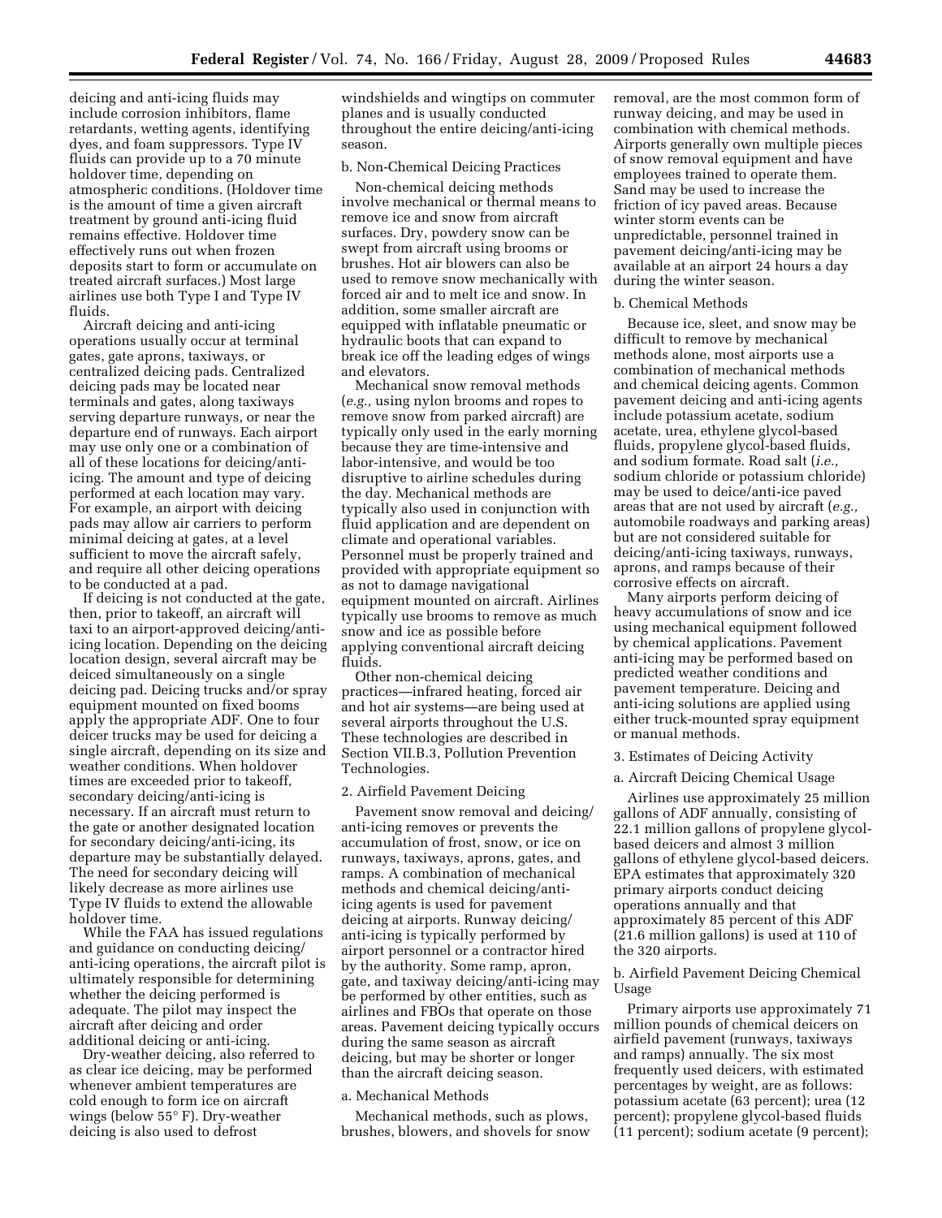deicing and anti-icing fluids may include corrosion inhibitors, flame retardants, wetting agents, identifying dyes, and foam suppressors. Type IV fluids can provide up to a 70 minute holdover time, depending on atmospheric conditions. (Holdover time is the amount of time a given aircraft treatment by ground anti-icing fluid remains effective. Holdover time effectively runs out when frozen deposits start to form or accumulate on treated aircraft surfaces.) Most large airlines use both Type I and Type IV fluids.

Aircraft deicing and anti-icing operations usually occur at terminal gates, gate aprons, taxiways, or centralized deicing pads. Centralized deicing pads may be located near terminals and gates, along taxiways serving departure runways, or near the departure end of runways. Each airport may use only one or a combination of all of these locations for deicing/anti-icing. The amount and type of deicing performed at each location may vary. For example, an airport with deicing pads may allow air carriers to perform minimal deicing at gates, at a level sufficient to move the aircraft safely, and require all other deicing operations to be conducted at a pad.

If deicing is not conducted at the gate, then, prior to takeoff, an aircraft will taxi to an airport-approved deicing/anti-icing location. Depending on the deicing location design, several aircraft may be deiced simultaneously on a single deicing pad. Deicing trucks and/or spray equipment mounted on fixed booms apply the appropriate ADF. One to four deicer trucks may be used for deicing a single aircraft, depending on its size and weather conditions. When holdover times are exceeded prior to takeoff, secondary deicing/anti-icing is necessary. If an aircraft must return to the gate or another designated location for secondary deicing/anti-icing, its departure may be substantially delayed. The need for secondary deicing will likely decrease as more airlines use Type IV fluids to extend the allowable holdover time.

While the FAA has issued regulations and guidance on conducting deicing/anti-icing operations, the aircraft pilot is ultimately responsible for determining whether the deicing performed is adequate. The pilot may inspect the aircraft after deicing and order additional deicing or anti-icing.

Dry-weather deicing, also referred to as clear ice deicing, may be performed whenever ambient temperatures are cold enough to form ice on aircraft wings (below 55° F). Dry-weather deicing is also used to defrost windshields and wingtips on commuter planes and is usually conducted throughout the entire deicing/anti-icing season.

b. Non-Chemical Deicing Practices

Non-chemical deicing methods involve mechanical or thermal means to remove ice and snow from aircraft surfaces. Dry, powdery snow can be swept from aircraft using brooms or brushes. Hot air blowers can also be used to remove snow mechanically with forced air and to melt ice and snow. In addition, some smaller aircraft are equipped with inflatable pneumatic or hydraulic boots that can expand to break ice off the leading edges of wings and elevators.

Mechanical snow removal methods (*e.g.,* using nylon brooms and ropes to remove snow from parked aircraft) are typically only used in the early morning because they are time-intensive and labor-intensive, and would be too disruptive to airline schedules during the day. Mechanical methods are typically also used in conjunction with fluid application and are dependent on climate and operational variables. Personnel must be properly trained and provided with appropriate equipment so as not to damage navigational equipment mounted on aircraft. Airlines typically use brooms to remove as much snow and ice as possible before applying conventional aircraft deicing fluids.

Other non-chemical deicing practices—infrared heating, forced air and hot air systems—are being used at several airports throughout the U.S. These technologies are described in Section VII.B.3, Pollution Prevention Technologies.

2. Airfield Pavement Deicing

Pavement snow removal and deicing/anti-icing removes or prevents the accumulation of frost, snow, or ice on runways, taxiways, aprons, gates, and ramps. A combination of mechanical methods and chemical deicing/anti-icing agents is used for pavement deicing at airports. Runway deicing/anti-icing is typically performed by airport personnel or a contractor hired by the authority. Some ramp, apron, gate, and taxiway deicing/anti-icing may be performed by other entities, such as airlines and FBOs that operate on those areas. Pavement deicing typically occurs during the same season as aircraft deicing, but may be shorter or longer than the aircraft deicing season.

a. Mechanical Methods

Mechanical methods, such as plows, brushes, blowers, and shovels for snow removal, are the most common form of runway deicing, and may be used in combination with chemical methods. Airports generally own multiple pieces of snow removal equipment and have employees trained to operate them. Sand may be used to increase the friction of icy paved areas. Because winter storm events can be unpredictable, personnel trained in pavement deicing/anti-icing may be available at an airport 24 hours a day during the winter season.

b. Chemical Methods

Because ice, sleet, and snow may be difficult to remove by mechanical methods alone, most airports use a combination of mechanical methods and chemical deicing agents. Common pavement deicing and anti-icing agents include potassium acetate, sodium acetate, urea, ethylene glycol-based fluids, propylene glycol-based fluids, and sodium formate. Road salt (*i.e.,* sodium chloride or potassium chloride) may be used to deice/anti-ice paved areas that are not used by aircraft (*e.g.,* automobile roadways and parking areas) but are not considered suitable for deicing/anti-icing taxiways, runways, aprons, and ramps because of their corrosive effects on aircraft.

Many airports perform deicing of heavy accumulations of snow and ice using mechanical equipment followed by chemical applications. Pavement anti-icing may be performed based on predicted weather conditions and pavement temperature. Deicing and anti-icing solutions are applied using either truck-mounted spray equipment or manual methods.

3. Estimates of Deicing Activity

a. Aircraft Deicing Chemical Usage

Airlines use approximately 25 million gallons of ADF annually, consisting of 22.1 million gallons of propylene glycol-based deicers and almost 3 million gallons of ethylene glycol-based deicers. EPA estimates that approximately 320 primary airports conduct deicing operations annually and that approximately 85 percent of this ADF (21.6 million gallons) is used at 110 of the 320 airports.

b. Airfield Pavement Deicing Chemical Usage

Primary airports use approximately 71 million pounds of chemical deicers on airfield pavement (runways, taxiways and ramps) annually. The six most frequently used deicers, with estimated percentages by weight, are as follows: potassium acetate (63 percent); urea (12 percent); propylene glycol-based fluids (11 percent); sodium acetate (9 percent);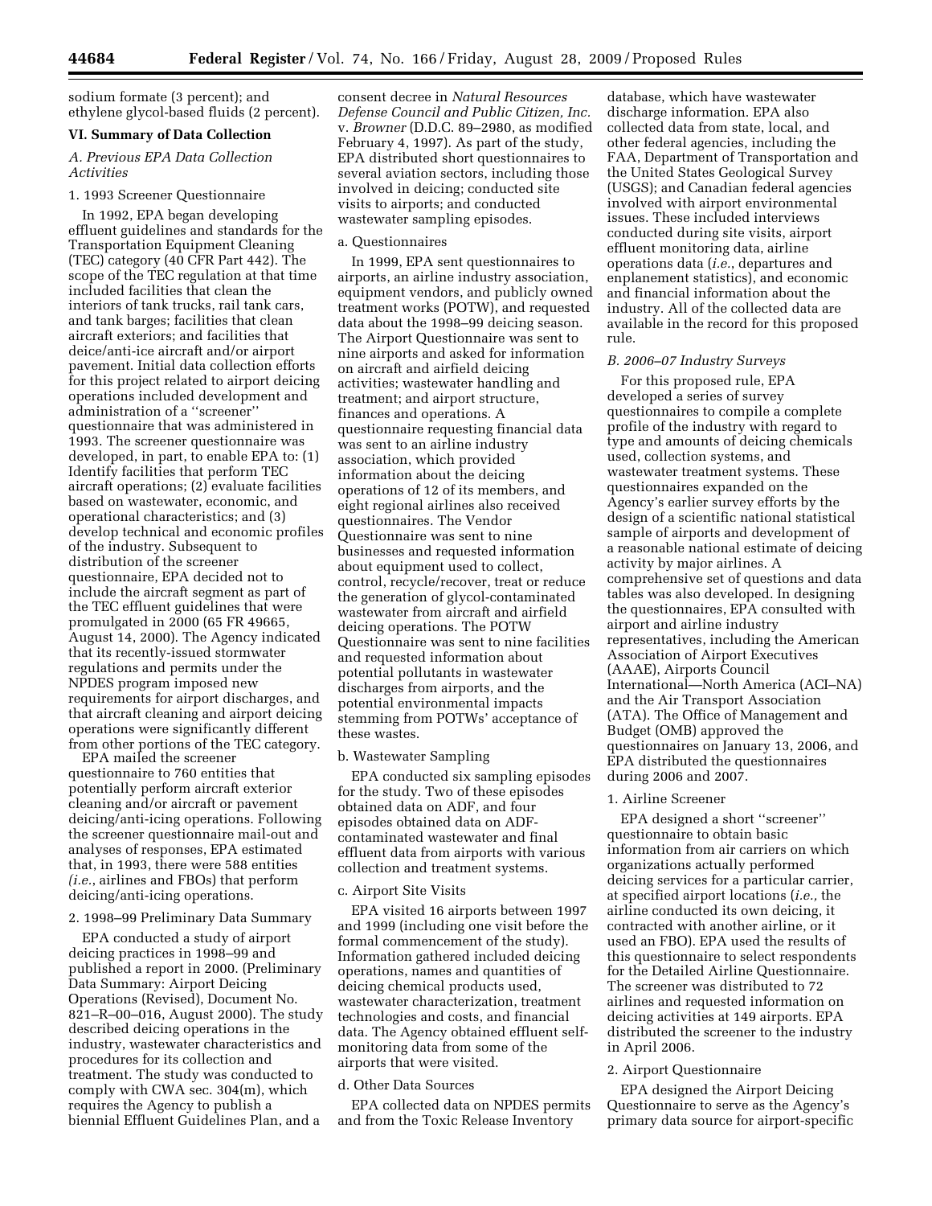sodium formate (3 percent); and ethylene glycol-based fluids (2 percent).

## VI. Summary of Data Collection

### *A. Previous EPA Data Collection Activities*

#### 1. 1993 Screener Questionnaire

In 1992, EPA began developing effluent guidelines and standards for the Transportation Equipment Cleaning (TEC) category (40 CFR Part 442). The scope of the TEC regulation at that time included facilities that clean the interiors of tank trucks, rail tank cars, and tank barges; facilities that clean aircraft exteriors; and facilities that deice/anti-ice aircraft and/or airport pavement. Initial data collection efforts for this project related to airport deicing operations included development and administration of a ''screener'' questionnaire that was administered in 1993. The screener questionnaire was developed, in part, to enable EPA to: (1) Identify facilities that perform TEC aircraft operations; (2) evaluate facilities based on wastewater, economic, and operational characteristics; and (3) develop technical and economic profiles of the industry. Subsequent to distribution of the screener questionnaire, EPA decided not to include the aircraft segment as part of the TEC effluent guidelines that were promulgated in 2000 (65 FR 49665, August 14, 2000). The Agency indicated that its recently-issued stormwater regulations and permits under the NPDES program imposed new requirements for airport discharges, and that aircraft cleaning and airport deicing operations were significantly different from other portions of the TEC category.

EPA mailed the screener questionnaire to 760 entities that potentially perform aircraft exterior cleaning and/or aircraft or pavement deicing/anti-icing operations. Following the screener questionnaire mail-out and analyses of responses, EPA estimated that, in 1993, there were 588 entities *(i.e.*, airlines and FBOs) that perform deicing/anti-icing operations.

#### 2. 1998–99 Preliminary Data Summary

EPA conducted a study of airport deicing practices in 1998–99 and published a report in 2000. (Preliminary Data Summary: Airport Deicing Operations (Revised), Document No. 821–R–00–016, August 2000). The study described deicing operations in the industry, wastewater characteristics and procedures for its collection and treatment. The study was conducted to comply with CWA sec. 304(m), which requires the Agency to publish a biennial Effluent Guidelines Plan, and a consent decree in *Natural Resources Defense Council and Public Citizen, Inc.* v. *Browner* (D.D.C. 89–2980, as modified February 4, 1997). As part of the study, EPA distributed short questionnaires to several aviation sectors, including those involved in deicing; conducted site visits to airports; and conducted wastewater sampling episodes.

##### a. Questionnaires

In 1999, EPA sent questionnaires to airports, an airline industry association, equipment vendors, and publicly owned treatment works (POTW), and requested data about the 1998–99 deicing season. The Airport Questionnaire was sent to nine airports and asked for information on aircraft and airfield deicing activities; wastewater handling and treatment; and airport structure, finances and operations. A questionnaire requesting financial data was sent to an airline industry association, which provided information about the deicing operations of 12 of its members, and eight regional airlines also received questionnaires. The Vendor Questionnaire was sent to nine businesses and requested information about equipment used to collect, control, recycle/recover, treat or reduce the generation of glycol-contaminated wastewater from aircraft and airfield deicing operations. The POTW Questionnaire was sent to nine facilities and requested information about potential pollutants in wastewater discharges from airports, and the potential environmental impacts stemming from POTWs' acceptance of these wastes.

##### b. Wastewater Sampling

EPA conducted six sampling episodes for the study. Two of these episodes obtained data on ADF, and four episodes obtained data on ADF-contaminated wastewater and final effluent data from airports with various collection and treatment systems.

##### c. Airport Site Visits

EPA visited 16 airports between 1997 and 1999 (including one visit before the formal commencement of the study). Information gathered included deicing operations, names and quantities of deicing chemical products used, wastewater characterization, treatment technologies and costs, and financial data. The Agency obtained effluent self-monitoring data from some of the airports that were visited.

##### d. Other Data Sources

EPA collected data on NPDES permits and from the Toxic Release Inventory database, which have wastewater discharge information. EPA also collected data from state, local, and other federal agencies, including the FAA, Department of Transportation and the United States Geological Survey (USGS); and Canadian federal agencies involved with airport environmental issues. These included interviews conducted during site visits, airport effluent monitoring data, airline operations data (*i.e.*, departures and enplanement statistics), and economic and financial information about the industry. All of the collected data are available in the record for this proposed rule.

### *B. 2006–07 Industry Surveys*

For this proposed rule, EPA developed a series of survey questionnaires to compile a complete profile of the industry with regard to type and amounts of deicing chemicals used, collection systems, and wastewater treatment systems. These questionnaires expanded on the Agency's earlier survey efforts by the design of a scientific national statistical sample of airports and development of a reasonable national estimate of deicing activity by major airlines. A comprehensive set of questions and data tables was also developed. In designing the questionnaires, EPA consulted with airport and airline industry representatives, including the American Association of Airport Executives (AAAE), Airports Council International—North America (ACI–NA) and the Air Transport Association (ATA). The Office of Management and Budget (OMB) approved the questionnaires on January 13, 2006, and EPA distributed the questionnaires during 2006 and 2007.

#### 1. Airline Screener

EPA designed a short ''screener'' questionnaire to obtain basic information from air carriers on which organizations actually performed deicing services for a particular carrier, at specified airport locations (*i.e.,* the airline conducted its own deicing, it contracted with another airline, or it used an FBO). EPA used the results of this questionnaire to select respondents for the Detailed Airline Questionnaire. The screener was distributed to 72 airlines and requested information on deicing activities at 149 airports. EPA distributed the screener to the industry in April 2006.

#### 2. Airport Questionnaire

EPA designed the Airport Deicing Questionnaire to serve as the Agency's primary data source for airport-specific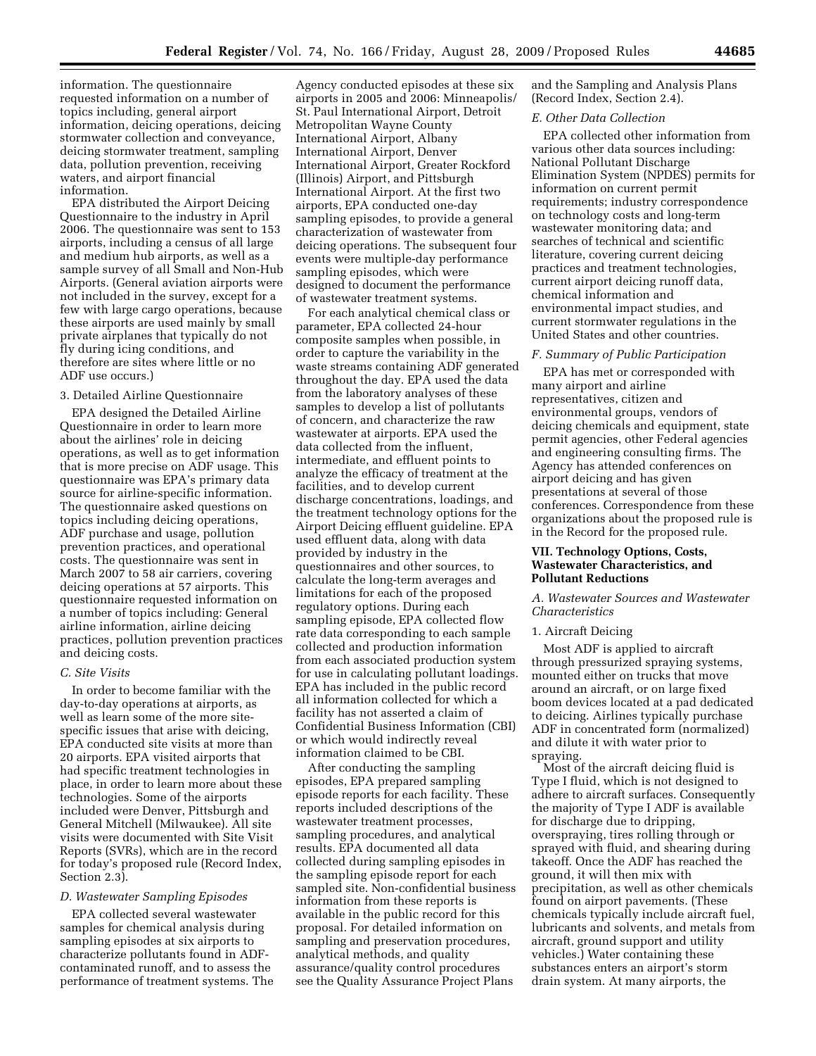information. The questionnaire requested information on a number of topics including, general airport information, deicing operations, deicing stormwater collection and conveyance, deicing stormwater treatment, sampling data, pollution prevention, receiving waters, and airport financial information.

EPA distributed the Airport Deicing Questionnaire to the industry in April 2006. The questionnaire was sent to 153 airports, including a census of all large and medium hub airports, as well as a sample survey of all Small and Non-Hub Airports. (General aviation airports were not included in the survey, except for a few with large cargo operations, because these airports are used mainly by small private airplanes that typically do not fly during icing conditions, and therefore are sites where little or no ADF use occurs.)

3. Detailed Airline Questionnaire

EPA designed the Detailed Airline Questionnaire in order to learn more about the airlines' role in deicing operations, as well as to get information that is more precise on ADF usage. This questionnaire was EPA's primary data source for airline-specific information. The questionnaire asked questions on topics including deicing operations, ADF purchase and usage, pollution prevention practices, and operational costs. The questionnaire was sent in March 2007 to 58 air carriers, covering deicing operations at 57 airports. This questionnaire requested information on a number of topics including: General airline information, airline deicing practices, pollution prevention practices and deicing costs.

*C. Site Visits*

In order to become familiar with the day-to-day operations at airports, as well as learn some of the more site-specific issues that arise with deicing, EPA conducted site visits at more than 20 airports. EPA visited airports that had specific treatment technologies in place, in order to learn more about these technologies. Some of the airports included were Denver, Pittsburgh and General Mitchell (Milwaukee). All site visits were documented with Site Visit Reports (SVRs), which are in the record for today's proposed rule (Record Index, Section 2.3).

*D. Wastewater Sampling Episodes*

EPA collected several wastewater samples for chemical analysis during sampling episodes at six airports to characterize pollutants found in ADF-contaminated runoff, and to assess the performance of treatment systems. The Agency conducted episodes at these six airports in 2005 and 2006: Minneapolis/St. Paul International Airport, Detroit Metropolitan Wayne County International Airport, Albany International Airport, Denver International Airport, Greater Rockford (Illinois) Airport, and Pittsburgh International Airport. At the first two airports, EPA conducted one-day sampling episodes, to provide a general characterization of wastewater from deicing operations. The subsequent four events were multiple-day performance sampling episodes, which were designed to document the performance of wastewater treatment systems.

For each analytical chemical class or parameter, EPA collected 24-hour composite samples when possible, in order to capture the variability in the waste streams containing ADF generated throughout the day. EPA used the data from the laboratory analyses of these samples to develop a list of pollutants of concern, and characterize the raw wastewater at airports. EPA used the data collected from the influent, intermediate, and effluent points to analyze the efficacy of treatment at the facilities, and to develop current discharge concentrations, loadings, and the treatment technology options for the Airport Deicing effluent guideline. EPA used effluent data, along with data provided by industry in the questionnaires and other sources, to calculate the long-term averages and limitations for each of the proposed regulatory options. During each sampling episode, EPA collected flow rate data corresponding to each sample collected and production information from each associated production system for use in calculating pollutant loadings. EPA has included in the public record all information collected for which a facility has not asserted a claim of Confidential Business Information (CBI) or which would indirectly reveal information claimed to be CBI.

After conducting the sampling episodes, EPA prepared sampling episode reports for each facility. These reports included descriptions of the wastewater treatment processes, sampling procedures, and analytical results. EPA documented all data collected during sampling episodes in the sampling episode report for each sampled site. Non-confidential business information from these reports is available in the public record for this proposal. For detailed information on sampling and preservation procedures, analytical methods, and quality assurance/quality control procedures see the Quality Assurance Project Plans and the Sampling and Analysis Plans (Record Index, Section 2.4).

*E. Other Data Collection*

EPA collected other information from various other data sources including: National Pollutant Discharge Elimination System (NPDES) permits for information on current permit requirements; industry correspondence on technology costs and long-term wastewater monitoring data; and searches of technical and scientific literature, covering current deicing practices and treatment technologies, current airport deicing runoff data, chemical information and environmental impact studies, and current stormwater regulations in the United States and other countries.

*F. Summary of Public Participation*

EPA has met or corresponded with many airport and airline representatives, citizen and environmental groups, vendors of deicing chemicals and equipment, state permit agencies, other Federal agencies and engineering consulting firms. The Agency has attended conferences on airport deicing and has given presentations at several of those conferences. Correspondence from these organizations about the proposed rule is in the Record for the proposed rule.

## VII. Technology Options, Costs, Wastewater Characteristics, and Pollutant Reductions

*A. Wastewater Sources and Wastewater Characteristics*

1. Aircraft Deicing

Most ADF is applied to aircraft through pressurized spraying systems, mounted either on trucks that move around an aircraft, or on large fixed boom devices located at a pad dedicated to deicing. Airlines typically purchase ADF in concentrated form (normalized) and dilute it with water prior to spraying.

Most of the aircraft deicing fluid is Type I fluid, which is not designed to adhere to aircraft surfaces. Consequently the majority of Type I ADF is available for discharge due to dripping, overspraying, tires rolling through or sprayed with fluid, and shearing during takeoff. Once the ADF has reached the ground, it will then mix with precipitation, as well as other chemicals found on airport pavements. (These chemicals typically include aircraft fuel, lubricants and solvents, and metals from aircraft, ground support and utility vehicles.) Water containing these substances enters an airport's storm drain system. At many airports, the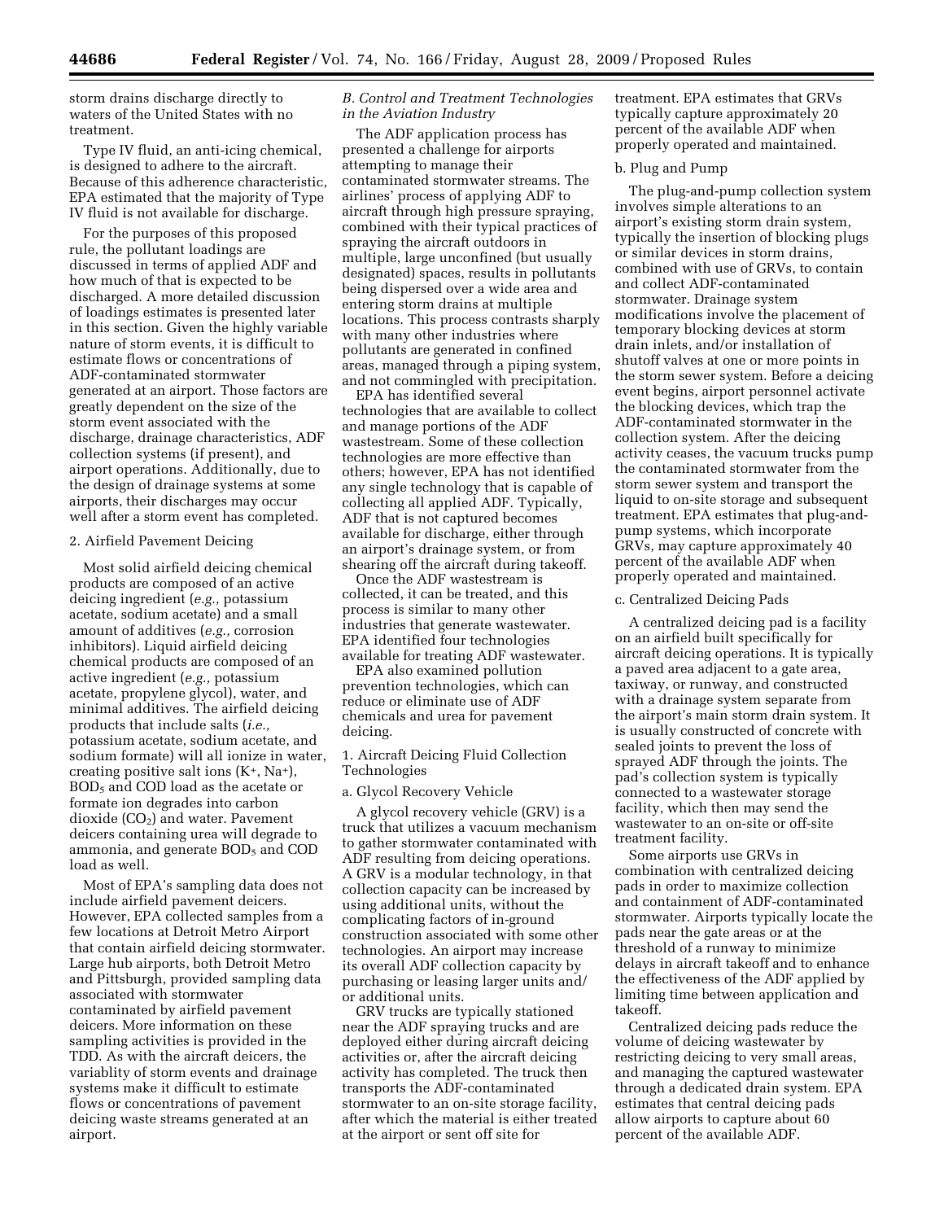storm drains discharge directly to waters of the United States with no treatment.

Type IV fluid, an anti-icing chemical, is designed to adhere to the aircraft. Because of this adherence characteristic, EPA estimated that the majority of Type IV fluid is not available for discharge.

For the purposes of this proposed rule, the pollutant loadings are discussed in terms of applied ADF and how much of that is expected to be discharged. A more detailed discussion of loadings estimates is presented later in this section. Given the highly variable nature of storm events, it is difficult to estimate flows or concentrations of ADF-contaminated stormwater generated at an airport. Those factors are greatly dependent on the size of the storm event associated with the discharge, drainage characteristics, ADF collection systems (if present), and airport operations. Additionally, due to the design of drainage systems at some airports, their discharges may occur well after a storm event has completed.

2. Airfield Pavement Deicing

Most solid airfield deicing chemical products are composed of an active deicing ingredient (*e.g.,* potassium acetate, sodium acetate) and a small amount of additives (*e.g.,* corrosion inhibitors). Liquid airfield deicing chemical products are composed of an active ingredient (*e.g.,* potassium acetate, propylene glycol), water, and minimal additives. The airfield deicing products that include salts (*i.e.,* potassium acetate, sodium acetate, and sodium formate) will all ionize in water, creating positive salt ions ($K^+$, $Na^+$), $BOD_5$ and COD load as the acetate or formate ion degrades into carbon dioxide ($CO_2$) and water. Pavement deicers containing urea will degrade to ammonia, and generate $BOD_5$ and COD load as well.

Most of EPA's sampling data does not include airfield pavement deicers. However, EPA collected samples from a few locations at Detroit Metro Airport that contain airfield deicing stormwater. Large hub airports, both Detroit Metro and Pittsburgh, provided sampling data associated with stormwater contaminated by airfield pavement deicers. More information on these sampling activities is provided in the TDD. As with the aircraft deicers, the variablity of storm events and drainage systems make it difficult to estimate flows or concentrations of pavement deicing waste streams generated at an airport.

*B. Control and Treatment Technologies in the Aviation Industry*

The ADF application process has presented a challenge for airports attempting to manage their contaminated stormwater streams. The airlines' process of applying ADF to aircraft through high pressure spraying, combined with their typical practices of spraying the aircraft outdoors in multiple, large unconfined (but usually designated) spaces, results in pollutants being dispersed over a wide area and entering storm drains at multiple locations. This process contrasts sharply with many other industries where pollutants are generated in confined areas, managed through a piping system, and not commingled with precipitation.

EPA has identified several technologies that are available to collect and manage portions of the ADF wastestream. Some of these collection technologies are more effective than others; however, EPA has not identified any single technology that is capable of collecting all applied ADF. Typically, ADF that is not captured becomes available for discharge, either through an airport's drainage system, or from shearing off the aircraft during takeoff.

Once the ADF wastestream is collected, it can be treated, and this process is similar to many other industries that generate wastewater. EPA identified four technologies available for treating ADF wastewater.

EPA also examined pollution prevention technologies, which can reduce or eliminate use of ADF chemicals and urea for pavement deicing.

1. Aircraft Deicing Fluid Collection Technologies

a. Glycol Recovery Vehicle

A glycol recovery vehicle (GRV) is a truck that utilizes a vacuum mechanism to gather stormwater contaminated with ADF resulting from deicing operations. A GRV is a modular technology, in that collection capacity can be increased by using additional units, without the complicating factors of in-ground construction associated with some other technologies. An airport may increase its overall ADF collection capacity by purchasing or leasing larger units and/or additional units.

GRV trucks are typically stationed near the ADF spraying trucks and are deployed either during aircraft deicing activities or, after the aircraft deicing activity has completed. The truck then transports the ADF-contaminated stormwater to an on-site storage facility, after which the material is either treated at the airport or sent off site for treatment. EPA estimates that GRVs typically capture approximately 20 percent of the available ADF when properly operated and maintained.

b. Plug and Pump

The plug-and-pump collection system involves simple alterations to an airport's existing storm drain system, typically the insertion of blocking plugs or similar devices in storm drains, combined with use of GRVs, to contain and collect ADF-contaminated stormwater. Drainage system modifications involve the placement of temporary blocking devices at storm drain inlets, and/or installation of shutoff valves at one or more points in the storm sewer system. Before a deicing event begins, airport personnel activate the blocking devices, which trap the ADF-contaminated stormwater in the collection system. After the deicing activity ceases, the vacuum trucks pump the contaminated stormwater from the storm sewer system and transport the liquid to on-site storage and subsequent treatment. EPA estimates that plug-and-pump systems, which incorporate GRVs, may capture approximately 40 percent of the available ADF when properly operated and maintained.

c. Centralized Deicing Pads

A centralized deicing pad is a facility on an airfield built specifically for aircraft deicing operations. It is typically a paved area adjacent to a gate area, taxiway, or runway, and constructed with a drainage system separate from the airport's main storm drain system. It is usually constructed of concrete with sealed joints to prevent the loss of sprayed ADF through the joints. The pad's collection system is typically connected to a wastewater storage facility, which then may send the wastewater to an on-site or off-site treatment facility.

Some airports use GRVs in combination with centralized deicing pads in order to maximize collection and containment of ADF-contaminated stormwater. Airports typically locate the pads near the gate areas or at the threshold of a runway to minimize delays in aircraft takeoff and to enhance the effectiveness of the ADF applied by limiting time between application and takeoff.

Centralized deicing pads reduce the volume of deicing wastewater by restricting deicing to very small areas, and managing the captured wastewater through a dedicated drain system. EPA estimates that central deicing pads allow airports to capture about 60 percent of the available ADF.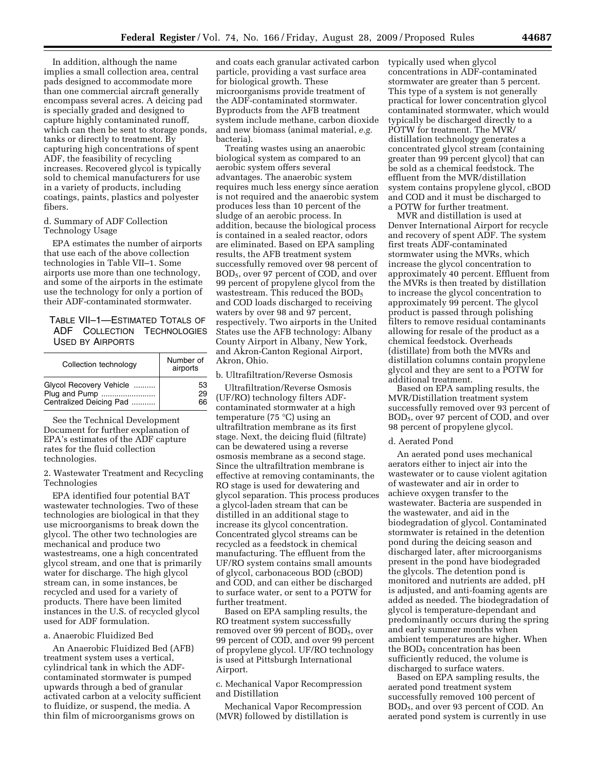In addition, although the name implies a small collection area, central pads designed to accommodate more than one commercial aircraft generally encompass several acres. A deicing pad is specially graded and designed to capture highly contaminated runoff, which can then be sent to storage ponds, tanks or directly to treatment. By capturing high concentrations of spent ADF, the feasibility of recycling increases. Recovered glycol is typically sold to chemical manufacturers for use in a variety of products, including coatings, paints, plastics and polyester fibers.

d. Summary of ADF Collection Technology Usage

EPA estimates the number of airports that use each of the above collection technologies in Table VII–1. Some airports use more than one technology, and some of the airports in the estimate use the technology for only a portion of their ADF-contaminated stormwater.

TABLE VII–1—ESTIMATED TOTALS OF ADF COLLECTION TECHNOLOGIES USED BY AIRPORTS

| Collection technology | Number of airports |
|---|---|
| Glycol Recovery Vehicle | 53 |
| Plug and Pump | 29 |
| Centralized Deicing Pad | 66 |

See the Technical Development Document for further explanation of EPA's estimates of the ADF capture rates for the fluid collection technologies.

2. Wastewater Treatment and Recycling Technologies

EPA identified four potential BAT wastewater technologies. Two of these technologies are biological in that they use microorganisms to break down the glycol. The other two technologies are mechanical and produce two wastestreams, one a high concentrated glycol stream, and one that is primarily water for discharge. The high glycol stream can, in some instances, be recycled and used for a variety of products. There have been limited instances in the U.S. of recycled glycol used for ADF formulation.

a. Anaerobic Fluidized Bed

An Anaerobic Fluidized Bed (AFB) treatment system uses a vertical, cylindrical tank in which the ADF-contaminated stormwater is pumped upwards through a bed of granular activated carbon at a velocity sufficient to fluidize, or suspend, the media. A thin film of microorganisms grows on and coats each granular activated carbon particle, providing a vast surface area for biological growth. These microorganisms provide treatment of the ADF-contaminated stormwater. Byproducts from the AFB treatment system include methane, carbon dioxide and new biomass (animal material, *e.g.* bacteria).

Treating wastes using an anaerobic biological system as compared to an aerobic system offers several advantages. The anaerobic system requires much less energy since aeration is not required and the anaerobic system produces less than 10 percent of the sludge of an aerobic process. In addition, because the biological process is contained in a sealed reactor, odors are eliminated. Based on EPA sampling results, the AFB treatment system successfully removed over 98 percent of $BOD_5$, over 97 percent of COD, and over 99 percent of propylene glycol from the wastestream. This reduced the $BOD_5$ and COD loads discharged to receiving waters by over 98 and 97 percent, respectively. Two airports in the United States use the AFB technology: Albany County Airport in Albany, New York, and Akron-Canton Regional Airport, Akron, Ohio.

b. Ultrafiltration/Reverse Osmosis

Ultrafiltration/Reverse Osmosis (UF/RO) technology filters ADF-contaminated stormwater at a high temperature (75 °C) using an ultrafiltration membrane as its first stage. Next, the deicing fluid (filtrate) can be dewatered using a reverse osmosis membrane as a second stage. Since the ultrafiltration membrane is effective at removing contaminants, the RO stage is used for dewatering and glycol separation. This process produces a glycol-laden stream that can be distilled in an additional stage to increase its glycol concentration. Concentrated glycol streams can be recycled as a feedstock in chemical manufacturing. The effluent from the UF/RO system contains small amounts of glycol, carbonaceous BOD (cBOD) and COD, and can either be discharged to surface water, or sent to a POTW for further treatment.

Based on EPA sampling results, the RO treatment system successfully removed over 99 percent of $BOD_5$, over 99 percent of COD, and over 99 percent of propylene glycol. UF/RO technology is used at Pittsburgh International Airport.

c. Mechanical Vapor Recompression and Distillation

Mechanical Vapor Recompression (MVR) followed by distillation is typically used when glycol concentrations in ADF-contaminated stormwater are greater than 5 percent. This type of a system is not generally practical for lower concentration glycol contaminated stormwater, which would typically be discharged directly to a POTW for treatment. The MVR/distillation technology generates a concentrated glycol stream (containing greater than 99 percent glycol) that can be sold as a chemical feedstock. The effluent from the MVR/distillation system contains propylene glycol, cBOD and COD and it must be discharged to a POTW for further treatment.

MVR and distillation is used at Denver International Airport for recycle and recovery of spent ADF. The system first treats ADF-contaminated stormwater using the MVRs, which increase the glycol concentration to approximately 40 percent. Effluent from the MVRs is then treated by distillation to increase the glycol concentration to approximately 99 percent. The glycol product is passed through polishing filters to remove residual contaminants allowing for resale of the product as a chemical feedstock. Overheads (distillate) from both the MVRs and distillation columns contain propylene glycol and they are sent to a POTW for additional treatment.

Based on EPA sampling results, the MVR/Distillation treatment system successfully removed over 93 percent of $BOD_5$, over 97 percent of COD, and over 98 percent of propylene glycol.

d. Aerated Pond

An aerated pond uses mechanical aerators either to inject air into the wastewater or to cause violent agitation of wastewater and air in order to achieve oxygen transfer to the wastewater. Bacteria are suspended in the wastewater, and aid in the biodegradation of glycol. Contaminated stormwater is retained in the detention pond during the deicing season and discharged later, after microorganisms present in the pond have biodegraded the glycols. The detention pond is monitored and nutrients are added, pH is adjusted, and anti-foaming agents are added as needed. The biodegradation of glycol is temperature-dependant and predominantly occurs during the spring and early summer months when ambient temperatures are higher. When the $BOD_5$ concentration has been sufficiently reduced, the volume is discharged to surface waters.

Based on EPA sampling results, the aerated pond treatment system successfully removed 100 percent of $BOD_5$, and over 93 percent of COD. An aerated pond system is currently in use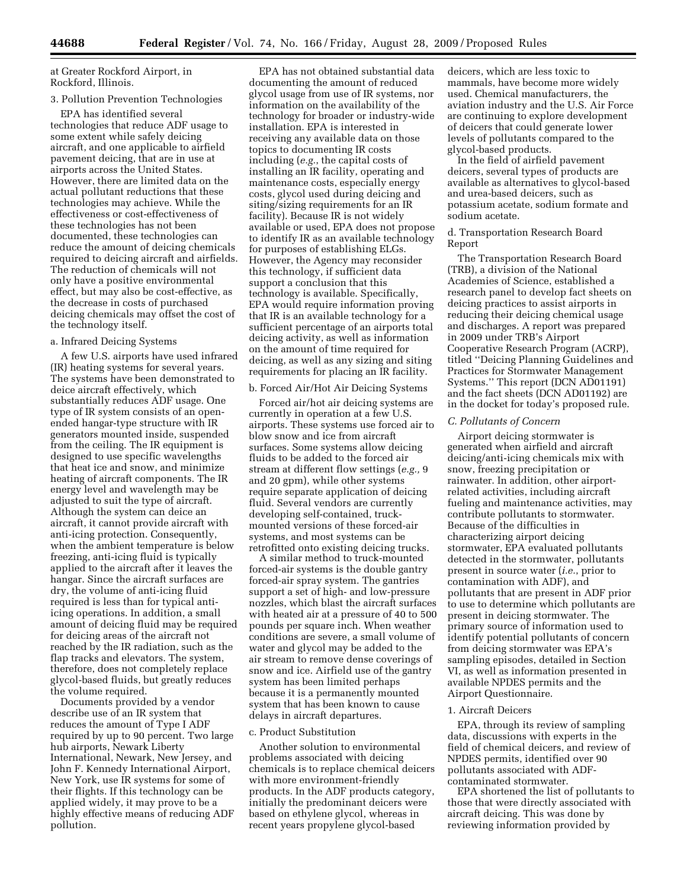at Greater Rockford Airport, in Rockford, Illinois.

3. Pollution Prevention Technologies

EPA has identified several technologies that reduce ADF usage to some extent while safely deicing aircraft, and one applicable to airfield pavement deicing, that are in use at airports across the United States. However, there are limited data on the actual pollutant reductions that these technologies may achieve. While the effectiveness or cost-effectiveness of these technologies has not been documented, these technologies can reduce the amount of deicing chemicals required to deicing aircraft and airfields. The reduction of chemicals will not only have a positive environmental effect, but may also be cost-effective, as the decrease in costs of purchased deicing chemicals may offset the cost of the technology itself.

a. Infrared Deicing Systems

A few U.S. airports have used infrared (IR) heating systems for several years. The systems have been demonstrated to deice aircraft effectively, which substantially reduces ADF usage. One type of IR system consists of an open-ended hangar-type structure with IR generators mounted inside, suspended from the ceiling. The IR equipment is designed to use specific wavelengths that heat ice and snow, and minimize heating of aircraft components. The IR energy level and wavelength may be adjusted to suit the type of aircraft. Although the system can deice an aircraft, it cannot provide aircraft with anti-icing protection. Consequently, when the ambient temperature is below freezing, anti-icing fluid is typically applied to the aircraft after it leaves the hangar. Since the aircraft surfaces are dry, the volume of anti-icing fluid required is less than for typical anti-icing operations. In addition, a small amount of deicing fluid may be required for deicing areas of the aircraft not reached by the IR radiation, such as the flap tracks and elevators. The system, therefore, does not completely replace glycol-based fluids, but greatly reduces the volume required.

Documents provided by a vendor describe use of an IR system that reduces the amount of Type I ADF required by up to 90 percent. Two large hub airports, Newark Liberty International, Newark, New Jersey, and John F. Kennedy International Airport, New York, use IR systems for some of their flights. If this technology can be applied widely, it may prove to be a highly effective means of reducing ADF pollution.

EPA has not obtained substantial data documenting the amount of reduced glycol usage from use of IR systems, nor information on the availability of the technology for broader or industry-wide installation. EPA is interested in receiving any available data on those topics to documenting IR costs including (*e.g.*, the capital costs of installing an IR facility, operating and maintenance costs, especially energy costs, glycol used during deicing and siting/sizing requirements for an IR facility). Because IR is not widely available or used, EPA does not propose to identify IR as an available technology for purposes of establishing ELGs. However, the Agency may reconsider this technology, if sufficient data support a conclusion that this technology is available. Specifically, EPA would require information proving that IR is an available technology for a sufficient percentage of an airports total deicing activity, as well as information on the amount of time required for deicing, as well as any sizing and siting requirements for placing an IR facility.

b. Forced Air/Hot Air Deicing Systems

Forced air/hot air deicing systems are currently in operation at a few U.S. airports. These systems use forced air to blow snow and ice from aircraft surfaces. Some systems allow deicing fluids to be added to the forced air stream at different flow settings (*e.g.,* 9 and 20 gpm), while other systems require separate application of deicing fluid. Several vendors are currently developing self-contained, truck-mounted versions of these forced-air systems, and most systems can be retrofitted onto existing deicing trucks.

A similar method to truck-mounted forced-air systems is the double gantry forced-air spray system. The gantries support a set of high- and low-pressure nozzles, which blast the aircraft surfaces with heated air at a pressure of 40 to 500 pounds per square inch. When weather conditions are severe, a small volume of water and glycol may be added to the air stream to remove dense coverings of snow and ice. Airfield use of the gantry system has been limited perhaps because it is a permanently mounted system that has been known to cause delays in aircraft departures.

c. Product Substitution

Another solution to environmental problems associated with deicing chemicals is to replace chemical deicers with more environment-friendly products. In the ADF products category, initially the predominant deicers were based on ethylene glycol, whereas in recent years propylene glycol-based deicers, which are less toxic to mammals, have become more widely used. Chemical manufacturers, the aviation industry and the U.S. Air Force are continuing to explore development of deicers that could generate lower levels of pollutants compared to the glycol-based products.

In the field of airfield pavement deicers, several types of products are available as alternatives to glycol-based and urea-based deicers, such as potassium acetate, sodium formate and sodium acetate.

d. Transportation Research Board Report

The Transportation Research Board (TRB), a division of the National Academies of Science, established a research panel to develop fact sheets on deicing practices to assist airports in reducing their deicing chemical usage and discharges. A report was prepared in 2009 under TRB's Airport Cooperative Research Program (ACRP), titled ''Deicing Planning Guidelines and Practices for Stormwater Management Systems.'' This report (DCN AD01191) and the fact sheets (DCN AD01192) are in the docket for today's proposed rule.

*C. Pollutants of Concern*

Airport deicing stormwater is generated when airfield and aircraft deicing/anti-icing chemicals mix with snow, freezing precipitation or rainwater. In addition, other airport-related activities, including aircraft fueling and maintenance activities, may contribute pollutants to stormwater. Because of the difficulties in characterizing airport deicing stormwater, EPA evaluated pollutants detected in the stormwater, pollutants present in source water (*i.e.*, prior to contamination with ADF), and pollutants that are present in ADF prior to use to determine which pollutants are present in deicing stormwater. The primary source of information used to identify potential pollutants of concern from deicing stormwater was EPA's sampling episodes, detailed in Section VI, as well as information presented in available NPDES permits and the Airport Questionnaire.

1. Aircraft Deicers

EPA, through its review of sampling data, discussions with experts in the field of chemical deicers, and review of NPDES permits, identified over 90 pollutants associated with ADF-contaminated stormwater.

EPA shortened the list of pollutants to those that were directly associated with aircraft deicing. This was done by reviewing information provided by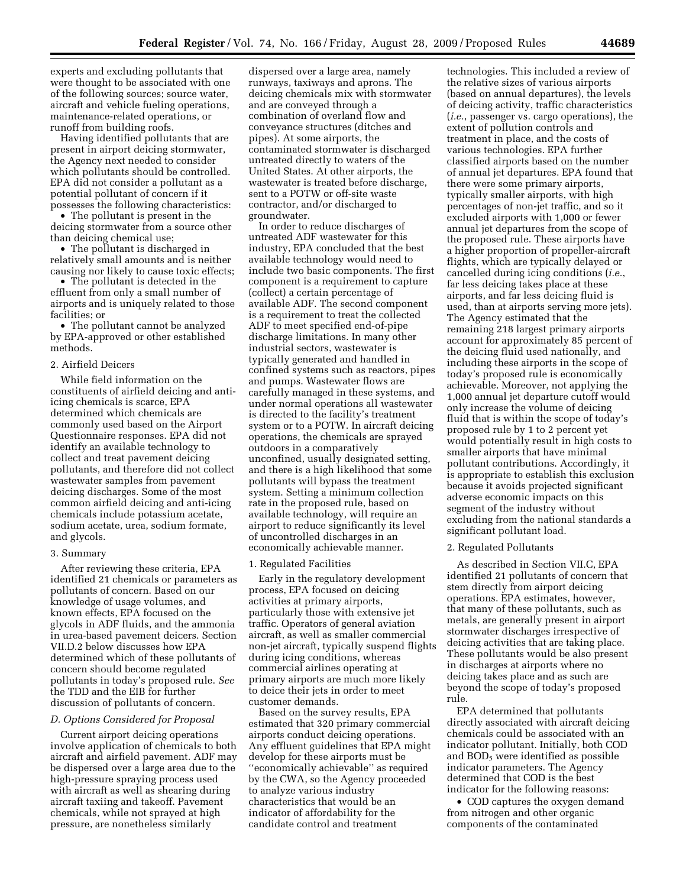experts and excluding pollutants that were thought to be associated with one of the following sources; source water, aircraft and vehicle fueling operations, maintenance-related operations, or runoff from building roofs.

Having identified pollutants that are present in airport deicing stormwater, the Agency next needed to consider which pollutants should be controlled. EPA did not consider a pollutant as a potential pollutant of concern if it possesses the following characteristics:

- The pollutant is present in the deicing stormwater from a source other than deicing chemical use;
- The pollutant is discharged in relatively small amounts and is neither causing nor likely to cause toxic effects;
- The pollutant is detected in the effluent from only a small number of airports and is uniquely related to those facilities; or
- The pollutant cannot be analyzed by EPA-approved or other established methods.

#### 2. Airfield Deicers

While field information on the constituents of airfield deicing and anti-icing chemicals is scarce, EPA determined which chemicals are commonly used based on the Airport Questionnaire responses. EPA did not identify an available technology to collect and treat pavement deicing pollutants, and therefore did not collect wastewater samples from pavement deicing discharges. Some of the most common airfield deicing and anti-icing chemicals include potassium acetate, sodium acetate, urea, sodium formate, and glycols.

#### 3. Summary

After reviewing these criteria, EPA identified 21 chemicals or parameters as pollutants of concern. Based on our knowledge of usage volumes, and known effects, EPA focused on the glycols in ADF fluids, and the ammonia in urea-based pavement deicers. Section VII.D.2 below discusses how EPA determined which of these pollutants of concern should become regulated pollutants in today's proposed rule. *See* the TDD and the EIB for further discussion of pollutants of concern.

### *D. Options Considered for Proposal*

Current airport deicing operations involve application of chemicals to both aircraft and airfield pavement. ADF may be dispersed over a large area due to the high-pressure spraying process used with aircraft as well as shearing during aircraft taxiing and takeoff. Pavement chemicals, while not sprayed at high pressure, are nonetheless similarly dispersed over a large area, namely runways, taxiways and aprons. The deicing chemicals mix with stormwater and are conveyed through a combination of overland flow and conveyance structures (ditches and pipes). At some airports, the contaminated stormwater is discharged untreated directly to waters of the United States. At other airports, the wastewater is treated before discharge, sent to a POTW or off-site waste contractor, and/or discharged to groundwater.

In order to reduce discharges of untreated ADF wastewater for this industry, EPA concluded that the best available technology would need to include two basic components. The first component is a requirement to capture (collect) a certain percentage of available ADF. The second component is a requirement to treat the collected ADF to meet specified end-of-pipe discharge limitations. In many other industrial sectors, wastewater is typically generated and handled in confined systems such as reactors, pipes and pumps. Wastewater flows are carefully managed in these systems, and under normal operations all wastewater is directed to the facility's treatment system or to a POTW. In aircraft deicing operations, the chemicals are sprayed outdoors in a comparatively unconfined, usually designated setting, and there is a high likelihood that some pollutants will bypass the treatment system. Setting a minimum collection rate in the proposed rule, based on available technology, will require an airport to reduce significantly its level of uncontrolled discharges in an economically achievable manner.

#### 1. Regulated Facilities

Early in the regulatory development process, EPA focused on deicing activities at primary airports, particularly those with extensive jet traffic. Operators of general aviation aircraft, as well as smaller commercial non-jet aircraft, typically suspend flights during icing conditions, whereas commercial airlines operating at primary airports are much more likely to deice their jets in order to meet customer demands.

Based on the survey results, EPA estimated that 320 primary commercial airports conduct deicing operations. Any effluent guidelines that EPA might develop for these airports must be "economically achievable" as required by the CWA, so the Agency proceeded to analyze various industry characteristics that would be an indicator of affordability for the candidate control and treatment technologies. This included a review of the relative sizes of various airports (based on annual departures), the levels of deicing activity, traffic characteristics (*i.e.*, passenger vs. cargo operations), the extent of pollution controls and treatment in place, and the costs of various technologies. EPA further classified airports based on the number of annual jet departures. EPA found that there were some primary airports, typically smaller airports, with high percentages of non-jet traffic, and so it excluded airports with 1,000 or fewer annual jet departures from the scope of the proposed rule. These airports have a higher proportion of propeller-aircraft flights, which are typically delayed or cancelled during icing conditions (*i.e.*, far less deicing takes place at these airports, and far less deicing fluid is used, than at airports serving more jets). The Agency estimated that the remaining 218 largest primary airports account for approximately 85 percent of the deicing fluid used nationally, and including these airports in the scope of today's proposed rule is economically achievable. Moreover, not applying the 1,000 annual jet departure cutoff would only increase the volume of deicing fluid that is within the scope of today's proposed rule by 1 to 2 percent yet would potentially result in high costs to smaller airports that have minimal pollutant contributions. Accordingly, it is appropriate to establish this exclusion because it avoids projected significant adverse economic impacts on this segment of the industry without excluding from the national standards a significant pollutant load.

#### 2. Regulated Pollutants

As described in Section VII.C, EPA identified 21 pollutants of concern that stem directly from airport deicing operations. EPA estimates, however, that many of these pollutants, such as metals, are generally present in airport stormwater discharges irrespective of deicing activities that are taking place. These pollutants would be also present in discharges at airports where no deicing takes place and as such are beyond the scope of today's proposed rule.

EPA determined that pollutants directly associated with aircraft deicing chemicals could be associated with an indicator pollutant. Initially, both COD and $BOD_5$ were identified as possible indicator parameters. The Agency determined that COD is the best indicator for the following reasons:

- COD captures the oxygen demand from nitrogen and other organic components of the contaminated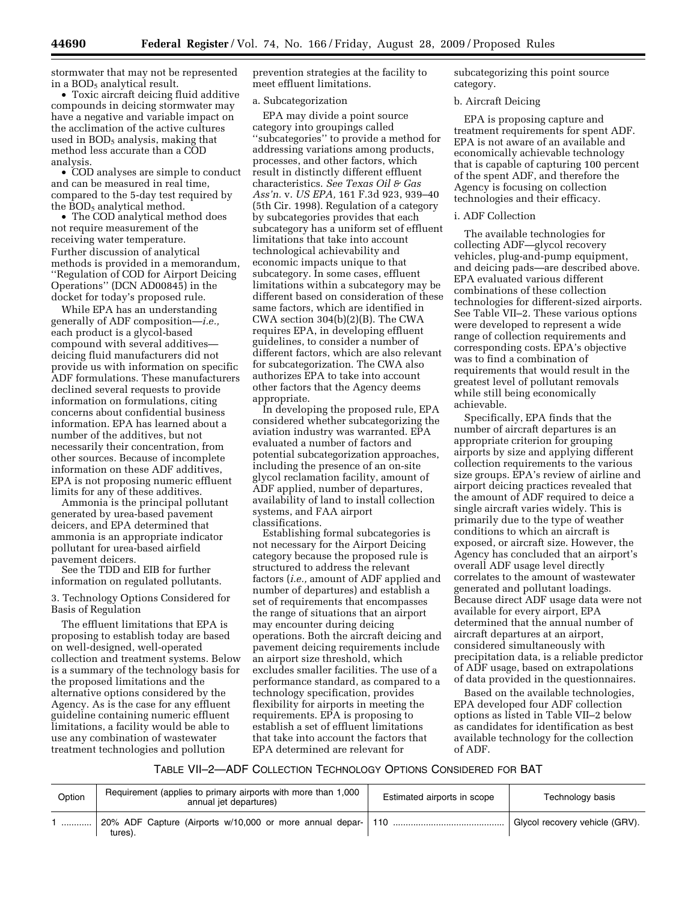stormwater that may not be represented in a $BOD_5$ analytical result.

- Toxic aircraft deicing fluid additive compounds in deicing stormwater may have a negative and variable impact on the acclimation of the active cultures used in $BOD_5$ analysis, making that method less accurate than a COD analysis.
- COD analyses are simple to conduct and can be measured in real time, compared to the 5-day test required by the $BOD_5$ analytical method.
- The COD analytical method does not require measurement of the receiving water temperature.

Further discussion of analytical methods is provided in a memorandum, ''Regulation of COD for Airport Deicing Operations'' (DCN AD00845) in the docket for today's proposed rule.

While EPA has an understanding generally of ADF composition—*i.e.,* each product is a glycol-based compound with several additives—deicing fluid manufacturers did not provide us with information on specific ADF formulations. These manufacturers declined several requests to provide information on formulations, citing concerns about confidential business information. EPA has learned about a number of the additives, but not necessarily their concentration, from other sources. Because of incomplete information on these ADF additives, EPA is not proposing numeric effluent limits for any of these additives.

Ammonia is the principal pollutant generated by urea-based pavement deicers, and EPA determined that ammonia is an appropriate indicator pollutant for urea-based airfield pavement deicers.

See the TDD and EIB for further information on regulated pollutants.

3. Technology Options Considered for Basis of Regulation

The effluent limitations that EPA is proposing to establish today are based on well-designed, well-operated collection and treatment systems. Below is a summary of the technology basis for the proposed limitations and the alternative options considered by the Agency. As is the case for any effluent guideline containing numeric effluent limitations, a facility would be able to use any combination of wastewater treatment technologies and pollution prevention strategies at the facility to meet effluent limitations.

a. Subcategorization

EPA may divide a point source category into groupings called ''subcategories'' to provide a method for addressing variations among products, processes, and other factors, which result in distinctly different effluent characteristics. *See Texas Oil & Gas Ass'n.* v. *US EPA,* 161 F.3d 923, 939–40 (5th Cir. 1998). Regulation of a category by subcategories provides that each subcategory has a uniform set of effluent limitations that take into account technological achievability and economic impacts unique to that subcategory. In some cases, effluent limitations within a subcategory may be different based on consideration of these same factors, which are identified in CWA section 304(b)(2)(B). The CWA requires EPA, in developing effluent guidelines, to consider a number of different factors, which are also relevant for subcategorization. The CWA also authorizes EPA to take into account other factors that the Agency deems appropriate.

In developing the proposed rule, EPA considered whether subcategorizing the aviation industry was warranted. EPA evaluated a number of factors and potential subcategorization approaches, including the presence of an on-site glycol reclamation facility, amount of ADF applied, number of departures, availability of land to install collection systems, and FAA airport classifications.

Establishing formal subcategories is not necessary for the Airport Deicing category because the proposed rule is structured to address the relevant factors (*i.e.,* amount of ADF applied and number of departures) and establish a set of requirements that encompasses the range of situations that an airport may encounter during deicing operations. Both the aircraft deicing and pavement deicing requirements include an airport size threshold, which excludes smaller facilities. The use of a performance standard, as compared to a technology specification, provides flexibility for airports in meeting the requirements. EPA is proposing to establish a set of effluent limitations that take into account the factors that EPA determined are relevant for subcategorizing this point source category.

b. Aircraft Deicing

EPA is proposing capture and treatment requirements for spent ADF. EPA is not aware of an available and economically achievable technology that is capable of capturing 100 percent of the spent ADF, and therefore the Agency is focusing on collection technologies and their efficacy.

i. ADF Collection

The available technologies for collecting ADF—glycol recovery vehicles, plug-and-pump equipment, and deicing pads—are described above. EPA evaluated various different combinations of these collection technologies for different-sized airports. See Table VII–2. These various options were developed to represent a wide range of collection requirements and corresponding costs. EPA's objective was to find a combination of requirements that would result in the greatest level of pollutant removals while still being economically achievable.

Specifically, EPA finds that the number of aircraft departures is an appropriate criterion for grouping airports by size and applying different collection requirements to the various size groups. EPA's review of airline and airport deicing practices revealed that the amount of ADF required to deice a single aircraft varies widely. This is primarily due to the type of weather conditions to which an aircraft is exposed, or aircraft size. However, the Agency has concluded that an airport's overall ADF usage level directly correlates to the amount of wastewater generated and pollutant loadings. Because direct ADF usage data were not available for every airport, EPA determined that the annual number of aircraft departures at an airport, considered simultaneously with precipitation data, is a reliable predictor of ADF usage, based on extrapolations of data provided in the questionnaires.

Based on the available technologies, EPA developed four ADF collection options as listed in Table VII–2 below as candidates for identification as best available technology for the collection of ADF.

TABLE VII–2—ADF COLLECTION TECHNOLOGY OPTIONS CONSIDERED FOR BAT

| Option | Requirement (applies to primary airports with more than 1,000 annual jet departures) | Estimated airports in scope | Technology basis |
|---|---|---|---|
| 1 | 20% ADF Capture (Airports w/10,000 or more annual departures). | 110 | Glycol recovery vehicle (GRV). |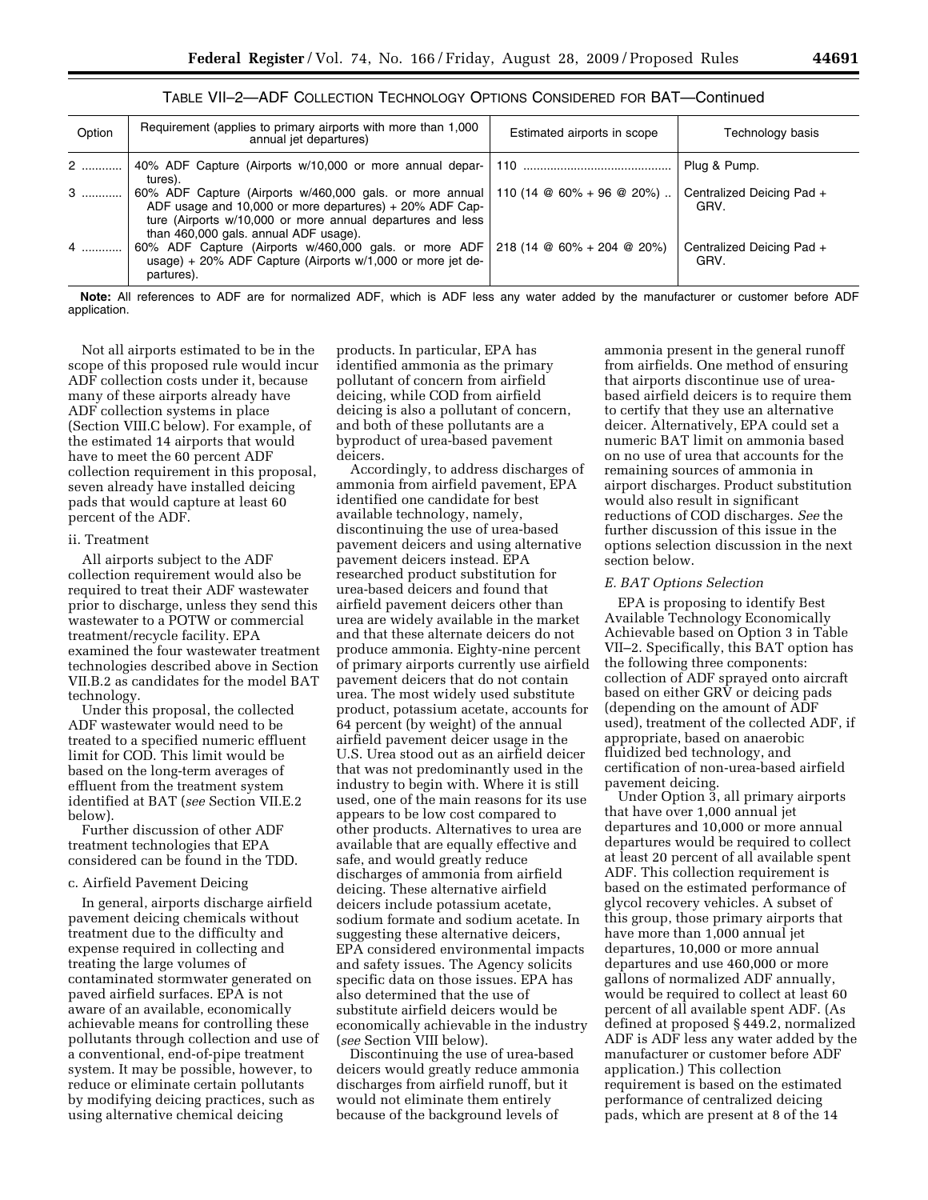TABLE VII–2—ADF COLLECTION TECHNOLOGY OPTIONS CONSIDERED FOR BAT—Continued

| Option | Requirement (applies to primary airports with more than 1,000 annual jet departures) | Estimated airports in scope | Technology basis |
|---|---|---|---|
| 2 | 40% ADF Capture (Airports w/10,000 or more annual departures). | 110 | Plug & Pump. |
| 3 | 60% ADF Capture (Airports w/460,000 gals. or more annual ADF usage and 10,000 or more departures) + 20% ADF Capture (Airports w/10,000 or more annual departures and less than 460,000 gals. annual ADF usage). | 110 (14 @ 60% + 96 @ 20%) | Centralized Deicing Pad + GRV. |
| 4 | 60% ADF Capture (Airports w/460,000 gals. or more ADF usage) + 20% ADF Capture (Airports w/1,000 or more jet departures). | 218 (14 @ 60% + 204 @ 20%) | Centralized Deicing Pad + GRV. |

**Note:** All references to ADF are for normalized ADF, which is ADF less any water added by the manufacturer or customer before ADF application.

Not all airports estimated to be in the scope of this proposed rule would incur ADF collection costs under it, because many of these airports already have ADF collection systems in place (Section VIII.C below). For example, of the estimated 14 airports that would have to meet the 60 percent ADF collection requirement in this proposal, seven already have installed deicing pads that would capture at least 60 percent of the ADF.

ii. Treatment

All airports subject to the ADF collection requirement would also be required to treat their ADF wastewater prior to discharge, unless they send this wastewater to a POTW or commercial treatment/recycle facility. EPA examined the four wastewater treatment technologies described above in Section VII.B.2 as candidates for the model BAT technology.

Under this proposal, the collected ADF wastewater would need to be treated to a specified numeric effluent limit for COD. This limit would be based on the long-term averages of effluent from the treatment system identified at BAT (*see* Section VII.E.2 below).

Further discussion of other ADF treatment technologies that EPA considered can be found in the TDD.

c. Airfield Pavement Deicing

In general, airports discharge airfield pavement deicing chemicals without treatment due to the difficulty and expense required in collecting and treating the large volumes of contaminated stormwater generated on paved airfield surfaces. EPA is not aware of an available, economically achievable means for controlling these pollutants through collection and use of a conventional, end-of-pipe treatment system. It may be possible, however, to reduce or eliminate certain pollutants by modifying deicing practices, such as using alternative chemical deicing products. In particular, EPA has identified ammonia as the primary pollutant of concern from airfield deicing, while COD from airfield deicing is also a pollutant of concern, and both of these pollutants are a byproduct of urea-based pavement deicers.

Accordingly, to address discharges of ammonia from airfield pavement, EPA identified one candidate for best available technology, namely, discontinuing the use of urea-based pavement deicers and using alternative pavement deicers instead. EPA researched product substitution for urea-based deicers and found that airfield pavement deicers other than urea are widely available in the market and that these alternate deicers do not produce ammonia. Eighty-nine percent of primary airports currently use airfield pavement deicers that do not contain urea. The most widely used substitute product, potassium acetate, accounts for 64 percent (by weight) of the annual airfield pavement deicer usage in the U.S. Urea stood out as an airfield deicer that was not predominantly used in the industry to begin with. Where it is still used, one of the main reasons for its use appears to be low cost compared to other products. Alternatives to urea are available that are equally effective and safe, and would greatly reduce discharges of ammonia from airfield deicing. These alternative airfield deicers include potassium acetate, sodium formate and sodium acetate. In suggesting these alternative deicers, EPA considered environmental impacts and safety issues. The Agency solicits specific data on those issues. EPA has also determined that the use of substitute airfield deicers would be economically achievable in the industry (*see* Section VIII below).

Discontinuing the use of urea-based deicers would greatly reduce ammonia discharges from airfield runoff, but it would not eliminate them entirely because of the background levels of ammonia present in the general runoff from airfields. One method of ensuring that airports discontinue use of urea-based airfield deicers is to require them to certify that they use an alternative deicer. Alternatively, EPA could set a numeric BAT limit on ammonia based on no use of urea that accounts for the remaining sources of ammonia in airport discharges. Product substitution would also result in significant reductions of COD discharges. *See* the further discussion of this issue in the options selection discussion in the next section below.

*E. BAT Options Selection*

EPA is proposing to identify Best Available Technology Economically Achievable based on Option 3 in Table VII–2. Specifically, this BAT option has the following three components: collection of ADF sprayed onto aircraft based on either GRV or deicing pads (depending on the amount of ADF used), treatment of the collected ADF, if appropriate, based on anaerobic fluidized bed technology, and certification of non-urea-based airfield pavement deicing.

Under Option 3, all primary airports that have over 1,000 annual jet departures and 10,000 or more annual departures would be required to collect at least 20 percent of all available spent ADF. This collection requirement is based on the estimated performance of glycol recovery vehicles. A subset of this group, those primary airports that have more than 1,000 annual jet departures, 10,000 or more annual departures and use 460,000 or more gallons of normalized ADF annually, would be required to collect at least 60 percent of all available spent ADF. (As defined at proposed § 449.2, normalized ADF is ADF less any water added by the manufacturer or customer before ADF application.) This collection requirement is based on the estimated performance of centralized deicing pads, which are present at 8 of the 14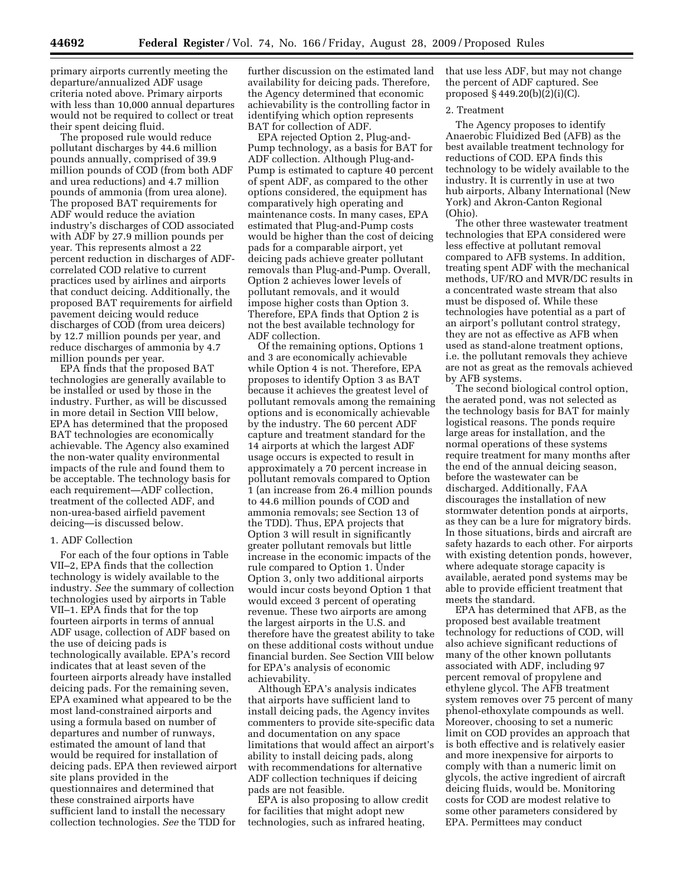primary airports currently meeting the departure/annualized ADF usage criteria noted above. Primary airports with less than 10,000 annual departures would not be required to collect or treat their spent deicing fluid.

The proposed rule would reduce pollutant discharges by 44.6 million pounds annually, comprised of 39.9 million pounds of COD (from both ADF and urea reductions) and 4.7 million pounds of ammonia (from urea alone). The proposed BAT requirements for ADF would reduce the aviation industry's discharges of COD associated with ADF by 27.9 million pounds per year. This represents almost a 22 percent reduction in discharges of ADF-correlated COD relative to current practices used by airlines and airports that conduct deicing. Additionally, the proposed BAT requirements for airfield pavement deicing would reduce discharges of COD (from urea deicers) by 12.7 million pounds per year, and reduce discharges of ammonia by 4.7 million pounds per year.

EPA finds that the proposed BAT technologies are generally available to be installed or used by those in the industry. Further, as will be discussed in more detail in Section VIII below, EPA has determined that the proposed BAT technologies are economically achievable. The Agency also examined the non-water quality environmental impacts of the rule and found them to be acceptable. The technology basis for each requirement—ADF collection, treatment of the collected ADF, and non-urea-based airfield pavement deicing—is discussed below.

1. ADF Collection

For each of the four options in Table VII–2, EPA finds that the collection technology is widely available to the industry. *See* the summary of collection technologies used by airports in Table VII–1. EPA finds that for the top fourteen airports in terms of annual ADF usage, collection of ADF based on the use of deicing pads is technologically available. EPA's record indicates that at least seven of the fourteen airports already have installed deicing pads. For the remaining seven, EPA examined what appeared to be the most land-constrained airports and using a formula based on number of departures and number of runways, estimated the amount of land that would be required for installation of deicing pads. EPA then reviewed airport site plans provided in the questionnaires and determined that these constrained airports have sufficient land to install the necessary collection technologies. *See* the TDD for further discussion on the estimated land availability for deicing pads. Therefore, the Agency determined that economic achievability is the controlling factor in identifying which option represents BAT for collection of ADF.

EPA rejected Option 2, Plug-and-Pump technology, as a basis for BAT for ADF collection. Although Plug-and-Pump is estimated to capture 40 percent of spent ADF, as compared to the other options considered, the equipment has comparatively high operating and maintenance costs. In many cases, EPA estimated that Plug-and-Pump costs would be higher than the cost of deicing pads for a comparable airport, yet deicing pads achieve greater pollutant removals than Plug-and-Pump. Overall, Option 2 achieves lower levels of pollutant removals, and it would impose higher costs than Option 3. Therefore, EPA finds that Option 2 is not the best available technology for ADF collection.

Of the remaining options, Options 1 and 3 are economically achievable while Option 4 is not. Therefore, EPA proposes to identify Option 3 as BAT because it achieves the greatest level of pollutant removals among the remaining options and is economically achievable by the industry. The 60 percent ADF capture and treatment standard for the 14 airports at which the largest ADF usage occurs is expected to result in approximately a 70 percent increase in pollutant removals compared to Option 1 (an increase from 26.4 million pounds to 44.6 million pounds of COD and ammonia removals; see Section 13 of the TDD). Thus, EPA projects that Option 3 will result in significantly greater pollutant removals but little increase in the economic impacts of the rule compared to Option 1. Under Option 3, only two additional airports would incur costs beyond Option 1 that would exceed 3 percent of operating revenue. These two airports are among the largest airports in the U.S. and therefore have the greatest ability to take on these additional costs without undue financial burden. See Section VIII below for EPA's analysis of economic achievability.

Although EPA's analysis indicates that airports have sufficient land to install deicing pads, the Agency invites commenters to provide site-specific data and documentation on any space limitations that would affect an airport's ability to install deicing pads, along with recommendations for alternative ADF collection techniques if deicing pads are not feasible.

EPA is also proposing to allow credit for facilities that might adopt new technologies, such as infrared heating, that use less ADF, but may not change the percent of ADF captured. See proposed § 449.20(b)(2)(i)(C).

2. Treatment

The Agency proposes to identify Anaerobic Fluidized Bed (AFB) as the best available treatment technology for reductions of COD. EPA finds this technology to be widely available to the industry. It is currently in use at two hub airports, Albany International (New York) and Akron-Canton Regional (Ohio).

The other three wastewater treatment technologies that EPA considered were less effective at pollutant removal compared to AFB systems. In addition, treating spent ADF with the mechanical methods, UF/RO and MVR/DC results in a concentrated waste stream that also must be disposed of. While these technologies have potential as a part of an airport's pollutant control strategy, they are not as effective as AFB when used as stand-alone treatment options, i.e. the pollutant removals they achieve are not as great as the removals achieved by AFB systems.

The second biological control option, the aerated pond, was not selected as the technology basis for BAT for mainly logistical reasons. The ponds require large areas for installation, and the normal operations of these systems require treatment for many months after the end of the annual deicing season, before the wastewater can be discharged. Additionally, FAA discourages the installation of new stormwater detention ponds at airports, as they can be a lure for migratory birds. In those situations, birds and aircraft are safety hazards to each other. For airports with existing detention ponds, however, where adequate storage capacity is available, aerated pond systems may be able to provide efficient treatment that meets the standard.

EPA has determined that AFB, as the proposed best available treatment technology for reductions of COD, will also achieve significant reductions of many of the other known pollutants associated with ADF, including 97 percent removal of propylene and ethylene glycol. The AFB treatment system removes over 75 percent of many phenol-ethoxylate compounds as well. Moreover, choosing to set a numeric limit on COD provides an approach that is both effective and is relatively easier and more inexpensive for airports to comply with than a numeric limit on glycols, the active ingredient of aircraft deicing fluids, would be. Monitoring costs for COD are modest relative to some other parameters considered by EPA. Permittees may conduct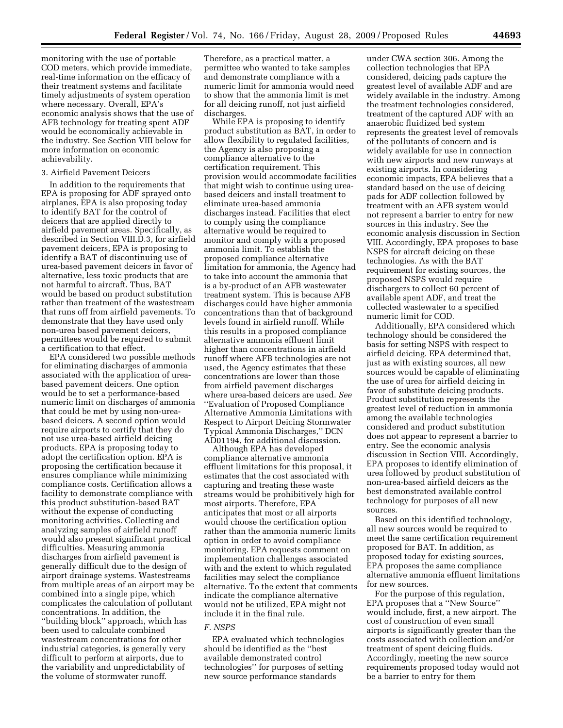monitoring with the use of portable COD meters, which provide immediate, real-time information on the efficacy of their treatment systems and facilitate timely adjustments of system operation where necessary. Overall, EPA's economic analysis shows that the use of AFB technology for treating spent ADF would be economically achievable in the industry. See Section VIII below for more information on economic achievability.

3. Airfield Pavement Deicers

In addition to the requirements that EPA is proposing for ADF sprayed onto airplanes, EPA is also proposing today to identify BAT for the control of deicers that are applied directly to airfield pavement areas. Specifically, as described in Section VIII.D.3, for airfield pavement deicers, EPA is proposing to identify a BAT of discontinuing use of urea-based pavement deicers in favor of alternative, less toxic products that are not harmful to aircraft. Thus, BAT would be based on product substitution rather than treatment of the wastestream that runs off from airfield pavements. To demonstrate that they have used only non-urea based pavement deicers, permittees would be required to submit a certification to that effect.

EPA considered two possible methods for eliminating discharges of ammonia associated with the application of urea-based pavement deicers. One option would be to set a performance-based numeric limit on discharges of ammonia that could be met by using non-urea-based deicers. A second option would require airports to certify that they do not use urea-based airfield deicing products. EPA is proposing today to adopt the certification option. EPA is proposing the certification because it ensures compliance while minimizing compliance costs. Certification allows a facility to demonstrate compliance with this product substitution-based BAT without the expense of conducting monitoring activities. Collecting and analyzing samples of airfield runoff would also present significant practical difficulties. Measuring ammonia discharges from airfield pavement is generally difficult due to the design of airport drainage systems. Wastestreams from multiple areas of an airport may be combined into a single pipe, which complicates the calculation of pollutant concentrations. In addition, the "building block" approach, which has been used to calculate combined wastestream concentrations for other industrial categories, is generally very difficult to perform at airports, due to the variability and unpredictability of the volume of stormwater runoff. Therefore, as a practical matter, a permittee who wanted to take samples and demonstrate compliance with a numeric limit for ammonia would need to show that the ammonia limit is met for all deicing runoff, not just airfield discharges.

While EPA is proposing to identify product substitution as BAT, in order to allow flexibility to regulated facilities, the Agency is also proposing a compliance alternative to the certification requirement. This provision would accommodate facilities that might wish to continue using urea-based deicers and install treatment to eliminate urea-based ammonia discharges instead. Facilities that elect to comply using the compliance alternative would be required to monitor and comply with a proposed ammonia limit. To establish the proposed compliance alternative limitation for ammonia, the Agency had to take into account the ammonia that is a by-product of an AFB wastewater treatment system. This is because AFB discharges could have higher ammonia concentrations than that of background levels found in airfield runoff. While this results in a proposed compliance alternative ammonia effluent limit higher than concentrations in airfield runoff where AFB technologies are not used, the Agency estimates that these concentrations are lower than those from airfield pavement discharges where urea-based deicers are used. *See* "Evaluation of Proposed Compliance Alternative Ammonia Limitations with Respect to Airport Deicing Stormwater Typical Ammonia Discharges," DCN AD01194, for additional discussion.

Although EPA has developed compliance alternative ammonia effluent limitations for this proposal, it estimates that the cost associated with capturing and treating these waste streams would be prohibitively high for most airports. Therefore, EPA anticipates that most or all airports would choose the certification option rather than the ammonia numeric limits option in order to avoid compliance monitoring. EPA requests comment on implementation challenges associated with and the extent to which regulated facilities may select the compliance alternative. To the extent that comments indicate the compliance alternative would not be utilized, EPA might not include it in the final rule.

### *F. NSPS*

EPA evaluated which technologies should be identified as the "best available demonstrated control technologies" for purposes of setting new source performance standards under CWA section 306. Among the collection technologies that EPA considered, deicing pads capture the greatest level of available ADF and are widely available in the industry. Among the treatment technologies considered, treatment of the captured ADF with an anaerobic fluidized bed system represents the greatest level of removals of the pollutants of concern and is widely available for use in connection with new airports and new runways at existing airports. In considering economic impacts, EPA believes that a standard based on the use of deicing pads for ADF collection followed by treatment with an AFB system would not represent a barrier to entry for new sources in this industry. See the economic analysis discussion in Section VIII. Accordingly, EPA proposes to base NSPS for aircraft deicing on these technologies. As with the BAT requirement for existing sources, the proposed NSPS would require dischargers to collect 60 percent of available spent ADF, and treat the collected wastewater to a specified numeric limit for COD.

Additionally, EPA considered which technology should be considered the basis for setting NSPS with respect to airfield deicing. EPA determined that, just as with existing sources, all new sources would be capable of eliminating the use of urea for airfield deicing in favor of substitute deicing products. Product substitution represents the greatest level of reduction in ammonia among the available technologies considered and product substitution does not appear to represent a barrier to entry. See the economic analysis discussion in Section VIII. Accordingly, EPA proposes to identify elimination of urea followed by product substitution of non-urea-based airfield deicers as the best demonstrated available control technology for purposes of all new sources.

Based on this identified technology, all new sources would be required to meet the same certification requirement proposed for BAT. In addition, as proposed today for existing sources, EPA proposes the same compliance alternative ammonia effluent limitations for new sources.

For the purpose of this regulation, EPA proposes that a "New Source" would include, first, a new airport. The cost of construction of even small airports is significantly greater than the costs associated with collection and/or treatment of spent deicing fluids. Accordingly, meeting the new source requirements proposed today would not be a barrier to entry for them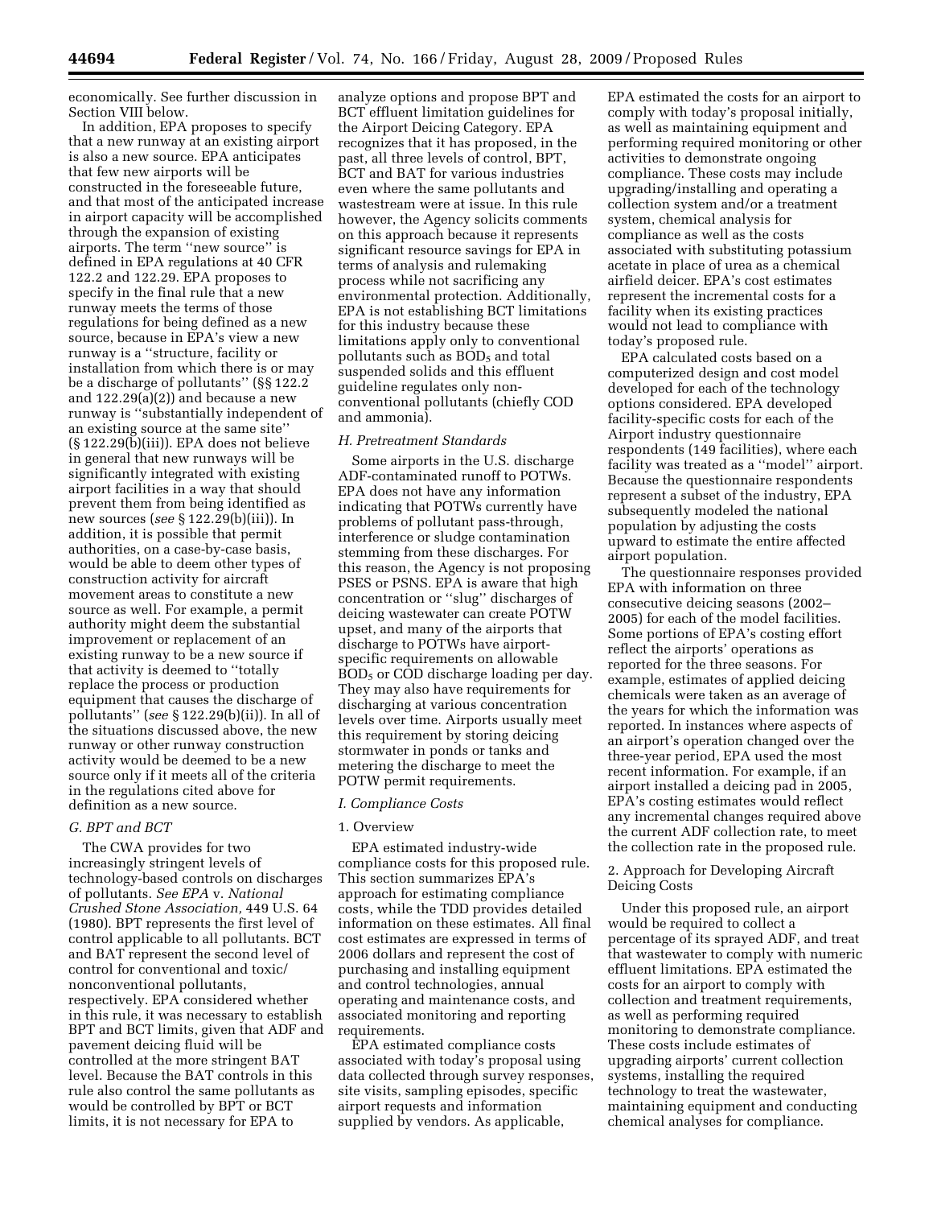economically. See further discussion in Section VIII below.

In addition, EPA proposes to specify that a new runway at an existing airport is also a new source. EPA anticipates that few new airports will be constructed in the foreseeable future, and that most of the anticipated increase in airport capacity will be accomplished through the expansion of existing airports. The term ''new source'' is defined in EPA regulations at 40 CFR 122.2 and 122.29. EPA proposes to specify in the final rule that a new runway meets the terms of those regulations for being defined as a new source, because in EPA's view a new runway is a ''structure, facility or installation from which there is or may be a discharge of pollutants'' (§§ 122.2 and 122.29(a)(2)) and because a new runway is ''substantially independent of an existing source at the same site'' (§ 122.29(b)(iii)). EPA does not believe in general that new runways will be significantly integrated with existing airport facilities in a way that should prevent them from being identified as new sources (*see* § 122.29(b)(iii)). In addition, it is possible that permit authorities, on a case-by-case basis, would be able to deem other types of construction activity for aircraft movement areas to constitute a new source as well. For example, a permit authority might deem the substantial improvement or replacement of an existing runway to be a new source if that activity is deemed to ''totally replace the process or production equipment that causes the discharge of pollutants'' (*see* § 122.29(b)(ii)). In all of the situations discussed above, the new runway or other runway construction activity would be deemed to be a new source only if it meets all of the criteria in the regulations cited above for definition as a new source.

### *G. BPT and BCT*

The CWA provides for two increasingly stringent levels of technology-based controls on discharges of pollutants. *See EPA* v. *National Crushed Stone Association,* 449 U.S. 64 (1980). BPT represents the first level of control applicable to all pollutants. BCT and BAT represent the second level of control for conventional and toxic/nonconventional pollutants, respectively. EPA considered whether in this rule, it was necessary to establish BPT and BCT limits, given that ADF and pavement deicing fluid will be controlled at the more stringent BAT level. Because the BAT controls in this rule also control the same pollutants as would be controlled by BPT or BCT limits, it is not necessary for EPA to analyze options and propose BPT and BCT effluent limitation guidelines for the Airport Deicing Category. EPA recognizes that it has proposed, in the past, all three levels of control, BPT, BCT and BAT for various industries even where the same pollutants and wastestream were at issue. In this rule however, the Agency solicits comments on this approach because it represents significant resource savings for EPA in terms of analysis and rulemaking process while not sacrificing any environmental protection. Additionally, EPA is not establishing BCT limitations for this industry because these limitations apply only to conventional pollutants such as $BOD_5$ and total suspended solids and this effluent guideline regulates only non-conventional pollutants (chiefly COD and ammonia).

### *H. Pretreatment Standards*

Some airports in the U.S. discharge ADF-contaminated runoff to POTWs. EPA does not have any information indicating that POTWs currently have problems of pollutant pass-through, interference or sludge contamination stemming from these discharges. For this reason, the Agency is not proposing PSES or PSNS. EPA is aware that high concentration or ''slug'' discharges of deicing wastewater can create POTW upset, and many of the airports that discharge to POTWs have airport-specific requirements on allowable $BOD_5$ or COD discharge loading per day. They may also have requirements for discharging at various concentration levels over time. Airports usually meet this requirement by storing deicing stormwater in ponds or tanks and metering the discharge to meet the POTW permit requirements.

### *I. Compliance Costs*

#### 1. Overview

EPA estimated industry-wide compliance costs for this proposed rule. This section summarizes EPA's approach for estimating compliance costs, while the TDD provides detailed information on these estimates. All final cost estimates are expressed in terms of 2006 dollars and represent the cost of purchasing and installing equipment and control technologies, annual operating and maintenance costs, and associated monitoring and reporting requirements.

EPA estimated compliance costs associated with today's proposal using data collected through survey responses, site visits, sampling episodes, specific airport requests and information supplied by vendors. As applicable, EPA estimated the costs for an airport to comply with today's proposal initially, as well as maintaining equipment and performing required monitoring or other activities to demonstrate ongoing compliance. These costs may include upgrading/installing and operating a collection system and/or a treatment system, chemical analysis for compliance as well as the costs associated with substituting potassium acetate in place of urea as a chemical airfield deicer. EPA's cost estimates represent the incremental costs for a facility when its existing practices would not lead to compliance with today's proposed rule.

EPA calculated costs based on a computerized design and cost model developed for each of the technology options considered. EPA developed facility-specific costs for each of the Airport industry questionnaire respondents (149 facilities), where each facility was treated as a ''model'' airport. Because the questionnaire respondents represent a subset of the industry, EPA subsequently modeled the national population by adjusting the costs upward to estimate the entire affected airport population.

The questionnaire responses provided EPA with information on three consecutive deicing seasons (2002–2005) for each of the model facilities. Some portions of EPA's costing effort reflect the airports' operations as reported for the three seasons. For example, estimates of applied deicing chemicals were taken as an average of the years for which the information was reported. In instances where aspects of an airport's operation changed over the three-year period, EPA used the most recent information. For example, if an airport installed a deicing pad in 2005, EPA's costing estimates would reflect any incremental changes required above the current ADF collection rate, to meet the collection rate in the proposed rule.

#### 2. Approach for Developing Aircraft Deicing Costs

Under this proposed rule, an airport would be required to collect a percentage of its sprayed ADF, and treat that wastewater to comply with numeric effluent limitations. EPA estimated the costs for an airport to comply with collection and treatment requirements, as well as performing required monitoring to demonstrate compliance. These costs include estimates of upgrading airports' current collection systems, installing the required technology to treat the wastewater, maintaining equipment and conducting chemical analyses for compliance.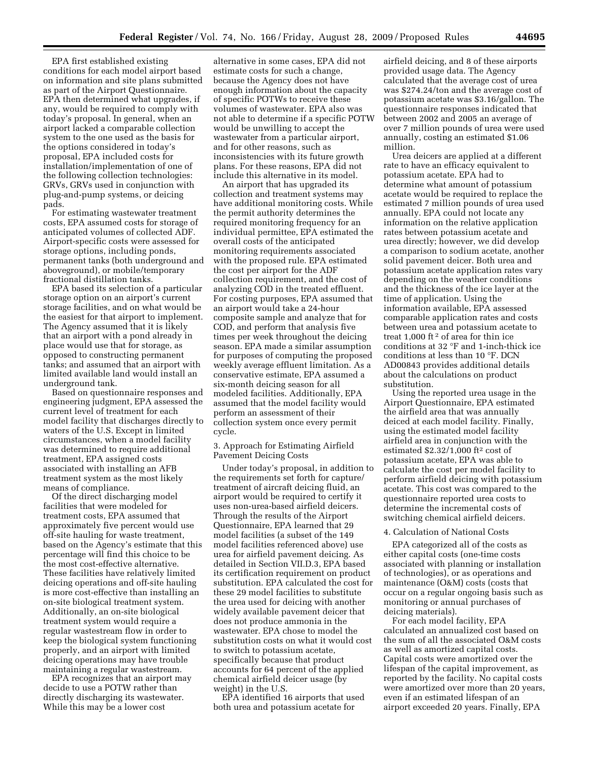EPA first established existing conditions for each model airport based on information and site plans submitted as part of the Airport Questionnaire. EPA then determined what upgrades, if any, would be required to comply with today's proposal. In general, when an airport lacked a comparable collection system to the one used as the basis for the options considered in today's proposal, EPA included costs for installation/implementation of one of the following collection technologies: GRVs, GRVs used in conjunction with plug-and-pump systems, or deicing pads.

For estimating wastewater treatment costs, EPA assumed costs for storage of anticipated volumes of collected ADF. Airport-specific costs were assessed for storage options, including ponds, permanent tanks (both underground and aboveground), or mobile/temporary fractional distillation tanks.

EPA based its selection of a particular storage option on an airport's current storage facilities, and on what would be the easiest for that airport to implement. The Agency assumed that it is likely that an airport with a pond already in place would use that for storage, as opposed to constructing permanent tanks; and assumed that an airport with limited available land would install an underground tank.

Based on questionnaire responses and engineering judgment, EPA assessed the current level of treatment for each model facility that discharges directly to waters of the U.S. Except in limited circumstances, when a model facility was determined to require additional treatment, EPA assigned costs associated with installing an AFB treatment system as the most likely means of compliance.

Of the direct discharging model facilities that were modeled for treatment costs, EPA assumed that approximately five percent would use off-site hauling for waste treatment, based on the Agency's estimate that this percentage will find this choice to be the most cost-effective alternative. These facilities have relatively limited deicing operations and off-site hauling is more cost-effective than installing an on-site biological treatment system. Additionally, an on-site biological treatment system would require a regular wastestream flow in order to keep the biological system functioning properly, and an airport with limited deicing operations may have trouble maintaining a regular wastestream.

EPA recognizes that an airport may decide to use a POTW rather than directly discharging its wastewater. While this may be a lower cost alternative in some cases, EPA did not estimate costs for such a change, because the Agency does not have enough information about the capacity of specific POTWs to receive these volumes of wastewater. EPA also was not able to determine if a specific POTW would be unwilling to accept the wastewater from a particular airport, and for other reasons, such as inconsistencies with its future growth plans. For these reasons, EPA did not include this alternative in its model.

An airport that has upgraded its collection and treatment systems may have additional monitoring costs. While the permit authority determines the required monitoring frequency for an individual permittee, EPA estimated the overall costs of the anticipated monitoring requirements associated with the proposed rule. EPA estimated the cost per airport for the ADF collection requirement, and the cost of analyzing COD in the treated effluent. For costing purposes, EPA assumed that an airport would take a 24-hour composite sample and analyze that for COD, and perform that analysis five times per week throughout the deicing season. EPA made a similar assumption for purposes of computing the proposed weekly average effluent limitation. As a conservative estimate, EPA assumed a six-month deicing season for all modeled facilities. Additionally, EPA assumed that the model facility would perform an assessment of their collection system once every permit cycle.

3. Approach for Estimating Airfield Pavement Deicing Costs

Under today's proposal, in addition to the requirements set forth for capture/treatment of aircraft deicing fluid, an airport would be required to certify it uses non-urea-based airfield deicers. Through the results of the Airport Questionnaire, EPA learned that 29 model facilities (a subset of the 149 model facilities referenced above) use urea for airfield pavement deicing. As detailed in Section VII.D.3, EPA based its certification requirement on product substitution. EPA calculated the cost for these 29 model facilities to substitute the urea used for deicing with another widely available pavement deicer that does not produce ammonia in the wastewater. EPA chose to model the substitution costs on what it would cost to switch to potassium acetate, specifically because that product accounts for 64 percent of the applied chemical airfield deicer usage (by weight) in the U.S.

EPA identified 16 airports that used both urea and potassium acetate for airfield deicing, and 8 of these airports provided usage data. The Agency calculated that the average cost of urea was $274.24/ton and the average cost of potassium acetate was $3.16/gallon. The questionnaire responses indicated that between 2002 and 2005 an average of over 7 million pounds of urea were used annually, costing an estimated $1.06 million.

Urea deicers are applied at a different rate to have an efficacy equivalent to potassium acetate. EPA had to determine what amount of potassium acetate would be required to replace the estimated 7 million pounds of urea used annually. EPA could not locate any information on the relative application rates between potassium acetate and urea directly; however, we did develop a comparison to sodium acetate, another solid pavement deicer. Both urea and potassium acetate application rates vary depending on the weather conditions and the thickness of the ice layer at the time of application. Using the information available, EPA assessed comparable application rates and costs between urea and potassium acetate to treat 1,000 ft$^2$ of area for thin ice conditions at 32 °F and 1-inch-thick ice conditions at less than 10 °F. DCN AD00843 provides additional details about the calculations on product substitution.

Using the reported urea usage in the Airport Questionnaire, EPA estimated the airfield area that was annually deiced at each model facility. Finally, using the estimated model facility airfield area in conjunction with the estimated $2.32/1,000 ft$^2$ cost of potassium acetate, EPA was able to calculate the cost per model facility to perform airfield deicing with potassium acetate. This cost was compared to the questionnaire reported urea costs to determine the incremental costs of switching chemical airfield deicers.

4. Calculation of National Costs

EPA categorized all of the costs as either capital costs (one-time costs associated with planning or installation of technologies), or as operations and maintenance (O&M) costs (costs that occur on a regular ongoing basis such as monitoring or annual purchases of deicing materials).

For each model facility, EPA calculated an annualized cost based on the sum of all the associated O&M costs as well as amortized capital costs. Capital costs were amortized over the lifespan of the capital improvement, as reported by the facility. No capital costs were amortized over more than 20 years, even if an estimated lifespan of an airport exceeded 20 years. Finally, EPA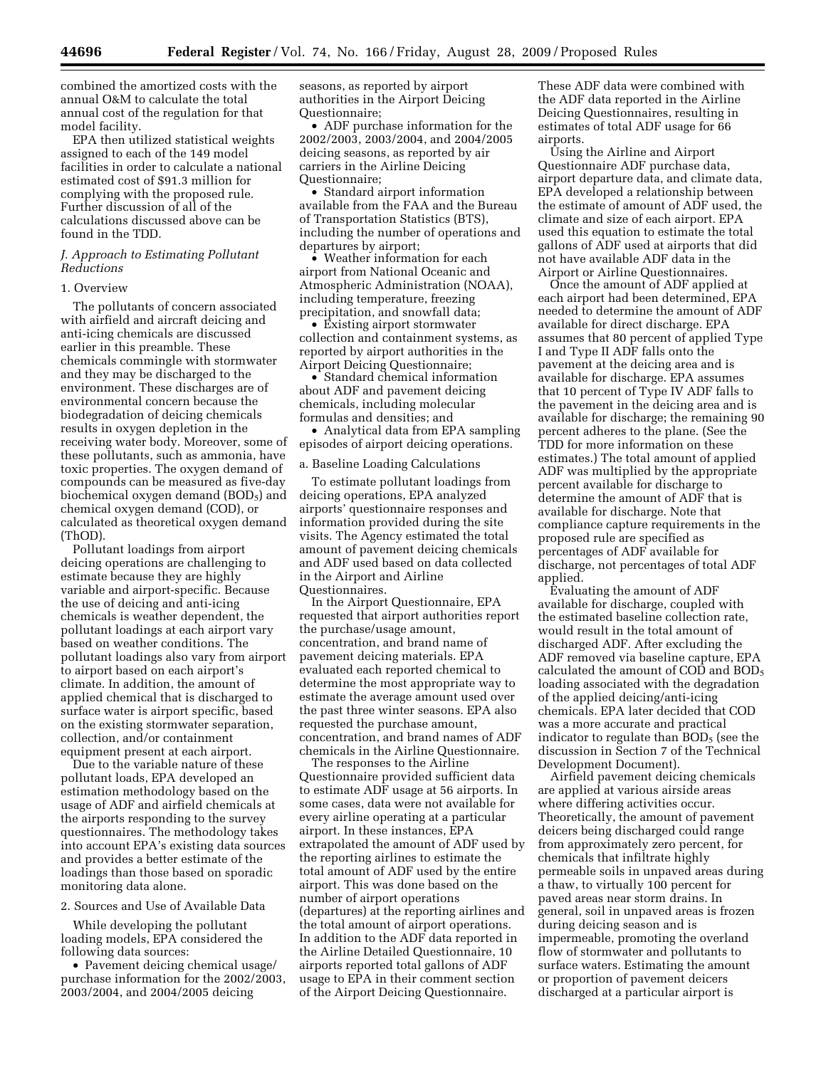combined the amortized costs with the annual O&M to calculate the total annual cost of the regulation for that model facility.

EPA then utilized statistical weights assigned to each of the 149 model facilities in order to calculate a national estimated cost of $91.3 million for complying with the proposed rule. Further discussion of all of the calculations discussed above can be found in the TDD.

### *J. Approach to Estimating Pollutant Reductions*

#### 1. Overview

The pollutants of concern associated with airfield and aircraft deicing and anti-icing chemicals are discussed earlier in this preamble. These chemicals commingle with stormwater and they may be discharged to the environment. These discharges are of environmental concern because the biodegradation of deicing chemicals results in oxygen depletion in the receiving water body. Moreover, some of these pollutants, such as ammonia, have toxic properties. The oxygen demand of compounds can be measured as five-day biochemical oxygen demand ($BOD_5$) and chemical oxygen demand (COD), or calculated as theoretical oxygen demand (ThOD).

Pollutant loadings from airport deicing operations are challenging to estimate because they are highly variable and airport-specific. Because the use of deicing and anti-icing chemicals is weather dependent, the pollutant loadings at each airport vary based on weather conditions. The pollutant loadings also vary from airport to airport based on each airport's climate. In addition, the amount of applied chemical that is discharged to surface water is airport specific, based on the existing stormwater separation, collection, and/or containment equipment present at each airport.

Due to the variable nature of these pollutant loads, EPA developed an estimation methodology based on the usage of ADF and airfield chemicals at the airports responding to the survey questionnaires. The methodology takes into account EPA's existing data sources and provides a better estimate of the loadings than those based on sporadic monitoring data alone.

#### 2. Sources and Use of Available Data

While developing the pollutant loading models, EPA considered the following data sources:

- Pavement deicing chemical usage/purchase information for the 2002/2003, 2003/2004, and 2004/2005 deicing seasons, as reported by airport authorities in the Airport Deicing Questionnaire;
- ADF purchase information for the 2002/2003, 2003/2004, and 2004/2005 deicing seasons, as reported by air carriers in the Airline Deicing Questionnaire;
- Standard airport information available from the FAA and the Bureau of Transportation Statistics (BTS), including the number of operations and departures by airport;
- Weather information for each airport from National Oceanic and Atmospheric Administration (NOAA), including temperature, freezing precipitation, and snowfall data;
- Existing airport stormwater collection and containment systems, as reported by airport authorities in the Airport Deicing Questionnaire;
- Standard chemical information about ADF and pavement deicing chemicals, including molecular formulas and densities; and
- Analytical data from EPA sampling episodes of airport deicing operations.

##### a. Baseline Loading Calculations

To estimate pollutant loadings from deicing operations, EPA analyzed airports' questionnaire responses and information provided during the site visits. The Agency estimated the total amount of pavement deicing chemicals and ADF used based on data collected in the Airport and Airline Questionnaires.

In the Airport Questionnaire, EPA requested that airport authorities report the purchase/usage amount, concentration, and brand name of pavement deicing materials. EPA evaluated each reported chemical to determine the most appropriate way to estimate the average amount used over the past three winter seasons. EPA also requested the purchase amount, concentration, and brand names of ADF chemicals in the Airline Questionnaire.

The responses to the Airline Questionnaire provided sufficient data to estimate ADF usage at 56 airports. In some cases, data were not available for every airline operating at a particular airport. In these instances, EPA extrapolated the amount of ADF used by the reporting airlines to estimate the total amount of ADF used by the entire airport. This was done based on the number of airport operations (departures) at the reporting airlines and the total amount of airport operations. In addition to the ADF data reported in the Airline Detailed Questionnaire, 10 airports reported total gallons of ADF usage to EPA in their comment section of the Airport Deicing Questionnaire. These ADF data were combined with the ADF data reported in the Airline Deicing Questionnaires, resulting in estimates of total ADF usage for 66 airports.

Using the Airline and Airport Questionnaire ADF purchase data, airport departure data, and climate data, EPA developed a relationship between the estimate of amount of ADF used, the climate and size of each airport. EPA used this equation to estimate the total gallons of ADF used at airports that did not have available ADF data in the Airport or Airline Questionnaires.

Once the amount of ADF applied at each airport had been determined, EPA needed to determine the amount of ADF available for direct discharge. EPA assumes that 80 percent of applied Type I and Type II ADF falls onto the pavement at the deicing area and is available for discharge. EPA assumes that 10 percent of Type IV ADF falls to the pavement in the deicing area and is available for discharge; the remaining 90 percent adheres to the plane. (See the TDD for more information on these estimates.) The total amount of applied ADF was multiplied by the appropriate percent available for discharge to determine the amount of ADF that is available for discharge. Note that compliance capture requirements in the proposed rule are specified as percentages of ADF available for discharge, not percentages of total ADF applied.

Evaluating the amount of ADF available for discharge, coupled with the estimated baseline collection rate, would result in the total amount of discharged ADF. After excluding the ADF removed via baseline capture, EPA calculated the amount of COD and $BOD_5$ loading associated with the degradation of the applied deicing/anti-icing chemicals. EPA later decided that COD was a more accurate and practical indicator to regulate than $BOD_5$ (see the discussion in Section 7 of the Technical Development Document).

Airfield pavement deicing chemicals are applied at various airside areas where differing activities occur. Theoretically, the amount of pavement deicers being discharged could range from approximately zero percent, for chemicals that infiltrate highly permeable soils in unpaved areas during a thaw, to virtually 100 percent for paved areas near storm drains. In general, soil in unpaved areas is frozen during deicing season and is impermeable, promoting the overland flow of stormwater and pollutants to surface waters. Estimating the amount or proportion of pavement deicers discharged at a particular airport is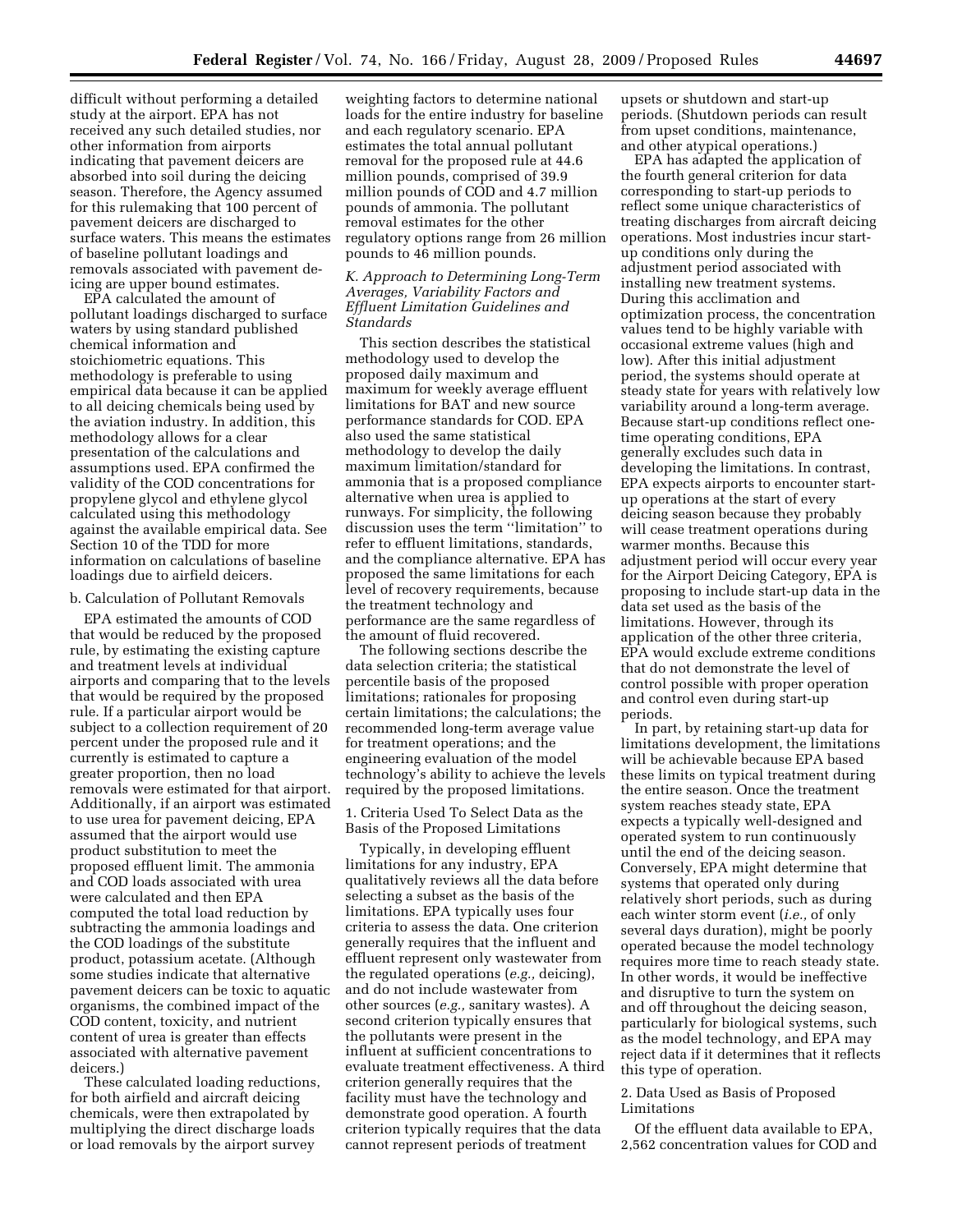difficult without performing a detailed study at the airport. EPA has not received any such detailed studies, nor other information from airports indicating that pavement deicers are absorbed into soil during the deicing season. Therefore, the Agency assumed for this rulemaking that 100 percent of pavement deicers are discharged to surface waters. This means the estimates of baseline pollutant loadings and removals associated with pavement deicing are upper bound estimates.

EPA calculated the amount of pollutant loadings discharged to surface waters by using standard published chemical information and stoichiometric equations. This methodology is preferable to using empirical data because it can be applied to all deicing chemicals being used by the aviation industry. In addition, this methodology allows for a clear presentation of the calculations and assumptions used. EPA confirmed the validity of the COD concentrations for propylene glycol and ethylene glycol calculated using this methodology against the available empirical data. See Section 10 of the TDD for more information on calculations of baseline loadings due to airfield deicers.

b. Calculation of Pollutant Removals

EPA estimated the amounts of COD that would be reduced by the proposed rule, by estimating the existing capture and treatment levels at individual airports and comparing that to the levels that would be required by the proposed rule. If a particular airport would be subject to a collection requirement of 20 percent under the proposed rule and it currently is estimated to capture a greater proportion, then no load removals were estimated for that airport. Additionally, if an airport was estimated to use urea for pavement deicing, EPA assumed that the airport would use product substitution to meet the proposed effluent limit. The ammonia and COD loads associated with urea were calculated and then EPA computed the total load reduction by subtracting the ammonia loadings and the COD loadings of the substitute product, potassium acetate. (Although some studies indicate that alternative pavement deicers can be toxic to aquatic organisms, the combined impact of the COD content, toxicity, and nutrient content of urea is greater than effects associated with alternative pavement deicers.)

These calculated loading reductions, for both airfield and aircraft deicing chemicals, were then extrapolated by multiplying the direct discharge loads or load removals by the airport survey weighting factors to determine national loads for the entire industry for baseline and each regulatory scenario. EPA estimates the total annual pollutant removal for the proposed rule at 44.6 million pounds, comprised of 39.9 million pounds of COD and 4.7 million pounds of ammonia. The pollutant removal estimates for the other regulatory options range from 26 million pounds to 46 million pounds.

*K. Approach to Determining Long-Term Averages, Variability Factors and Effluent Limitation Guidelines and Standards*

This section describes the statistical methodology used to develop the proposed daily maximum and maximum for weekly average effluent limitations for BAT and new source performance standards for COD. EPA also used the same statistical methodology to develop the daily maximum limitation/standard for ammonia that is a proposed compliance alternative when urea is applied to runways. For simplicity, the following discussion uses the term "limitation" to refer to effluent limitations, standards, and the compliance alternative. EPA has proposed the same limitations for each level of recovery requirements, because the treatment technology and performance are the same regardless of the amount of fluid recovered.

The following sections describe the data selection criteria; the statistical percentile basis of the proposed limitations; rationales for proposing certain limitations; the calculations; the recommended long-term average value for treatment operations; and the engineering evaluation of the model technology's ability to achieve the levels required by the proposed limitations.

1. Criteria Used To Select Data as the Basis of the Proposed Limitations

Typically, in developing effluent limitations for any industry, EPA qualitatively reviews all the data before selecting a subset as the basis of the limitations. EPA typically uses four criteria to assess the data. One criterion generally requires that the influent and effluent represent only wastewater from the regulated operations (*e.g.,* deicing), and do not include wastewater from other sources (*e.g.,* sanitary wastes). A second criterion typically ensures that the pollutants were present in the influent at sufficient concentrations to evaluate treatment effectiveness. A third criterion generally requires that the facility must have the technology and demonstrate good operation. A fourth criterion typically requires that the data cannot represent periods of treatment upsets or shutdown and start-up periods. (Shutdown periods can result from upset conditions, maintenance, and other atypical operations.)

EPA has adapted the application of the fourth general criterion for data corresponding to start-up periods to reflect some unique characteristics of treating discharges from aircraft deicing operations. Most industries incur start-up conditions only during the adjustment period associated with installing new treatment systems. During this acclimation and optimization process, the concentration values tend to be highly variable with occasional extreme values (high and low). After this initial adjustment period, the systems should operate at steady state for years with relatively low variability around a long-term average. Because start-up conditions reflect one-time operating conditions, EPA generally excludes such data in developing the limitations. In contrast, EPA expects airports to encounter start-up operations at the start of every deicing season because they probably will cease treatment operations during warmer months. Because this adjustment period will occur every year for the Airport Deicing Category, EPA is proposing to include start-up data in the data set used as the basis of the limitations. However, through its application of the other three criteria, EPA would exclude extreme conditions that do not demonstrate the level of control possible with proper operation and control even during start-up periods.

In part, by retaining start-up data for limitations development, the limitations will be achievable because EPA based these limits on typical treatment during the entire season. Once the treatment system reaches steady state, EPA expects a typically well-designed and operated system to run continuously until the end of the deicing season. Conversely, EPA might determine that systems that operated only during relatively short periods, such as during each winter storm event (*i.e.,* of only several days duration), might be poorly operated because the model technology requires more time to reach steady state. In other words, it would be ineffective and disruptive to turn the system on and off throughout the deicing season, particularly for biological systems, such as the model technology, and EPA may reject data if it determines that it reflects this type of operation.

2. Data Used as Basis of Proposed Limitations

Of the effluent data available to EPA, 2,562 concentration values for COD and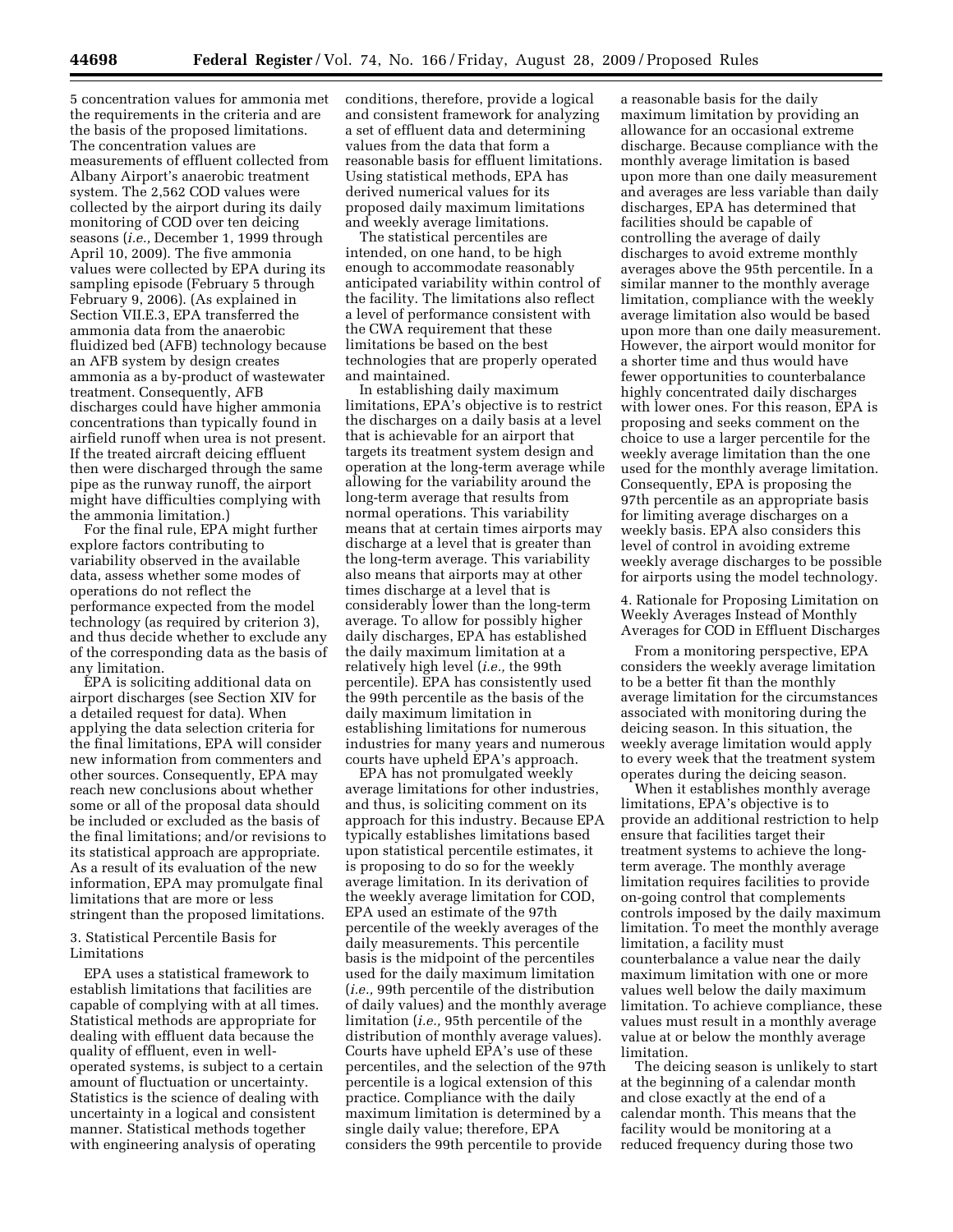5 concentration values for ammonia met the requirements in the criteria and are the basis of the proposed limitations. The concentration values are measurements of effluent collected from Albany Airport's anaerobic treatment system. The 2,562 COD values were collected by the airport during its daily monitoring of COD over ten deicing seasons (*i.e.,* December 1, 1999 through April 10, 2009). The five ammonia values were collected by EPA during its sampling episode (February 5 through February 9, 2006). (As explained in Section VII.E.3, EPA transferred the ammonia data from the anaerobic fluidized bed (AFB) technology because an AFB system by design creates ammonia as a by-product of wastewater treatment. Consequently, AFB discharges could have higher ammonia concentrations than typically found in airfield runoff when urea is not present. If the treated aircraft deicing effluent then were discharged through the same pipe as the runway runoff, the airport might have difficulties complying with the ammonia limitation.)

For the final rule, EPA might further explore factors contributing to variability observed in the available data, assess whether some modes of operations do not reflect the performance expected from the model technology (as required by criterion 3), and thus decide whether to exclude any of the corresponding data as the basis of any limitation.

EPA is soliciting additional data on airport discharges (see Section XIV for a detailed request for data). When applying the data selection criteria for the final limitations, EPA will consider new information from commenters and other sources. Consequently, EPA may reach new conclusions about whether some or all of the proposal data should be included or excluded as the basis of the final limitations; and/or revisions to its statistical approach are appropriate. As a result of its evaluation of the new information, EPA may promulgate final limitations that are more or less stringent than the proposed limitations.

3. Statistical Percentile Basis for Limitations

EPA uses a statistical framework to establish limitations that facilities are capable of complying with at all times. Statistical methods are appropriate for dealing with effluent data because the quality of effluent, even in well-operated systems, is subject to a certain amount of fluctuation or uncertainty. Statistics is the science of dealing with uncertainty in a logical and consistent manner. Statistical methods together with engineering analysis of operating conditions, therefore, provide a logical and consistent framework for analyzing a set of effluent data and determining values from the data that form a reasonable basis for effluent limitations. Using statistical methods, EPA has derived numerical values for its proposed daily maximum limitations and weekly average limitations.

The statistical percentiles are intended, on one hand, to be high enough to accommodate reasonably anticipated variability within control of the facility. The limitations also reflect a level of performance consistent with the CWA requirement that these limitations be based on the best technologies that are properly operated and maintained.

In establishing daily maximum limitations, EPA's objective is to restrict the discharges on a daily basis at a level that is achievable for an airport that targets its treatment system design and operation at the long-term average while allowing for the variability around the long-term average that results from normal operations. This variability means that at certain times airports may discharge at a level that is greater than the long-term average. This variability also means that airports may at other times discharge at a level that is considerably lower than the long-term average. To allow for possibly higher daily discharges, EPA has established the daily maximum limitation at a relatively high level (*i.e.,* the 99th percentile). EPA has consistently used the 99th percentile as the basis of the daily maximum limitation in establishing limitations for numerous industries for many years and numerous courts have upheld EPA's approach.

EPA has not promulgated weekly average limitations for other industries, and thus, is soliciting comment on its approach for this industry. Because EPA typically establishes limitations based upon statistical percentile estimates, it is proposing to do so for the weekly average limitation. In its derivation of the weekly average limitation for COD, EPA used an estimate of the 97th percentile of the weekly averages of the daily measurements. This percentile basis is the midpoint of the percentiles used for the daily maximum limitation (*i.e.,* 99th percentile of the distribution of daily values) and the monthly average limitation (*i.e.,* 95th percentile of the distribution of monthly average values). Courts have upheld EPA's use of these percentiles, and the selection of the 97th percentile is a logical extension of this practice. Compliance with the daily maximum limitation is determined by a single daily value; therefore, EPA considers the 99th percentile to provide a reasonable basis for the daily maximum limitation by providing an allowance for an occasional extreme discharge. Because compliance with the monthly average limitation is based upon more than one daily measurement and averages are less variable than daily discharges, EPA has determined that facilities should be capable of controlling the average of daily discharges to avoid extreme monthly averages above the 95th percentile. In a similar manner to the monthly average limitation, compliance with the weekly average limitation also would be based upon more than one daily measurement. However, the airport would monitor for a shorter time and thus would have fewer opportunities to counterbalance highly concentrated daily discharges with lower ones. For this reason, EPA is proposing and seeks comment on the choice to use a larger percentile for the weekly average limitation than the one used for the monthly average limitation. Consequently, EPA is proposing the 97th percentile as an appropriate basis for limiting average discharges on a weekly basis. EPA also considers this level of control in avoiding extreme weekly average discharges to be possible for airports using the model technology.

4. Rationale for Proposing Limitation on Weekly Averages Instead of Monthly Averages for COD in Effluent Discharges

From a monitoring perspective, EPA considers the weekly average limitation to be a better fit than the monthly average limitation for the circumstances associated with monitoring during the deicing season. In this situation, the weekly average limitation would apply to every week that the treatment system operates during the deicing season.

When it establishes monthly average limitations, EPA's objective is to provide an additional restriction to help ensure that facilities target their treatment systems to achieve the long-term average. The monthly average limitation requires facilities to provide on-going control that complements controls imposed by the daily maximum limitation. To meet the monthly average limitation, a facility must counterbalance a value near the daily maximum limitation with one or more values well below the daily maximum limitation. To achieve compliance, these values must result in a monthly average value at or below the monthly average limitation.

The deicing season is unlikely to start at the beginning of a calendar month and close exactly at the end of a calendar month. This means that the facility would be monitoring at a reduced frequency during those two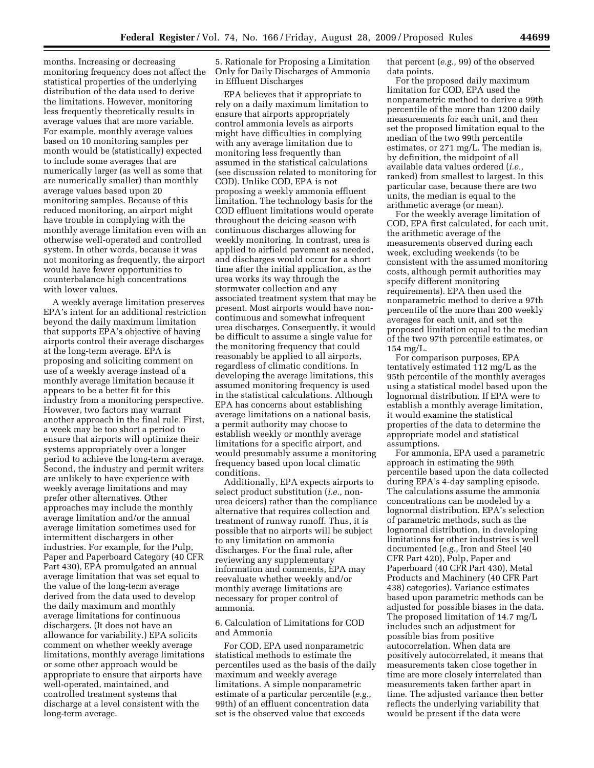months. Increasing or decreasing monitoring frequency does not affect the statistical properties of the underlying distribution of the data used to derive the limitations. However, monitoring less frequently theoretically results in average values that are more variable. For example, monthly average values based on 10 monitoring samples per month would be (statistically) expected to include some averages that are numerically larger (as well as some that are numerically smaller) than monthly average values based upon 20 monitoring samples. Because of this reduced monitoring, an airport might have trouble in complying with the monthly average limitation even with an otherwise well-operated and controlled system. In other words, because it was not monitoring as frequently, the airport would have fewer opportunities to counterbalance high concentrations with lower values.

A weekly average limitation preserves EPA's intent for an additional restriction beyond the daily maximum limitation that supports EPA's objective of having airports control their average discharges at the long-term average. EPA is proposing and soliciting comment on use of a weekly average instead of a monthly average limitation because it appears to be a better fit for this industry from a monitoring perspective. However, two factors may warrant another approach in the final rule. First, a week may be too short a period to ensure that airports will optimize their systems appropriately over a longer period to achieve the long-term average. Second, the industry and permit writers are unlikely to have experience with weekly average limitations and may prefer other alternatives. Other approaches may include the monthly average limitation and/or the annual average limitation sometimes used for intermittent dischargers in other industries. For example, for the Pulp, Paper and Paperboard Category (40 CFR Part 430), EPA promulgated an annual average limitation that was set equal to the value of the long-term average derived from the data used to develop the daily maximum and monthly average limitations for continuous dischargers. (It does not have an allowance for variability.) EPA solicits comment on whether weekly average limitations, monthly average limitations or some other approach would be appropriate to ensure that airports have well-operated, maintained, and controlled treatment systems that discharge at a level consistent with the long-term average.

5. Rationale for Proposing a Limitation Only for Daily Discharges of Ammonia in Effluent Discharges

EPA believes that it appropriate to rely on a daily maximum limitation to ensure that airports appropriately control ammonia levels as airports might have difficulties in complying with any average limitation due to monitoring less frequently than assumed in the statistical calculations (see discussion related to monitoring for COD). Unlike COD, EPA is not proposing a weekly ammonia effluent limitation. The technology basis for the COD effluent limitations would operate throughout the deicing season with continuous discharges allowing for weekly monitoring. In contrast, urea is applied to airfield pavement as needed, and discharges would occur for a short time after the initial application, as the urea works its way through the stormwater collection and any associated treatment system that may be present. Most airports would have non-continuous and somewhat infrequent urea discharges. Consequently, it would be difficult to assume a single value for the monitoring frequency that could reasonably be applied to all airports, regardless of climatic conditions. In developing the average limitations, this assumed monitoring frequency is used in the statistical calculations. Although EPA has concerns about establishing average limitations on a national basis, a permit authority may choose to establish weekly or monthly average limitations for a specific airport, and would presumably assume a monitoring frequency based upon local climatic conditions.

Additionally, EPA expects airports to select product substitution (*i.e.,* non-urea deicers) rather than the compliance alternative that requires collection and treatment of runway runoff. Thus, it is possible that no airports will be subject to any limitation on ammonia discharges. For the final rule, after reviewing any supplementary information and comments, EPA may reevaluate whether weekly and/or monthly average limitations are necessary for proper control of ammonia.

6. Calculation of Limitations for COD and Ammonia

For COD, EPA used nonparametric statistical methods to estimate the percentiles used as the basis of the daily maximum and weekly average limitations. A simple nonparametric estimate of a particular percentile (*e.g.,* 99th) of an effluent concentration data set is the observed value that exceeds that percent (*e.g.,* 99) of the observed data points.

For the proposed daily maximum limitation for COD, EPA used the nonparametric method to derive a 99th percentile of the more than 1200 daily measurements for each unit, and then set the proposed limitation equal to the median of the two 99th percentile estimates, or 271 mg/L. The median is, by definition, the midpoint of all available data values ordered (*i.e.,* ranked) from smallest to largest. In this particular case, because there are two units, the median is equal to the arithmetic average (or mean).

For the weekly average limitation of COD, EPA first calculated, for each unit, the arithmetic average of the measurements observed during each week, excluding weekends (to be consistent with the assumed monitoring costs, although permit authorities may specify different monitoring requirements). EPA then used the nonparametric method to derive a 97th percentile of the more than 200 weekly averages for each unit, and set the proposed limitation equal to the median of the two 97th percentile estimates, or 154 mg/L.

For comparison purposes, EPA tentatively estimated 112 mg/L as the 95th percentile of the monthly averages using a statistical model based upon the lognormal distribution. If EPA were to establish a monthly average limitation, it would examine the statistical properties of the data to determine the appropriate model and statistical assumptions.

For ammonia, EPA used a parametric approach in estimating the 99th percentile based upon the data collected during EPA's 4-day sampling episode. The calculations assume the ammonia concentrations can be modeled by a lognormal distribution. EPA's selection of parametric methods, such as the lognormal distribution, in developing limitations for other industries is well documented (*e.g.,* Iron and Steel (40 CFR Part 420), Pulp, Paper and Paperboard (40 CFR Part 430), Metal Products and Machinery (40 CFR Part 438) categories). Variance estimates based upon parametric methods can be adjusted for possible biases in the data. The proposed limitation of 14.7 mg/L includes such an adjustment for possible bias from positive autocorrelation. When data are positively autocorrelated, it means that measurements taken close together in time are more closely interrelated than measurements taken farther apart in time. The adjusted variance then better reflects the underlying variability that would be present if the data were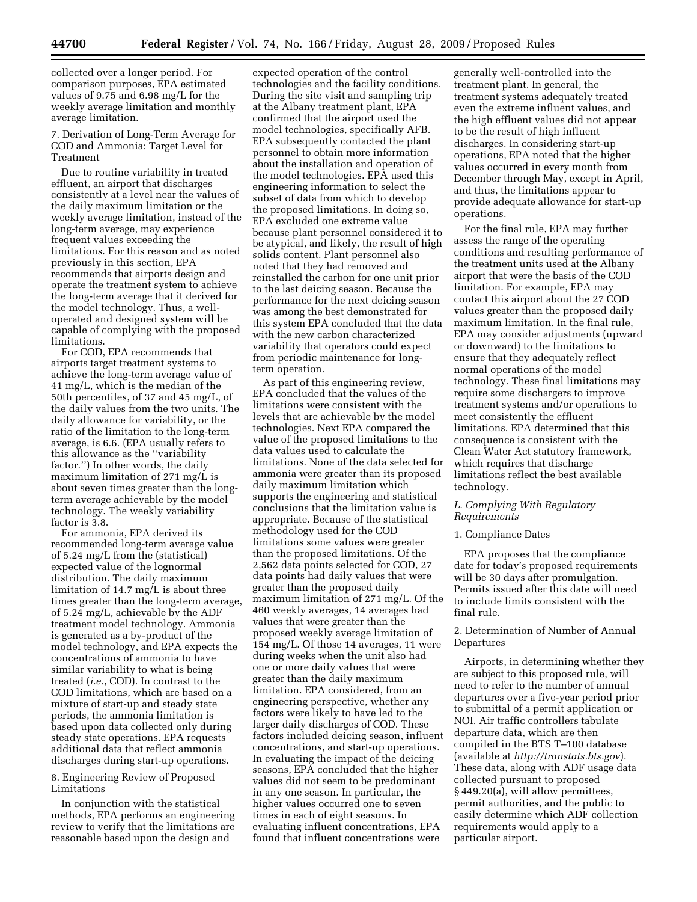collected over a longer period. For comparison purposes, EPA estimated values of 9.75 and 6.98 mg/L for the weekly average limitation and monthly average limitation.

7. Derivation of Long-Term Average for COD and Ammonia: Target Level for Treatment

Due to routine variability in treated effluent, an airport that discharges consistently at a level near the values of the daily maximum limitation or the weekly average limitation, instead of the long-term average, may experience frequent values exceeding the limitations. For this reason and as noted previously in this section, EPA recommends that airports design and operate the treatment system to achieve the long-term average that it derived for the model technology. Thus, a well-operated and designed system will be capable of complying with the proposed limitations.

For COD, EPA recommends that airports target treatment systems to achieve the long-term average value of 41 mg/L, which is the median of the 50th percentiles, of 37 and 45 mg/L, of the daily values from the two units. The daily allowance for variability, or the ratio of the limitation to the long-term average, is 6.6. (EPA usually refers to this allowance as the "variability factor.") In other words, the daily maximum limitation of 271 mg/L is about seven times greater than the long-term average achievable by the model technology. The weekly variability factor is 3.8.

For ammonia, EPA derived its recommended long-term average value of 5.24 mg/L from the (statistical) expected value of the lognormal distribution. The daily maximum limitation of 14.7 mg/L is about three times greater than the long-term average, of 5.24 mg/L, achievable by the ADF treatment model technology. Ammonia is generated as a by-product of the model technology, and EPA expects the concentrations of ammonia to have similar variability to what is being treated (*i.e.*, COD). In contrast to the COD limitations, which are based on a mixture of start-up and steady state periods, the ammonia limitation is based upon data collected only during steady state operations. EPA requests additional data that reflect ammonia discharges during start-up operations.

8. Engineering Review of Proposed Limitations

In conjunction with the statistical methods, EPA performs an engineering review to verify that the limitations are reasonable based upon the design and expected operation of the control technologies and the facility conditions. During the site visit and sampling trip at the Albany treatment plant, EPA confirmed that the airport used the model technologies, specifically AFB. EPA subsequently contacted the plant personnel to obtain more information about the installation and operation of the model technologies. EPA used this engineering information to select the subset of data from which to develop the proposed limitations. In doing so, EPA excluded one extreme value because plant personnel considered it to be atypical, and likely, the result of high solids content. Plant personnel also noted that they had removed and reinstalled the carbon for one unit prior to the last deicing season. Because the performance for the next deicing season was among the best demonstrated for this system EPA concluded that the data with the new carbon characterized variability that operators could expect from periodic maintenance for long-term operation.

As part of this engineering review, EPA concluded that the values of the limitations were consistent with the levels that are achievable by the model technologies. Next EPA compared the value of the proposed limitations to the data values used to calculate the limitations. None of the data selected for ammonia were greater than its proposed daily maximum limitation which supports the engineering and statistical conclusions that the limitation value is appropriate. Because of the statistical methodology used for the COD limitations some values were greater than the proposed limitations. Of the 2,562 data points selected for COD, 27 data points had daily values that were greater than the proposed daily maximum limitation of 271 mg/L. Of the 460 weekly averages, 14 averages had values that were greater than the proposed weekly average limitation of 154 mg/L. Of those 14 averages, 11 were during weeks when the unit also had one or more daily values that were greater than the daily maximum limitation. EPA considered, from an engineering perspective, whether any factors were likely to have led to the larger daily discharges of COD. These factors included deicing season, influent concentrations, and start-up operations. In evaluating the impact of the deicing seasons, EPA concluded that the higher values did not seem to be predominant in any one season. In particular, the higher values occurred one to seven times in each of eight seasons. In evaluating influent concentrations, EPA found that influent concentrations were generally well-controlled into the treatment plant. In general, the treatment systems adequately treated even the extreme influent values, and the high effluent values did not appear to be the result of high influent discharges. In considering start-up operations, EPA noted that the higher values occurred in every month from December through May, except in April, and thus, the limitations appear to provide adequate allowance for start-up operations.

For the final rule, EPA may further assess the range of the operating conditions and resulting performance of the treatment units used at the Albany airport that were the basis of the COD limitation. For example, EPA may contact this airport about the 27 COD values greater than the proposed daily maximum limitation. In the final rule, EPA may consider adjustments (upward or downward) to the limitations to ensure that they adequately reflect normal operations of the model technology. These final limitations may require some dischargers to improve treatment systems and/or operations to meet consistently the effluent limitations. EPA determined that this consequence is consistent with the Clean Water Act statutory framework, which requires that discharge limitations reflect the best available technology.

### *L. Complying With Regulatory Requirements*

1. Compliance Dates

EPA proposes that the compliance date for today's proposed requirements will be 30 days after promulgation. Permits issued after this date will need to include limits consistent with the final rule.

2. Determination of Number of Annual Departures

Airports, in determining whether they are subject to this proposed rule, will need to refer to the number of annual departures over a five-year period prior to submittal of a permit application or NOI. Air traffic controllers tabulate departure data, which are then compiled in the BTS T–100 database (available at *http://transtats.bts.gov*). These data, along with ADF usage data collected pursuant to proposed § 449.20(a), will allow permittees, permit authorities, and the public to easily determine which ADF collection requirements would apply to a particular airport.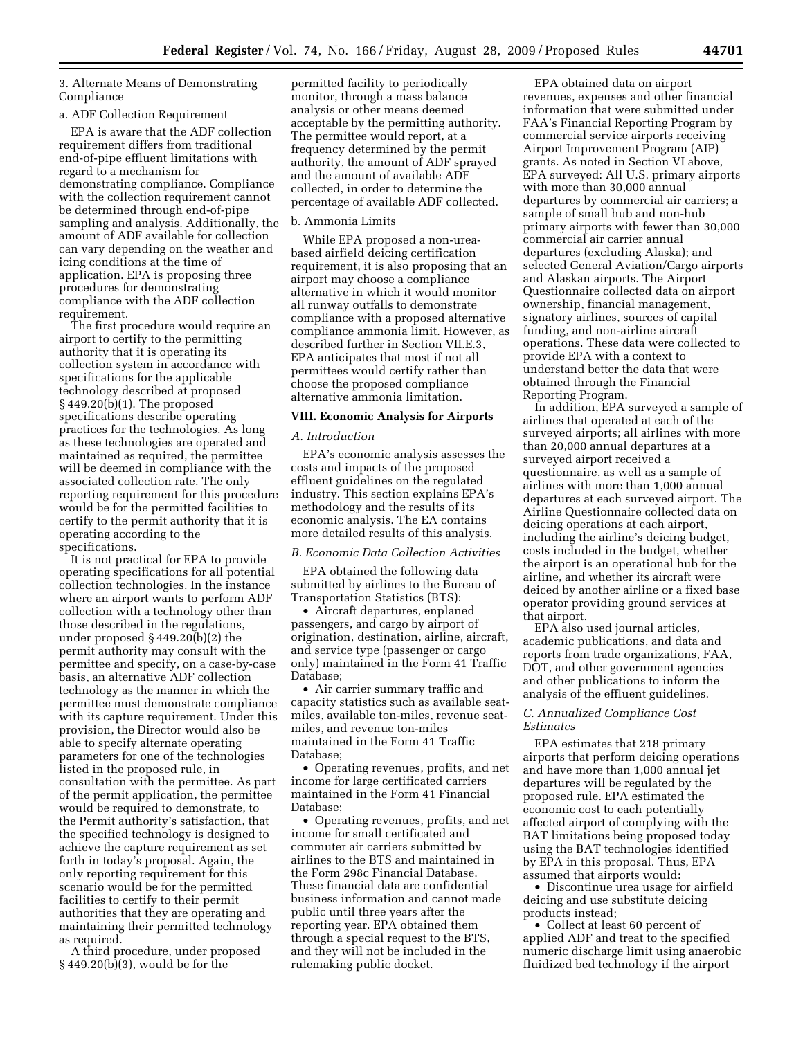3. Alternate Means of Demonstrating Compliance

a. ADF Collection Requirement

EPA is aware that the ADF collection requirement differs from traditional end-of-pipe effluent limitations with regard to a mechanism for demonstrating compliance. Compliance with the collection requirement cannot be determined through end-of-pipe sampling and analysis. Additionally, the amount of ADF available for collection can vary depending on the weather and icing conditions at the time of application. EPA is proposing three procedures for demonstrating compliance with the ADF collection requirement.

The first procedure would require an airport to certify to the permitting authority that it is operating its collection system in accordance with specifications for the applicable technology described at proposed § 449.20(b)(1). The proposed specifications describe operating practices for the technologies. As long as these technologies are operated and maintained as required, the permittee will be deemed in compliance with the associated collection rate. The only reporting requirement for this procedure would be for the permitted facilities to certify to the permit authority that it is operating according to the specifications.

It is not practical for EPA to provide operating specifications for all potential collection technologies. In the instance where an airport wants to perform ADF collection with a technology other than those described in the regulations, under proposed § 449.20(b)(2) the permit authority may consult with the permittee and specify, on a case-by-case basis, an alternative ADF collection technology as the manner in which the permittee must demonstrate compliance with its capture requirement. Under this provision, the Director would also be able to specify alternate operating parameters for one of the technologies listed in the proposed rule, in consultation with the permittee. As part of the permit application, the permittee would be required to demonstrate, to the Permit authority's satisfaction, that the specified technology is designed to achieve the capture requirement as set forth in today's proposal. Again, the only reporting requirement for this scenario would be for the permitted facilities to certify to their permit authorities that they are operating and maintaining their permitted technology as required.

A third procedure, under proposed § 449.20(b)(3), would be for the permitted facility to periodically monitor, through a mass balance analysis or other means deemed acceptable by the permitting authority. The permittee would report, at a frequency determined by the permit authority, the amount of ADF sprayed and the amount of available ADF collected, in order to determine the percentage of available ADF collected.

b. Ammonia Limits

While EPA proposed a non-urea-based airfield deicing certification requirement, it is also proposing that an airport may choose a compliance alternative in which it would monitor all runway outfalls to demonstrate compliance with a proposed alternative compliance ammonia limit. However, as described further in Section VII.E.3, EPA anticipates that most if not all permittees would certify rather than choose the proposed compliance alternative ammonia limitation.

## VIII. Economic Analysis for Airports

### *A. Introduction*

EPA's economic analysis assesses the costs and impacts of the proposed effluent guidelines on the regulated industry. This section explains EPA's methodology and the results of its economic analysis. The EA contains more detailed results of this analysis.

### *B. Economic Data Collection Activities*

EPA obtained the following data submitted by airlines to the Bureau of Transportation Statistics (BTS):

- Aircraft departures, enplaned passengers, and cargo by airport of origination, destination, airline, aircraft, and service type (passenger or cargo only) maintained in the Form 41 Traffic Database;
- Air carrier summary traffic and capacity statistics such as available seat-miles, available ton-miles, revenue seat-miles, and revenue ton-miles maintained in the Form 41 Traffic Database;
- Operating revenues, profits, and net income for large certificated carriers maintained in the Form 41 Financial Database;
- Operating revenues, profits, and net income for small certificated and commuter air carriers submitted by airlines to the BTS and maintained in the Form 298c Financial Database. These financial data are confidential business information and cannot made public until three years after the reporting year. EPA obtained them through a special request to the BTS, and they will not be included in the rulemaking public docket.

EPA obtained data on airport revenues, expenses and other financial information that were submitted under FAA's Financial Reporting Program by commercial service airports receiving Airport Improvement Program (AIP) grants. As noted in Section VI above, EPA surveyed: All U.S. primary airports with more than 30,000 annual departures by commercial air carriers; a sample of small hub and non-hub primary airports with fewer than 30,000 commercial air carrier annual departures (excluding Alaska); and selected General Aviation/Cargo airports and Alaskan airports. The Airport Questionnaire collected data on airport ownership, financial management, signatory airlines, sources of capital funding, and non-airline aircraft operations. These data were collected to provide EPA with a context to understand better the data that were obtained through the Financial Reporting Program.

In addition, EPA surveyed a sample of airlines that operated at each of the surveyed airports; all airlines with more than 20,000 annual departures at a surveyed airport received a questionnaire, as well as a sample of airlines with more than 1,000 annual departures at each surveyed airport. The Airline Questionnaire collected data on deicing operations at each airport, including the airline's deicing budget, costs included in the budget, whether the airport is an operational hub for the airline, and whether its aircraft were deiced by another airline or a fixed base operator providing ground services at that airport.

EPA also used journal articles, academic publications, and data and reports from trade organizations, FAA, DOT, and other government agencies and other publications to inform the analysis of the effluent guidelines.

### *C. Annualized Compliance Cost Estimates*

EPA estimates that 218 primary airports that perform deicing operations and have more than 1,000 annual jet departures will be regulated by the proposed rule. EPA estimated the economic cost to each potentially affected airport of complying with the BAT limitations being proposed today using the BAT technologies identified by EPA in this proposal. Thus, EPA assumed that airports would:

- Discontinue urea usage for airfield deicing and use substitute deicing products instead;
- Collect at least 60 percent of applied ADF and treat to the specified numeric discharge limit using anaerobic fluidized bed technology if the airport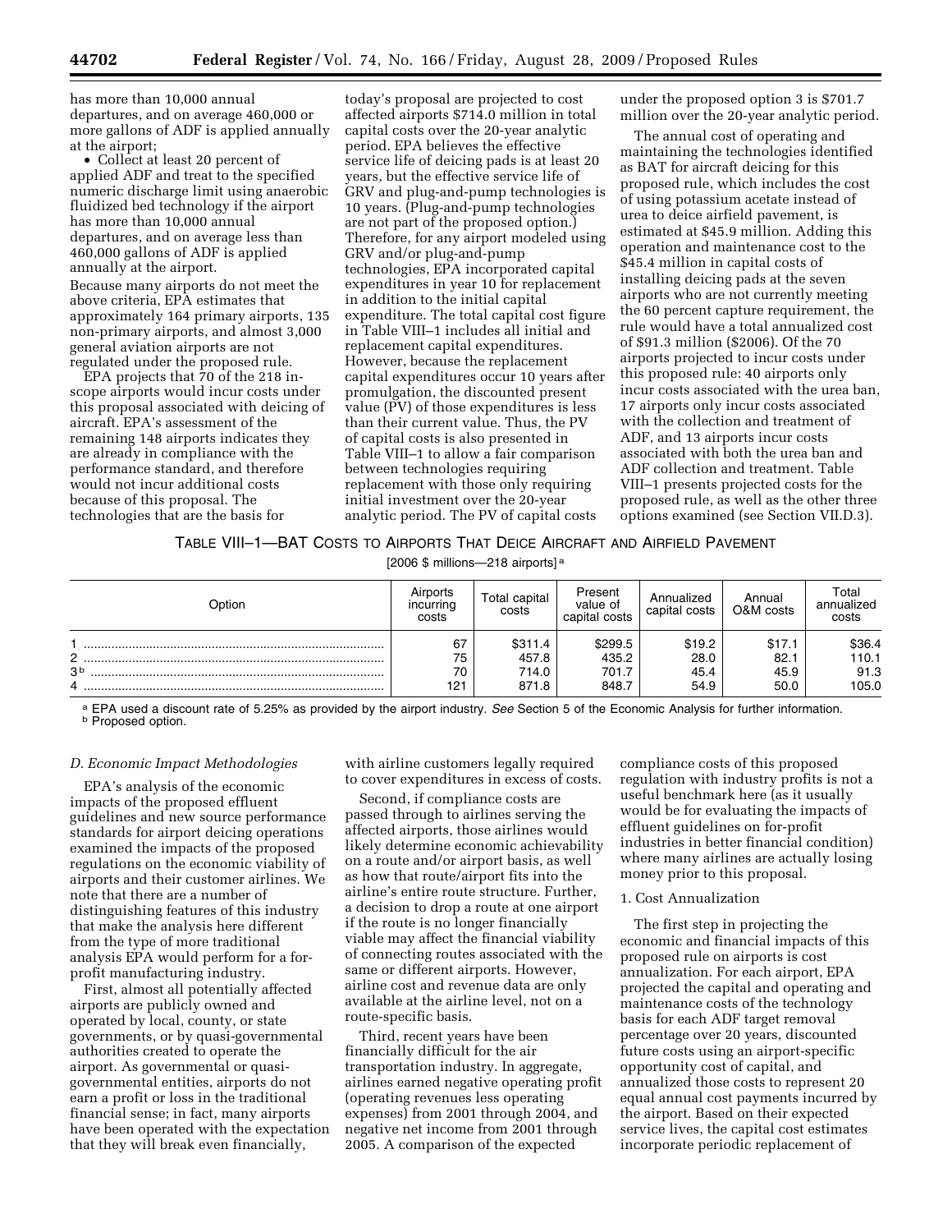has more than 10,000 annual departures, and on average 460,000 or more gallons of ADF is applied annually at the airport;

- Collect at least 20 percent of applied ADF and treat to the specified numeric discharge limit using anaerobic fluidized bed technology if the airport has more than 10,000 annual departures, and on average less than 460,000 gallons of ADF is applied annually at the airport.

Because many airports do not meet the above criteria, EPA estimates that approximately 164 primary airports, 135 non-primary airports, and almost 3,000 general aviation airports are not regulated under the proposed rule.

EPA projects that 70 of the 218 in-scope airports would incur costs under this proposal associated with deicing of aircraft. EPA's assessment of the remaining 148 airports indicates they are already in compliance with the performance standard, and therefore would not incur additional costs because of this proposal. The technologies that are the basis for today's proposal are projected to cost affected airports $714.0 million in total capital costs over the 20-year analytic period. EPA believes the effective service life of deicing pads is at least 20 years, but the effective service life of GRV and plug-and-pump technologies is 10 years. (Plug-and-pump technologies are not part of the proposed option.) Therefore, for any airport modeled using GRV and/or plug-and-pump technologies, EPA incorporated capital expenditures in year 10 for replacement in addition to the initial capital expenditure. The total capital cost figure in Table VIII–1 includes all initial and replacement capital expenditures. However, because the replacement capital expenditures occur 10 years after promulgation, the discounted present value (PV) of those expenditures is less than their current value. Thus, the PV of capital costs is also presented in Table VIII–1 to allow a fair comparison between technologies requiring replacement with those only requiring initial investment over the 20-year analytic period. The PV of capital costs under the proposed option 3 is $701.7 million over the 20-year analytic period.

The annual cost of operating and maintaining the technologies identified as BAT for aircraft deicing for this proposed rule, which includes the cost of using potassium acetate instead of urea to deice airfield pavement, is estimated at $45.9 million. Adding this operation and maintenance cost to the $45.4 million in capital costs of installing deicing pads at the seven airports who are not currently meeting the 60 percent capture requirement, the rule would have a total annualized cost of $91.3 million ($2006). Of the 70 airports projected to incur costs under this proposed rule: 40 airports only incur costs associated with the urea ban, 17 airports only incur costs associated with the collection and treatment of ADF, and 13 airports incur costs associated with both the urea ban and ADF collection and treatment. Table VIII–1 presents projected costs for the proposed rule, as well as the other three options examined (see Section VII.D.3).

TABLE VIII–1—BAT COSTS TO AIRPORTS THAT DEICE AIRCRAFT AND AIRFIELD PAVEMENT

[2006 $ millions—218 airports] [a]

| Option | Airports incurring costs | Total capital costs | Present value of capital costs | Annualized capital costs | Annual O&M costs | Total annualized costs |
|---|---|---|---|---|---|---|
| 1 | 67 | $311.4 | $299.5 | $19.2 | $17.1 | $36.4 |
| 2 | 75 | 457.8 | 435.2 | 28.0 | 82.1 | 110.1 |
| 3 [b] | 70 | 714.0 | 701.7 | 45.4 | 45.9 | 91.3 |
| 4 | 121 | 871.8 | 848.7 | 54.9 | 50.0 | 105.0 |

[a] EPA used a discount rate of 5.25% as provided by the airport industry. *See* Section 5 of the Economic Analysis for further information.
[b] Proposed option.

### D. Economic Impact Methodologies

EPA's analysis of the economic impacts of the proposed effluent guidelines and new source performance standards for airport deicing operations examined the impacts of the proposed regulations on the economic viability of airports and their customer airlines. We note that there are a number of distinguishing features of this industry that make the analysis here different from the type of more traditional analysis EPA would perform for a for-profit manufacturing industry.

First, almost all potentially affected airports are publicly owned and operated by local, county, or state governments, or by quasi-governmental authorities created to operate the airport. As governmental or quasi-governmental entities, airports do not earn a profit or loss in the traditional financial sense; in fact, many airports have been operated with the expectation that they will break even financially, with airline customers legally required to cover expenditures in excess of costs.

Second, if compliance costs are passed through to airlines serving the affected airports, those airlines would likely determine economic achievability on a route and/or airport basis, as well as how that route/airport fits into the airline's entire route structure. Further, a decision to drop a route at one airport if the route is no longer financially viable may affect the financial viability of connecting routes associated with the same or different airports. However, airline cost and revenue data are only available at the airline level, not on a route-specific basis.

Third, recent years have been financially difficult for the air transportation industry. In aggregate, airlines earned negative operating profit (operating revenues less operating expenses) from 2001 through 2004, and negative net income from 2001 through 2005. A comparison of the expected compliance costs of this proposed regulation with industry profits is not a useful benchmark here (as it usually would be for evaluating the impacts of effluent guidelines on for-profit industries in better financial condition) where many airlines are actually losing money prior to this proposal.

#### 1. Cost Annualization

The first step in projecting the economic and financial impacts of this proposed rule on airports is cost annualization. For each airport, EPA projected the capital and operating and maintenance costs of the technology basis for each ADF target removal percentage over 20 years, discounted future costs using an airport-specific opportunity cost of capital, and annualized those costs to represent 20 equal annual cost payments incurred by the airport. Based on their expected service lives, the capital cost estimates incorporate periodic replacement of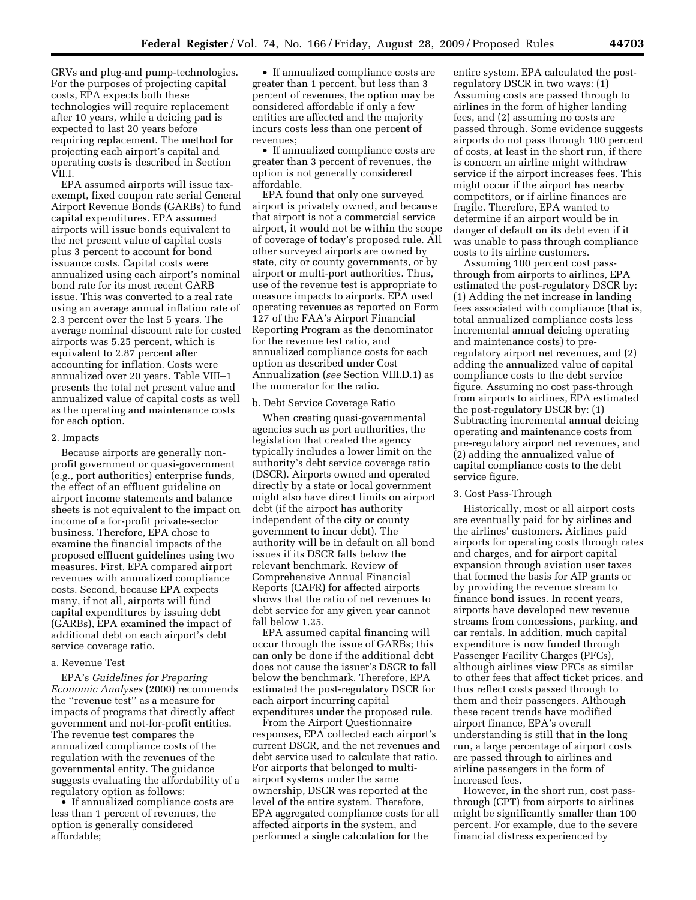GRVs and plug-and pump-technologies. For the purposes of projecting capital costs, EPA expects both these technologies will require replacement after 10 years, while a deicing pad is expected to last 20 years before requiring replacement. The method for projecting each airport's capital and operating costs is described in Section VII.I.

EPA assumed airports will issue tax-exempt, fixed coupon rate serial General Airport Revenue Bonds (GARBs) to fund capital expenditures. EPA assumed airports will issue bonds equivalent to the net present value of capital costs plus 3 percent to account for bond issuance costs. Capital costs were annualized using each airport's nominal bond rate for its most recent GARB issue. This was converted to a real rate using an average annual inflation rate of 2.3 percent over the last 5 years. The average nominal discount rate for costed airports was 5.25 percent, which is equivalent to 2.87 percent after accounting for inflation. Costs were annualized over 20 years. Table VIII–1 presents the total net present value and annualized value of capital costs as well as the operating and maintenance costs for each option.

#### 2. Impacts

Because airports are generally non-profit government or quasi-government (e.g., port authorities) enterprise funds, the effect of an effluent guideline on airport income statements and balance sheets is not equivalent to the impact on income of a for-profit private-sector business. Therefore, EPA chose to examine the financial impacts of the proposed effluent guidelines using two measures. First, EPA compared airport revenues with annualized compliance costs. Second, because EPA expects many, if not all, airports will fund capital expenditures by issuing debt (GARBs), EPA examined the impact of additional debt on each airport's debt service coverage ratio.

##### a. Revenue Test

EPA's *Guidelines for Preparing Economic Analyses* (2000) recommends the ''revenue test'' as a measure for impacts of programs that directly affect government and not-for-profit entities. The revenue test compares the annualized compliance costs of the regulation with the revenues of the governmental entity. The guidance suggests evaluating the affordability of a regulatory option as follows:

- If annualized compliance costs are less than 1 percent of revenues, the option is generally considered affordable;
- If annualized compliance costs are greater than 1 percent, but less than 3 percent of revenues, the option may be considered affordable if only a few entities are affected and the majority incurs costs less than one percent of revenues;
- If annualized compliance costs are greater than 3 percent of revenues, the option is not generally considered affordable.

EPA found that only one surveyed airport is privately owned, and because that airport is not a commercial service airport, it would not be within the scope of coverage of today's proposed rule. All other surveyed airports are owned by state, city or county governments, or by airport or multi-port authorities. Thus, use of the revenue test is appropriate to measure impacts to airports. EPA used operating revenues as reported on Form 127 of the FAA's Airport Financial Reporting Program as the denominator for the revenue test ratio, and annualized compliance costs for each option as described under Cost Annualization (*see* Section VIII.D.1) as the numerator for the ratio.

##### b. Debt Service Coverage Ratio

When creating quasi-governmental agencies such as port authorities, the legislation that created the agency typically includes a lower limit on the authority's debt service coverage ratio (DSCR). Airports owned and operated directly by a state or local government might also have direct limits on airport debt (if the airport has authority independent of the city or county government to incur debt). The authority will be in default on all bond issues if its DSCR falls below the relevant benchmark. Review of Comprehensive Annual Financial Reports (CAFR) for affected airports shows that the ratio of net revenues to debt service for any given year cannot fall below 1.25.

EPA assumed capital financing will occur through the issue of GARBs; this can only be done if the additional debt does not cause the issuer's DSCR to fall below the benchmark. Therefore, EPA estimated the post-regulatory DSCR for each airport incurring capital expenditures under the proposed rule.

From the Airport Questionnaire responses, EPA collected each airport's current DSCR, and the net revenues and debt service used to calculate that ratio. For airports that belonged to multi-airport systems under the same ownership, DSCR was reported at the level of the entire system. Therefore, EPA aggregated compliance costs for all affected airports in the system, and performed a single calculation for the entire system. EPA calculated the post-regulatory DSCR in two ways: (1) Assuming costs are passed through to airlines in the form of higher landing fees, and (2) assuming no costs are passed through. Some evidence suggests airports do not pass through 100 percent of costs, at least in the short run, if there is concern an airline might withdraw service if the airport increases fees. This might occur if the airport has nearby competitors, or if airline finances are fragile. Therefore, EPA wanted to determine if an airport would be in danger of default on its debt even if it was unable to pass through compliance costs to its airline customers.

Assuming 100 percent cost pass-through from airports to airlines, EPA estimated the post-regulatory DSCR by: (1) Adding the net increase in landing fees associated with compliance (that is, total annualized compliance costs less incremental annual deicing operating and maintenance costs) to pre-regulatory airport net revenues, and (2) adding the annualized value of capital compliance costs to the debt service figure. Assuming no cost pass-through from airports to airlines, EPA estimated the post-regulatory DSCR by: (1) Subtracting incremental annual deicing operating and maintenance costs from pre-regulatory airport net revenues, and (2) adding the annualized value of capital compliance costs to the debt service figure.

#### 3. Cost Pass-Through

Historically, most or all airport costs are eventually paid for by airlines and the airlines' customers. Airlines paid airports for operating costs through rates and charges, and for airport capital expansion through aviation user taxes that formed the basis for AIP grants or by providing the revenue stream to finance bond issues. In recent years, airports have developed new revenue streams from concessions, parking, and car rentals. In addition, much capital expenditure is now funded through Passenger Facility Charges (PFCs), although airlines view PFCs as similar to other fees that affect ticket prices, and thus reflect costs passed through to them and their passengers. Although these recent trends have modified airport finance, EPA's overall understanding is still that in the long run, a large percentage of airport costs are passed through to airlines and airline passengers in the form of increased fees.

However, in the short run, cost pass-through (CPT) from airports to airlines might be significantly smaller than 100 percent. For example, due to the severe financial distress experienced by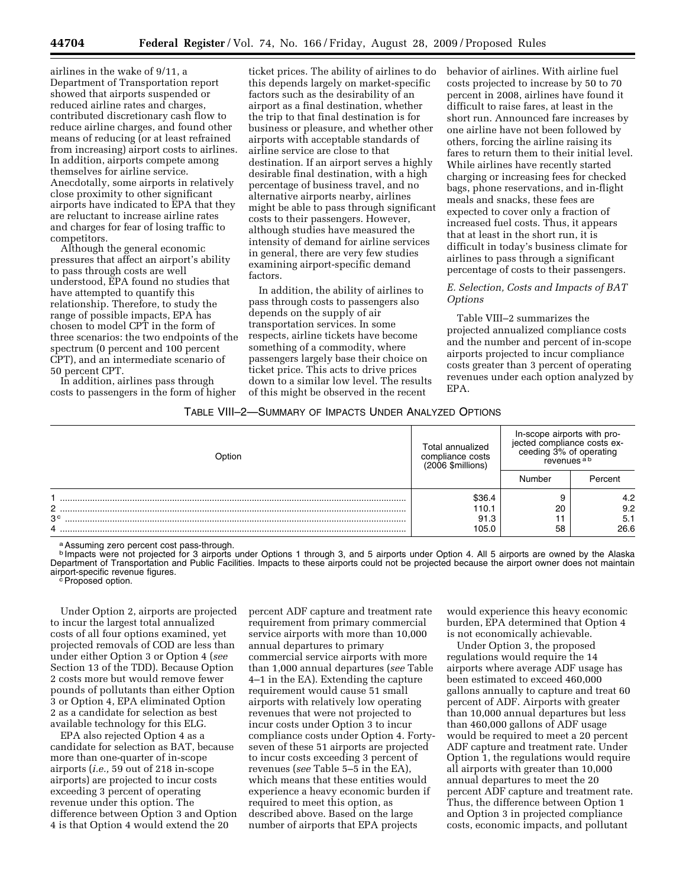airlines in the wake of 9/11, a Department of Transportation report showed that airports suspended or reduced airline rates and charges, contributed discretionary cash flow to reduce airline charges, and found other means of reducing (or at least refrained from increasing) airport costs to airlines. In addition, airports compete among themselves for airline service. Anecdotally, some airports in relatively close proximity to other significant airports have indicated to EPA that they are reluctant to increase airline rates and charges for fear of losing traffic to competitors.

Although the general economic pressures that affect an airport's ability to pass through costs are well understood, EPA found no studies that have attempted to quantify this relationship. Therefore, to study the range of possible impacts, EPA has chosen to model CPT in the form of three scenarios: the two endpoints of the spectrum (0 percent and 100 percent CPT), and an intermediate scenario of 50 percent CPT.

In addition, airlines pass through costs to passengers in the form of higher ticket prices. The ability of airlines to do this depends largely on market-specific factors such as the desirability of an airport as a final destination, whether the trip to that final destination is for business or pleasure, and whether other airports with acceptable standards of airline service are close to that destination. If an airport serves a highly desirable final destination, with a high percentage of business travel, and no alternative airports nearby, airlines might be able to pass through significant costs to their passengers. However, although studies have measured the intensity of demand for airline services in general, there are very few studies examining airport-specific demand factors.

In addition, the ability of airlines to pass through costs to passengers also depends on the supply of air transportation services. In some respects, airline tickets have become something of a commodity, where passengers largely base their choice on ticket price. This acts to drive prices down to a similar low level. The results of this might be observed in the recent behavior of airlines. With airline fuel costs projected to increase by 50 to 70 percent in 2008, airlines have found it difficult to raise fares, at least in the short run. Announced fare increases by one airline have not been followed by others, forcing the airline raising its fares to return them to their initial level. While airlines have recently started charging or increasing fees for checked bags, phone reservations, and in-flight meals and snacks, these fees are expected to cover only a fraction of increased fuel costs. Thus, it appears that at least in the short run, it is difficult in today's business climate for airlines to pass through a significant percentage of costs to their passengers.

### *E. Selection, Costs and Impacts of BAT Options*

Table VIII–2 summarizes the projected annualized compliance costs and the number and percent of in-scope airports projected to incur compliance costs greater than 3 percent of operating revenues under each option analyzed by EPA.

TABLE VIII–2—SUMMARY OF IMPACTS UNDER ANALYZED OPTIONS

| Option | Total annualized compliance costs (2006 $millions) | In-scope airports with projected compliance costs exceeding 3% of operating revenues [a b] | |
|---|---|---|---|
| | | Number | Percent |
| 1 | $36.4 | 9 | 4.2 |
| 2 | 110.1 | 20 | 9.2 |
| 3 [c] | 91.3 | 11 | 5.1 |
| 4 | 105.0 | 58 | 26.6 |

[a] Assuming zero percent cost pass-through.
[b] Impacts were not projected for 3 airports under Options 1 through 3, and 5 airports under Option 4. All 5 airports are owned by the Alaska Department of Transportation and Public Facilities. Impacts to these airports could not be projected because the airport owner does not maintain airport-specific revenue figures.
[c] Proposed option.

Under Option 2, airports are projected to incur the largest total annualized costs of all four options examined, yet projected removals of COD are less than under either Option 3 or Option 4 (*see* Section 13 of the TDD). Because Option 2 costs more but would remove fewer pounds of pollutants than either Option 3 or Option 4, EPA eliminated Option 2 as a candidate for selection as best available technology for this ELG.

EPA also rejected Option 4 as a candidate for selection as BAT, because more than one-quarter of in-scope airports (*i.e.,* 59 out of 218 in-scope airports) are projected to incur costs exceeding 3 percent of operating revenue under this option. The difference between Option 3 and Option 4 is that Option 4 would extend the 20 percent ADF capture and treatment rate requirement from primary commercial service airports with more than 10,000 annual departures to primary commercial service airports with more than 1,000 annual departures (*see* Table 4–1 in the EA). Extending the capture requirement would cause 51 small airports with relatively low operating revenues that were not projected to incur costs under Option 3 to incur compliance costs under Option 4. Forty-seven of these 51 airports are projected to incur costs exceeding 3 percent of revenues (*see* Table 5–5 in the EA), which means that these entities would experience a heavy economic burden if required to meet this option, as described above. Based on the large number of airports that EPA projects would experience this heavy economic burden, EPA determined that Option 4 is not economically achievable.

Under Option 3, the proposed regulations would require the 14 airports where average ADF usage has been estimated to exceed 460,000 gallons annually to capture and treat 60 percent of ADF. Airports with greater than 10,000 annual departures but less than 460,000 gallons of ADF usage would be required to meet a 20 percent ADF capture and treatment rate. Under Option 1, the regulations would require all airports with greater than 10,000 annual departures to meet the 20 percent ADF capture and treatment rate. Thus, the difference between Option 1 and Option 3 in projected compliance costs, economic impacts, and pollutant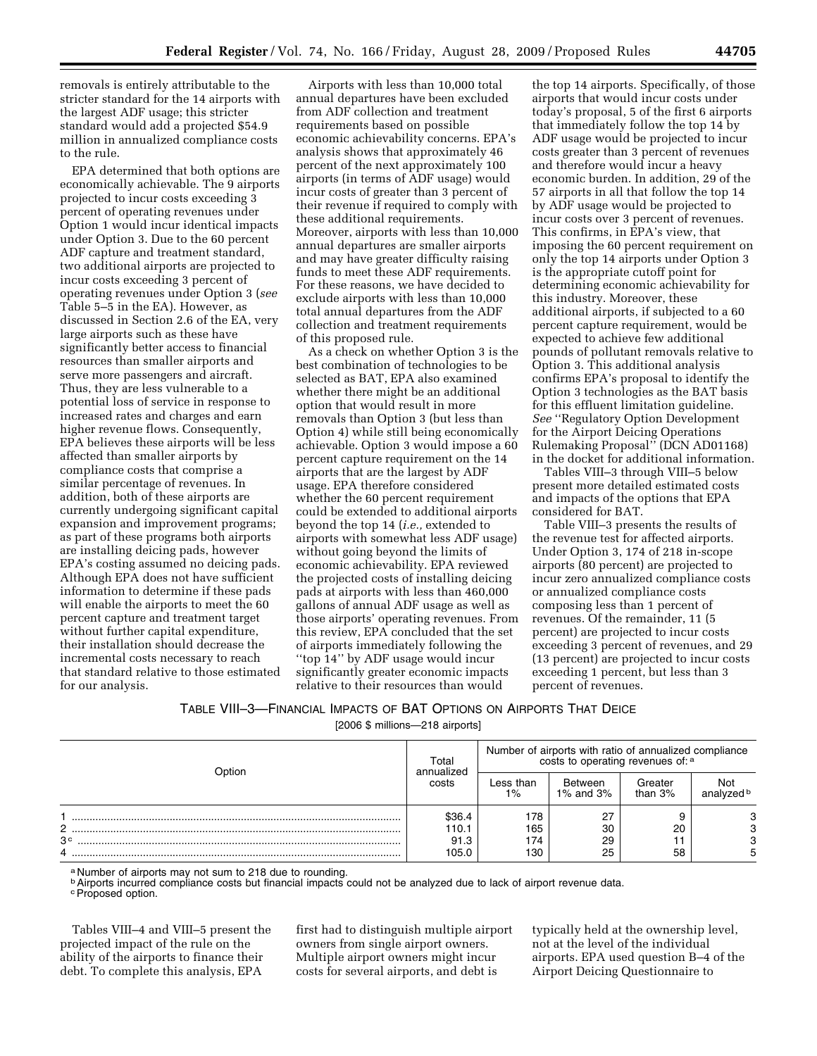removals is entirely attributable to the stricter standard for the 14 airports with the largest ADF usage; this stricter standard would add a projected $54.9 million in annualized compliance costs to the rule.

EPA determined that both options are economically achievable. The 9 airports projected to incur costs exceeding 3 percent of operating revenues under Option 1 would incur identical impacts under Option 3. Due to the 60 percent ADF capture and treatment standard, two additional airports are projected to incur costs exceeding 3 percent of operating revenues under Option 3 (*see* Table 5–5 in the EA). However, as discussed in Section 2.6 of the EA, very large airports such as these have significantly better access to financial resources than smaller airports and serve more passengers and aircraft. Thus, they are less vulnerable to a potential loss of service in response to increased rates and charges and earn higher revenue flows. Consequently, EPA believes these airports will be less affected than smaller airports by compliance costs that comprise a similar percentage of revenues. In addition, both of these airports are currently undergoing significant capital expansion and improvement programs; as part of these programs both airports are installing deicing pads, however EPA's costing assumed no deicing pads. Although EPA does not have sufficient information to determine if these pads will enable the airports to meet the 60 percent capture and treatment target without further capital expenditure, their installation should decrease the incremental costs necessary to reach that standard relative to those estimated for our analysis.

Airports with less than 10,000 total annual departures have been excluded from ADF collection and treatment requirements based on possible economic achievability concerns. EPA's analysis shows that approximately 46 percent of the next approximately 100 airports (in terms of ADF usage) would incur costs of greater than 3 percent of their revenue if required to comply with these additional requirements. Moreover, airports with less than 10,000 annual departures are smaller airports and may have greater difficulty raising funds to meet these ADF requirements. For these reasons, we have decided to exclude airports with less than 10,000 total annual departures from the ADF collection and treatment requirements of this proposed rule.

As a check on whether Option 3 is the best combination of technologies to be selected as BAT, EPA also examined whether there might be an additional option that would result in more removals than Option 3 (but less than Option 4) while still being economically achievable. Option 3 would impose a 60 percent capture requirement on the 14 airports that are the largest by ADF usage. EPA therefore considered whether the 60 percent requirement could be extended to additional airports beyond the top 14 (*i.e.,* extended to airports with somewhat less ADF usage) without going beyond the limits of economic achievability. EPA reviewed the projected costs of installing deicing pads at airports with less than 460,000 gallons of annual ADF usage as well as those airports' operating revenues. From this review, EPA concluded that the set of airports immediately following the "top 14" by ADF usage would incur significantly greater economic impacts relative to their resources than would the top 14 airports. Specifically, of those airports that would incur costs under today's proposal, 5 of the first 6 airports that immediately follow the top 14 by ADF usage would be projected to incur costs greater than 3 percent of revenues and therefore would incur a heavy economic burden. In addition, 29 of the 57 airports in all that follow the top 14 by ADF usage would be projected to incur costs over 3 percent of revenues. This confirms, in EPA's view, that imposing the 60 percent requirement on only the top 14 airports under Option 3 is the appropriate cutoff point for determining economic achievability for this industry. Moreover, these additional airports, if subjected to a 60 percent capture requirement, would be expected to achieve few additional pounds of pollutant removals relative to Option 3. This additional analysis confirms EPA's proposal to identify the Option 3 technologies as the BAT basis for this effluent limitation guideline. *See* "Regulatory Option Development for the Airport Deicing Operations Rulemaking Proposal" (DCN AD01168) in the docket for additional information.

Tables VIII–3 through VIII–5 below present more detailed estimated costs and impacts of the options that EPA considered for BAT.

Table VIII–3 presents the results of the revenue test for affected airports. Under Option 3, 174 of 218 in-scope airports (80 percent) are projected to incur zero annualized compliance costs or annualized compliance costs composing less than 1 percent of revenues. Of the remainder, 11 (5 percent) are projected to incur costs exceeding 3 percent of revenues, and 29 (13 percent) are projected to incur costs exceeding 1 percent, but less than 3 percent of revenues.

TABLE VIII–3—FINANCIAL IMPACTS OF BAT OPTIONS ON AIRPORTS THAT DEICE

[2006 $ millions—218 airports]

| Option | Total annualized costs | Number of airports with ratio of annualized compliance costs to operating revenues of: [a] | | | |
|---|---|---|---|---|---|
| | | Less than 1% | Between 1% and 3% | Greater than 3% | Not analyzed [b] |
| 1 | $36.4 | 178 | 27 | 9 | 3 |
| 2 | 110.1 | 165 | 30 | 20 | 3 |
| 3 [c] | 91.3 | 174 | 29 | 11 | 3 |
| 4 | 105.0 | 130 | 25 | 58 | 5 |

[a] Number of airports may not sum to 218 due to rounding.
[b] Airports incurred compliance costs but financial impacts could not be analyzed due to lack of airport revenue data.
[c] Proposed option.

Tables VIII–4 and VIII–5 present the projected impact of the rule on the ability of the airports to finance their debt. To complete this analysis, EPA first had to distinguish multiple airport owners from single airport owners. Multiple airport owners might incur costs for several airports, and debt is typically held at the ownership level, not at the level of the individual airports. EPA used question B–4 of the Airport Deicing Questionnaire to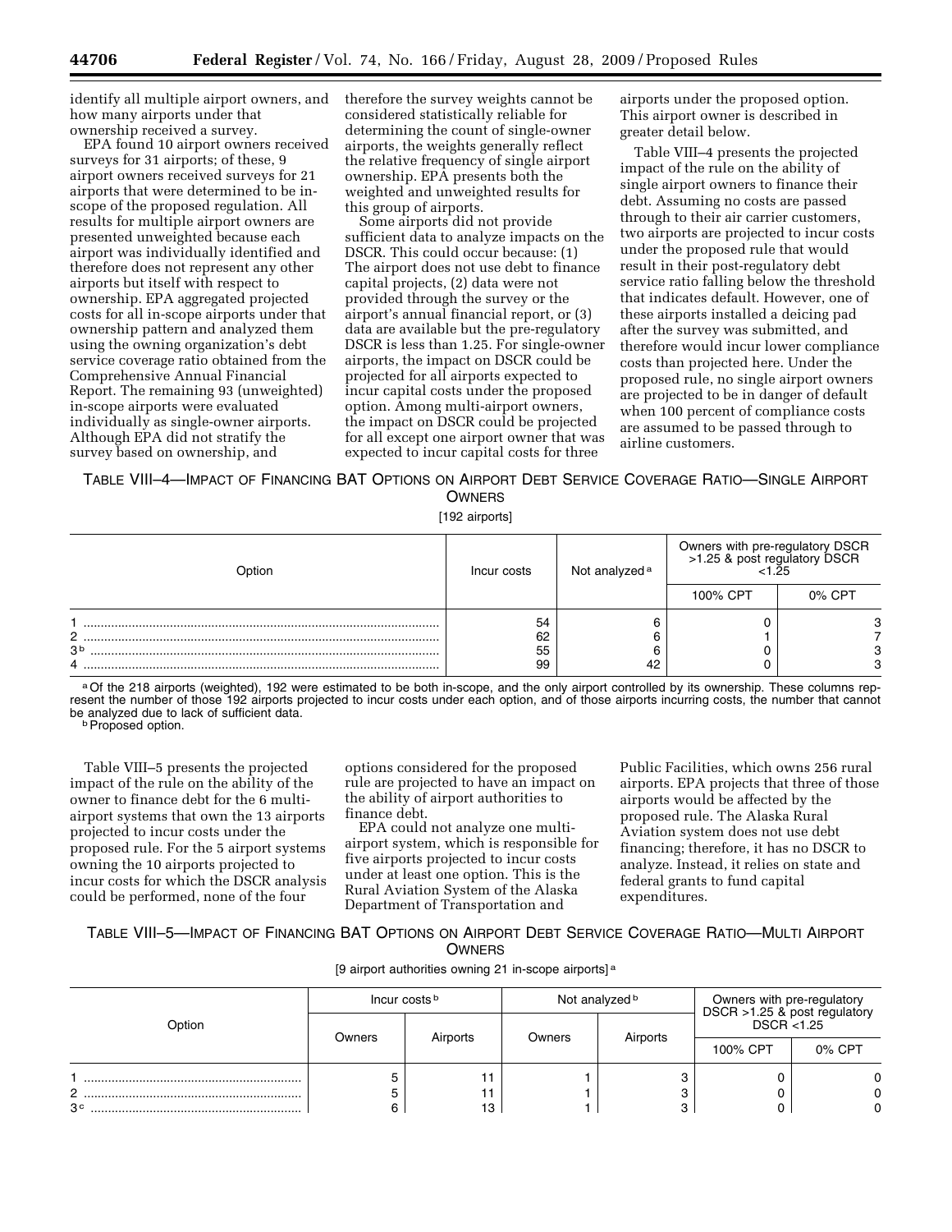identify all multiple airport owners, and how many airports under that ownership received a survey.

EPA found 10 airport owners received surveys for 31 airports; of these, 9 airport owners received surveys for 21 airports that were determined to be in-scope of the proposed regulation. All results for multiple airport owners are presented unweighted because each airport was individually identified and therefore does not represent any other airports but itself with respect to ownership. EPA aggregated projected costs for all in-scope airports under that ownership pattern and analyzed them using the owning organization's debt service coverage ratio obtained from the Comprehensive Annual Financial Report. The remaining 93 (unweighted) in-scope airports were evaluated individually as single-owner airports. Although EPA did not stratify the survey based on ownership, and therefore the survey weights cannot be considered statistically reliable for determining the count of single-owner airports, the weights generally reflect the relative frequency of single airport ownership. EPA presents both the weighted and unweighted results for this group of airports.

Some airports did not provide sufficient data to analyze impacts on the DSCR. This could occur because: (1) The airport does not use debt to finance capital projects, (2) data were not provided through the survey or the airport's annual financial report, or (3) data are available but the pre-regulatory DSCR is less than 1.25. For single-owner airports, the impact on DSCR could be projected for all airports expected to incur capital costs under the proposed option. Among multi-airport owners, the impact on DSCR could be projected for all except one airport owner that was expected to incur capital costs for three airports under the proposed option. This airport owner is described in greater detail below.

Table VIII–4 presents the projected impact of the rule on the ability of single airport owners to finance their debt. Assuming no costs are passed through to their air carrier customers, two airports are projected to incur costs under the proposed rule that would result in their post-regulatory debt service ratio falling below the threshold that indicates default. However, one of these airports installed a deicing pad after the survey was submitted, and therefore would incur lower compliance costs than projected here. Under the proposed rule, no single airport owners are projected to be in danger of default when 100 percent of compliance costs are assumed to be passed through to airline customers.

TABLE VIII–4—IMPACT OF FINANCING BAT OPTIONS ON AIRPORT DEBT SERVICE COVERAGE RATIO—SINGLE AIRPORT OWNERS

[192 airports]

| Option | Incur costs | Not analyzed [a] | Owners with pre-regulatory DSCR >1.25 & post regulatory DSCR <1.25 | |
|---|---|---|---|---|
| | | | 100% CPT | 0% CPT |
| 1 | 54 | 6 | 0 | 3 |
| 2 | 62 | 6 | 1 | 7 |
| 3 [b] | 55 | 6 | 0 | 3 |
| 4 | 99 | 42 | 0 | 3 |

[a] Of the 218 airports (weighted), 192 were estimated to be both in-scope, and the only airport controlled by its ownership. These columns represent the number of those 192 airports projected to incur costs under each option, and of those airports incurring costs, the number that cannot be analyzed due to lack of sufficient data.

[b] Proposed option.

Table VIII–5 presents the projected impact of the rule on the ability of the owner to finance debt for the 6 multi-airport systems that own the 13 airports projected to incur costs under the proposed rule. For the 5 airport systems owning the 10 airports projected to incur costs for which the DSCR analysis could be performed, none of the four options considered for the proposed rule are projected to have an impact on the ability of airport authorities to finance debt.

EPA could not analyze one multi-airport system, which is responsible for five airports projected to incur costs under at least one option. This is the Rural Aviation System of the Alaska Department of Transportation and Public Facilities, which owns 256 rural airports. EPA projects that three of those airports would be affected by the proposed rule. The Alaska Rural Aviation system does not use debt financing; therefore, it has no DSCR to analyze. Instead, it relies on state and federal grants to fund capital expenditures.

TABLE VIII–5—IMPACT OF FINANCING BAT OPTIONS ON AIRPORT DEBT SERVICE COVERAGE RATIO—MULTI AIRPORT OWNERS

[9 airport authorities owning 21 in-scope airports] [a]

| Option | Incur costs [b] | | Not analyzed [b] | | Owners with pre-regulatory DSCR >1.25 & post regulatory DSCR <1.25 | |
|---|---|---|---|---|---|---|
| | Owners | Airports | Owners | Airports | 100% CPT | 0% CPT |
| 1 | 5 | 11 | 1 | 3 | 0 | 0 |
| 2 | 5 | 11 | 1 | 3 | 0 | 0 |
| 3 [c] | 6 | 13 | 1 | 3 | 0 | 0 |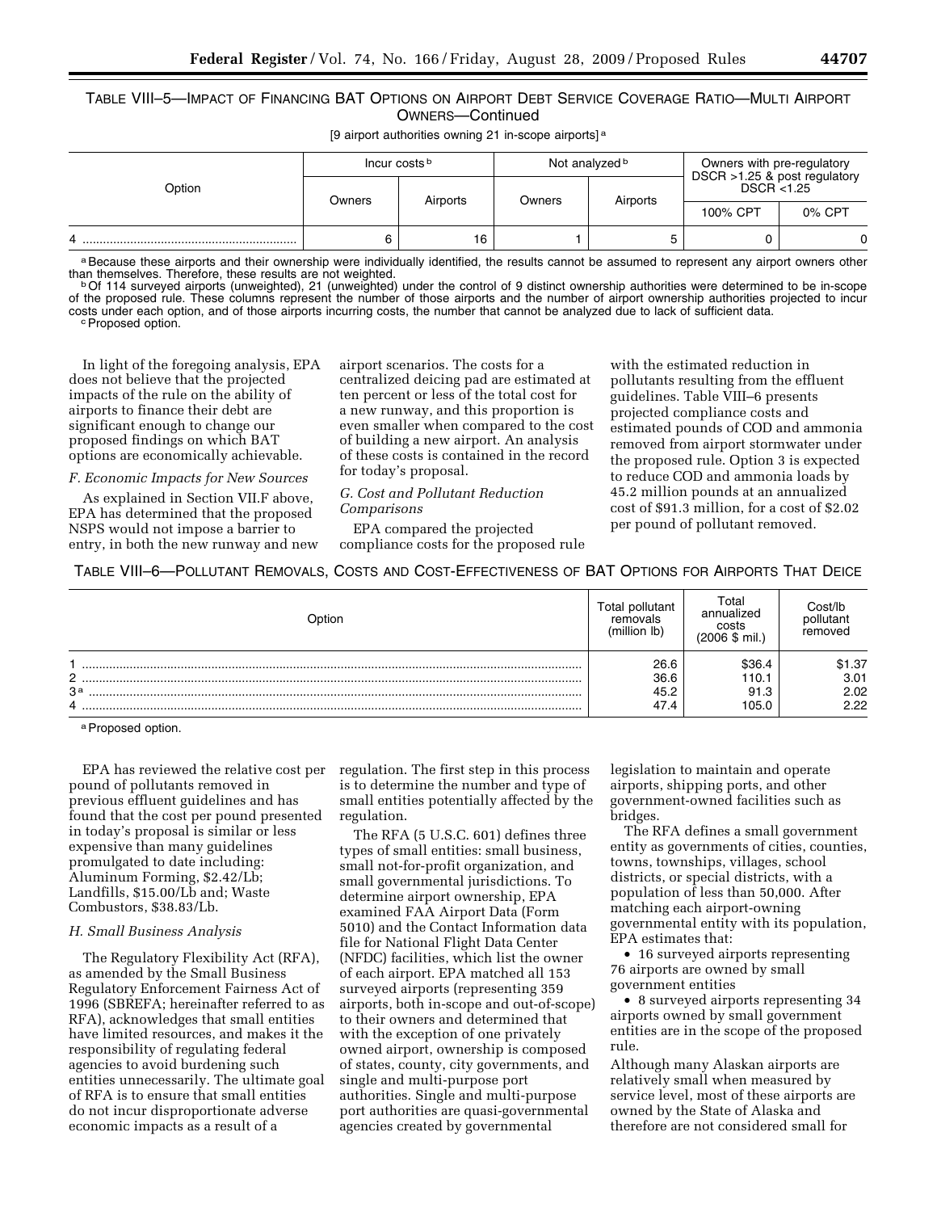TABLE VIII–5—IMPACT OF FINANCING BAT OPTIONS ON AIRPORT DEBT SERVICE COVERAGE RATIO—MULTI AIRPORT OWNERS—Continued

[9 airport authorities owning 21 in-scope airports] [a]

| Option | Incur costs [b] | | Not analyzed [b] | | Owners with pre-regulatory DSCR >1.25 & post regulatory DSCR <1.25 | |
|---|---|---|---|---|---|---|
| | Owners | Airports | Owners | Airports | 100% CPT | 0% CPT |
| 4 | 6 | 16 | 1 | 5 | 0 | 0 |

[a] Because these airports and their ownership were individually identified, the results cannot be assumed to represent any airport owners other than themselves. Therefore, these results are not weighted.

[b] Of 114 surveyed airports (unweighted), 21 (unweighted) under the control of 9 distinct ownership authorities were determined to be in-scope of the proposed rule. These columns represent the number of those airports and the number of airport ownership authorities projected to incur costs under each option, and of those airports incurring costs, the number that cannot be analyzed due to lack of sufficient data.

[c] Proposed option.

In light of the foregoing analysis, EPA does not believe that the projected impacts of the rule on the ability of airports to finance their debt are significant enough to change our proposed findings on which BAT options are economically achievable.

*F. Economic Impacts for New Sources*

As explained in Section VII.F above, EPA has determined that the proposed NSPS would not impose a barrier to entry, in both the new runway and new airport scenarios. The costs for a centralized deicing pad are estimated at ten percent or less of the total cost for a new runway, and this proportion is even smaller when compared to the cost of building a new airport. An analysis of these costs is contained in the record for today's proposal.

*G. Cost and Pollutant Reduction Comparisons*

EPA compared the projected compliance costs for the proposed rule with the estimated reduction in pollutants resulting from the effluent guidelines. Table VIII–6 presents projected compliance costs and estimated pounds of COD and ammonia removed from airport stormwater under the proposed rule. Option 3 is expected to reduce COD and ammonia loads by 45.2 million pounds at an annualized cost of $91.3 million, for a cost of $2.02 per pound of pollutant removed.

TABLE VIII–6—POLLUTANT REMOVALS, COSTS AND COST-EFFECTIVENESS OF BAT OPTIONS FOR AIRPORTS THAT DEICE

| Option | Total pollutant removals (million lb) | Total annualized costs (2006 $ mil.) | Cost/lb pollutant removed |
|---|---|---|---|
| 1 | 26.6 | $36.4 | $1.37 |
| 2 | 36.6 | 110.1 | 3.01 |
| 3 [a] | 45.2 | 91.3 | 2.02 |
| 4 | 47.4 | 105.0 | 2.22 |

[a] Proposed option.

EPA has reviewed the relative cost per pound of pollutants removed in previous effluent guidelines and has found that the cost per pound presented in today's proposal is similar or less expensive than many guidelines promulgated to date including: Aluminum Forming, $2.42/Lb; Landfills, $15.00/Lb and; Waste Combustors, $38.83/Lb.

*H. Small Business Analysis*

The Regulatory Flexibility Act (RFA), as amended by the Small Business Regulatory Enforcement Fairness Act of 1996 (SBREFA; hereinafter referred to as RFA), acknowledges that small entities have limited resources, and makes it the responsibility of regulating federal agencies to avoid burdening such entities unnecessarily. The ultimate goal of RFA is to ensure that small entities do not incur disproportionate adverse economic impacts as a result of a regulation. The first step in this process is to determine the number and type of small entities potentially affected by the regulation.

The RFA (5 U.S.C. 601) defines three types of small entities: small business, small not-for-profit organization, and small governmental jurisdictions. To determine airport ownership, EPA examined FAA Airport Data (Form 5010) and the Contact Information data file for National Flight Data Center (NFDC) facilities, which list the owner of each airport. EPA matched all 153 surveyed airports (representing 359 airports, both in-scope and out-of-scope) to their owners and determined that with the exception of one privately owned airport, ownership is composed of states, county, city governments, and single and multi-purpose port authorities. Single and multi-purpose port authorities are quasi-governmental agencies created by governmental legislation to maintain and operate airports, shipping ports, and other government-owned facilities such as bridges.

The RFA defines a small government entity as governments of cities, counties, towns, townships, villages, school districts, or special districts, with a population of less than 50,000. After matching each airport-owning governmental entity with its population, EPA estimates that:

- 16 surveyed airports representing 76 airports are owned by small government entities
- 8 surveyed airports representing 34 airports owned by small government entities are in the scope of the proposed rule.

Although many Alaskan airports are relatively small when measured by service level, most of these airports are owned by the State of Alaska and therefore are not considered small for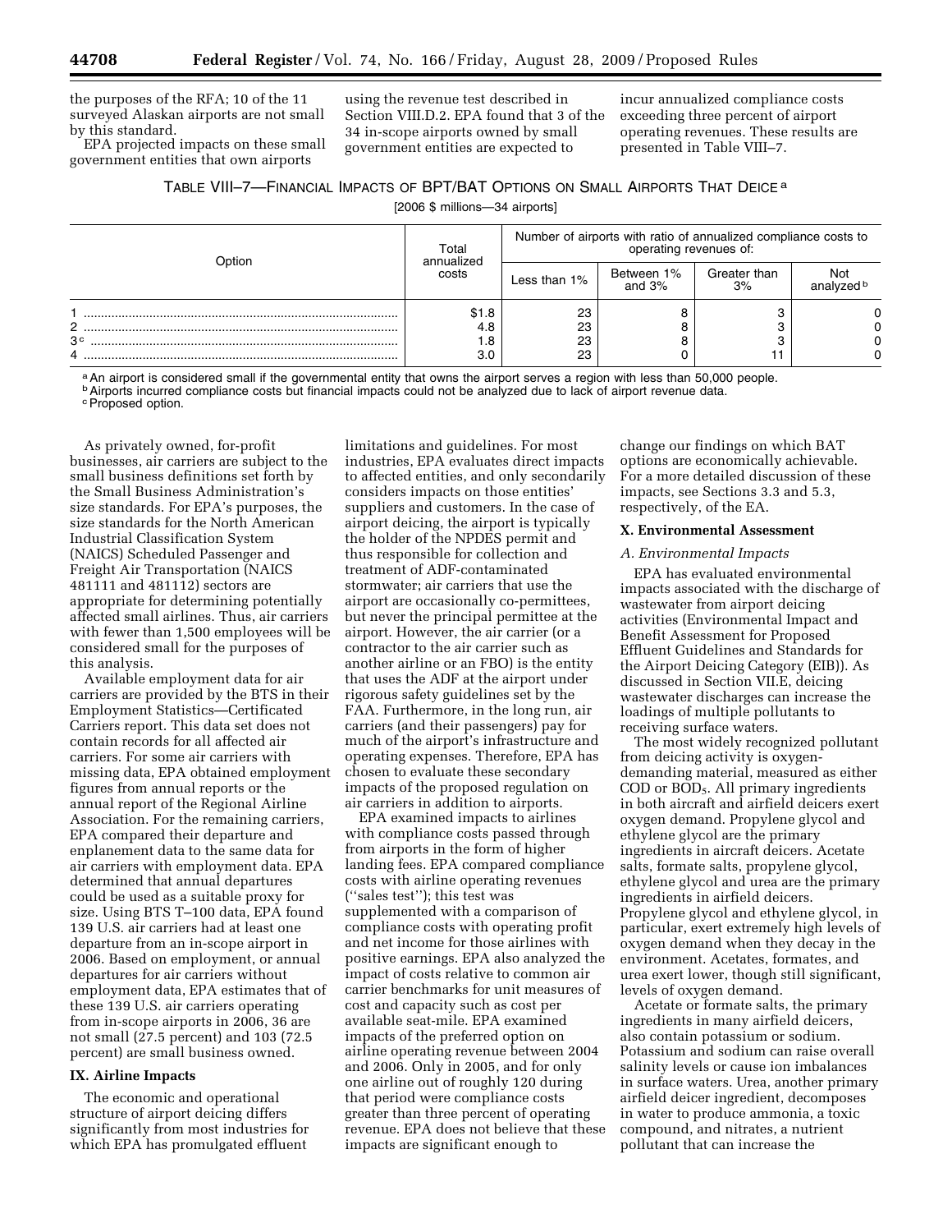the purposes of the RFA; 10 of the 11 surveyed Alaskan airports are not small by this standard.

EPA projected impacts on these small government entities that own airports using the revenue test described in Section VIII.D.2. EPA found that 3 of the 34 in-scope airports owned by small government entities are expected to incur annualized compliance costs exceeding three percent of airport operating revenues. These results are presented in Table VIII–7.

TABLE VIII–7—FINANCIAL IMPACTS OF BPT/BAT OPTIONS ON SMALL AIRPORTS THAT DEICE [a]

[2006 $ millions—34 airports]

| Option | Total annualized costs | Number of airports with ratio of annualized compliance costs to operating revenues of: | | | |
|---|---|---|---|---|---|
| | | Less than 1% | Between 1% and 3% | Greater than 3% | Not analyzed [b] |
| 1 | $1.8 | 23 | 8 | 3 | 0 |
| 2 | 4.8 | 23 | 8 | 3 | 0 |
| 3 [c] | 1.8 | 23 | 8 | 3 | 0 |
| 4 | 3.0 | 23 | 0 | 11 | 0 |

[a] An airport is considered small if the governmental entity that owns the airport serves a region with less than 50,000 people.
[b] Airports incurred compliance costs but financial impacts could not be analyzed due to lack of airport revenue data.
[c] Proposed option.

As privately owned, for-profit businesses, air carriers are subject to the small business definitions set forth by the Small Business Administration's size standards. For EPA's purposes, the size standards for the North American Industrial Classification System (NAICS) Scheduled Passenger and Freight Air Transportation (NAICS 481111 and 481112) sectors are appropriate for determining potentially affected small airlines. Thus, air carriers with fewer than 1,500 employees will be considered small for the purposes of this analysis.

Available employment data for air carriers are provided by the BTS in their Employment Statistics—Certificated Carriers report. This data set does not contain records for all affected air carriers. For some air carriers with missing data, EPA obtained employment figures from annual reports or the annual report of the Regional Airline Association. For the remaining carriers, EPA compared their departure and enplanement data to the same data for air carriers with employment data. EPA determined that annual departures could be used as a suitable proxy for size. Using BTS T–100 data, EPA found 139 U.S. air carriers had at least one departure from an in-scope airport in 2006. Based on employment, or annual departures for air carriers without employment data, EPA estimates that of these 139 U.S. air carriers operating from in-scope airports in 2006, 36 are not small (27.5 percent) and 103 (72.5 percent) are small business owned.

## IX. Airline Impacts

The economic and operational structure of airport deicing differs significantly from most industries for which EPA has promulgated effluent limitations and guidelines. For most industries, EPA evaluates direct impacts to affected entities, and only secondarily considers impacts on those entities' suppliers and customers. In the case of airport deicing, the airport is typically the holder of the NPDES permit and thus responsible for collection and treatment of ADF-contaminated stormwater; air carriers that use the airport are occasionally co-permittees, but never the principal permittee at the airport. However, the air carrier (or a contractor to the air carrier such as another airline or an FBO) is the entity that uses the ADF at the airport under rigorous safety guidelines set by the FAA. Furthermore, in the long run, air carriers (and their passengers) pay for much of the airport's infrastructure and operating expenses. Therefore, EPA has chosen to evaluate these secondary impacts of the proposed regulation on air carriers in addition to airports.

EPA examined impacts to airlines with compliance costs passed through from airports in the form of higher landing fees. EPA compared compliance costs with airline operating revenues ("sales test"); this test was supplemented with a comparison of compliance costs with operating profit and net income for those airlines with positive earnings. EPA also analyzed the impact of costs relative to common air carrier benchmarks for unit measures of cost and capacity such as cost per available seat-mile. EPA examined impacts of the preferred option on airline operating revenue between 2004 and 2006. Only in 2005, and for only one airline out of roughly 120 during that period were compliance costs greater than three percent of operating revenue. EPA does not believe that these impacts are significant enough to change our findings on which BAT options are economically achievable. For a more detailed discussion of these impacts, see Sections 3.3 and 5.3, respectively, of the EA.

## X. Environmental Assessment

### *A. Environmental Impacts*

EPA has evaluated environmental impacts associated with the discharge of wastewater from airport deicing activities (Environmental Impact and Benefit Assessment for Proposed Effluent Guidelines and Standards for the Airport Deicing Category (EIB)). As discussed in Section VII.E, deicing wastewater discharges can increase the loadings of multiple pollutants to receiving surface waters.

The most widely recognized pollutant from deicing activity is oxygen-demanding material, measured as either COD or $BOD_5$. All primary ingredients in both aircraft and airfield deicers exert oxygen demand. Propylene glycol and ethylene glycol are the primary ingredients in aircraft deicers. Acetate salts, formate salts, propylene glycol, ethylene glycol and urea are the primary ingredients in airfield deicers. Propylene glycol and ethylene glycol, in particular, exert extremely high levels of oxygen demand when they decay in the environment. Acetates, formates, and urea exert lower, though still significant, levels of oxygen demand.

Acetate or formate salts, the primary ingredients in many airfield deicers, also contain potassium or sodium. Potassium and sodium can raise overall salinity levels or cause ion imbalances in surface waters. Urea, another primary airfield deicer ingredient, decomposes in water to produce ammonia, a toxic compound, and nitrates, a nutrient pollutant that can increase the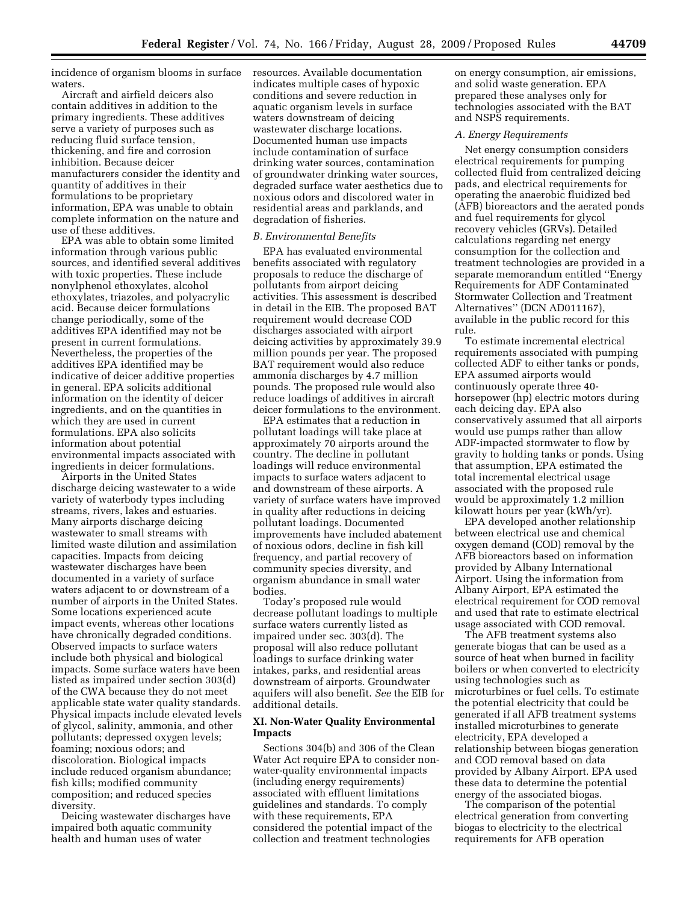incidence of organism blooms in surface waters.

Aircraft and airfield deicers also contain additives in addition to the primary ingredients. These additives serve a variety of purposes such as reducing fluid surface tension, thickening, and fire and corrosion inhibition. Because deicer manufacturers consider the identity and quantity of additives in their formulations to be proprietary information, EPA was unable to obtain complete information on the nature and use of these additives.

EPA was able to obtain some limited information through various public sources, and identified several additives with toxic properties. These include nonylphenol ethoxylates, alcohol ethoxylates, triazoles, and polyacrylic acid. Because deicer formulations change periodically, some of the additives EPA identified may not be present in current formulations. Nevertheless, the properties of the additives EPA identified may be indicative of deicer additive properties in general. EPA solicits additional information on the identity of deicer ingredients, and on the quantities in which they are used in current formulations. EPA also solicits information about potential environmental impacts associated with ingredients in deicer formulations.

Airports in the United States discharge deicing wastewater to a wide variety of waterbody types including streams, rivers, lakes and estuaries. Many airports discharge deicing wastewater to small streams with limited waste dilution and assimilation capacities. Impacts from deicing wastewater discharges have been documented in a variety of surface waters adjacent to or downstream of a number of airports in the United States. Some locations experienced acute impact events, whereas other locations have chronically degraded conditions. Observed impacts to surface waters include both physical and biological impacts. Some surface waters have been listed as impaired under section 303(d) of the CWA because they do not meet applicable state water quality standards. Physical impacts include elevated levels of glycol, salinity, ammonia, and other pollutants; depressed oxygen levels; foaming; noxious odors; and discoloration. Biological impacts include reduced organism abundance; fish kills; modified community composition; and reduced species diversity.

Deicing wastewater discharges have impaired both aquatic community health and human uses of water resources. Available documentation indicates multiple cases of hypoxic conditions and severe reduction in aquatic organism levels in surface waters downstream of deicing wastewater discharge locations. Documented human use impacts include contamination of surface drinking water sources, contamination of groundwater drinking water sources, degraded surface water aesthetics due to noxious odors and discolored water in residential areas and parklands, and degradation of fisheries.

### *B. Environmental Benefits*

EPA has evaluated environmental benefits associated with regulatory proposals to reduce the discharge of pollutants from airport deicing activities. This assessment is described in detail in the EIB. The proposed BAT requirement would decrease COD discharges associated with airport deicing activities by approximately 39.9 million pounds per year. The proposed BAT requirement would also reduce ammonia discharges by 4.7 million pounds. The proposed rule would also reduce loadings of additives in aircraft deicer formulations to the environment.

EPA estimates that a reduction in pollutant loadings will take place at approximately 70 airports around the country. The decline in pollutant loadings will reduce environmental impacts to surface waters adjacent to and downstream of these airports. A variety of surface waters have improved in quality after reductions in deicing pollutant loadings. Documented improvements have included abatement of noxious odors, decline in fish kill frequency, and partial recovery of community species diversity, and organism abundance in small water bodies.

Today's proposed rule would decrease pollutant loadings to multiple surface waters currently listed as impaired under sec. 303(d). The proposal will also reduce pollutant loadings to surface drinking water intakes, parks, and residential areas downstream of airports. Groundwater aquifers will also benefit. *See* the EIB for additional details.

## XI. Non-Water Quality Environmental Impacts

Sections 304(b) and 306 of the Clean Water Act require EPA to consider non-water-quality environmental impacts (including energy requirements) associated with effluent limitations guidelines and standards. To comply with these requirements, EPA considered the potential impact of the collection and treatment technologies on energy consumption, air emissions, and solid waste generation. EPA prepared these analyses only for technologies associated with the BAT and NSPS requirements.

### *A. Energy Requirements*

Net energy consumption considers electrical requirements for pumping collected fluid from centralized deicing pads, and electrical requirements for operating the anaerobic fluidized bed (AFB) bioreactors and the aerated ponds and fuel requirements for glycol recovery vehicles (GRVs). Detailed calculations regarding net energy consumption for the collection and treatment technologies are provided in a separate memorandum entitled "Energy Requirements for ADF Contaminated Stormwater Collection and Treatment Alternatives" (DCN AD011167), available in the public record for this rule.

To estimate incremental electrical requirements associated with pumping collected ADF to either tanks or ponds, EPA assumed airports would continuously operate three 40-horsepower (hp) electric motors during each deicing day. EPA also conservatively assumed that all airports would use pumps rather than allow ADF-impacted stormwater to flow by gravity to holding tanks or ponds. Using that assumption, EPA estimated the total incremental electrical usage associated with the proposed rule would be approximately 1.2 million kilowatt hours per year (kWh/yr).

EPA developed another relationship between electrical use and chemical oxygen demand (COD) removal by the AFB bioreactors based on information provided by Albany International Airport. Using the information from Albany Airport, EPA estimated the electrical requirement for COD removal and used that rate to estimate electrical usage associated with COD removal.

The AFB treatment systems also generate biogas that can be used as a source of heat when burned in facility boilers or when converted to electricity using technologies such as microturbines or fuel cells. To estimate the potential electricity that could be generated if all AFB treatment systems installed microturbines to generate electricity, EPA developed a relationship between biogas generation and COD removal based on data provided by Albany Airport. EPA used these data to determine the potential energy of the associated biogas.

The comparison of the potential electrical generation from converting biogas to electricity to the electrical requirements for AFB operation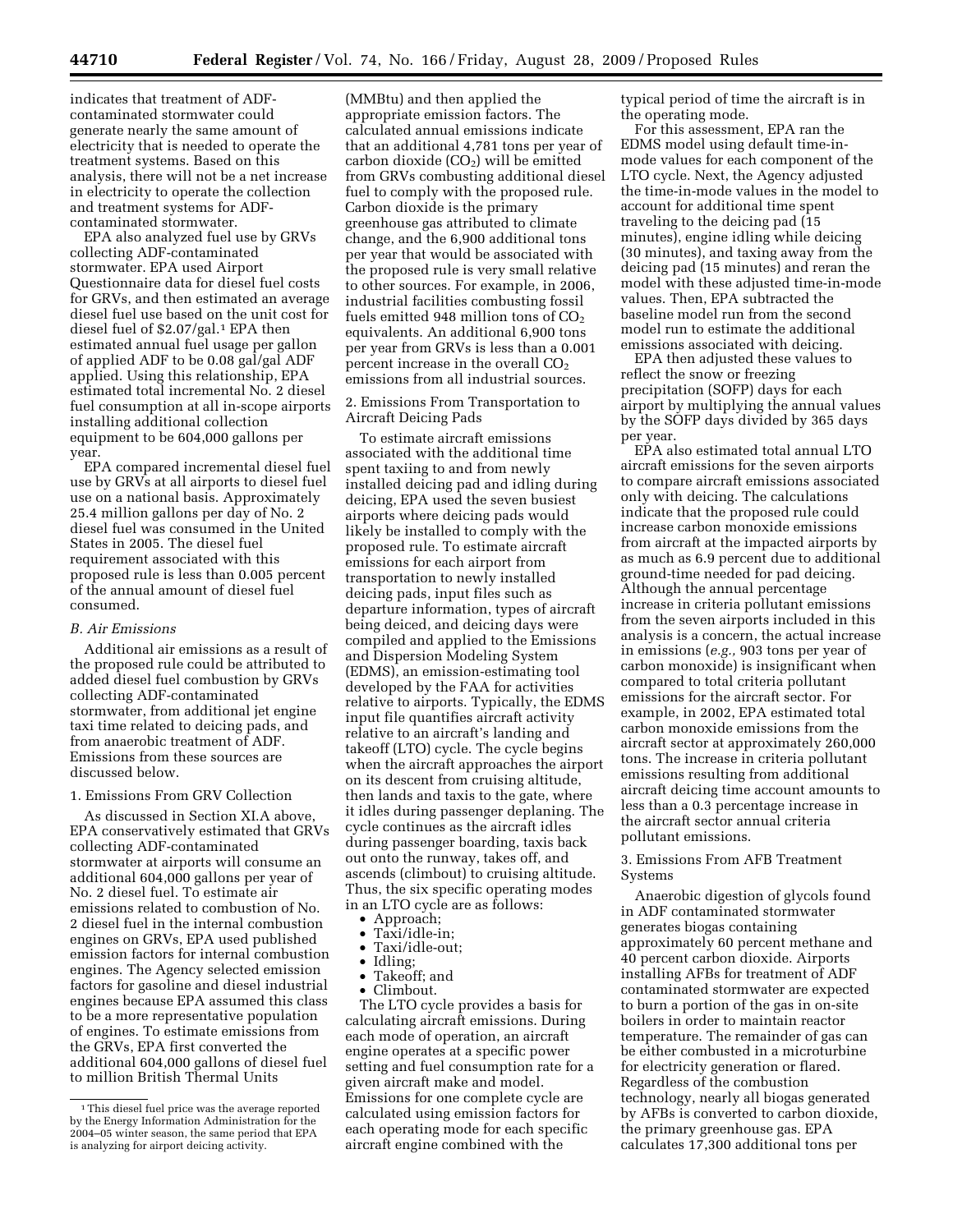indicates that treatment of ADF-contaminated stormwater could generate nearly the same amount of electricity that is needed to operate the treatment systems. Based on this analysis, there will not be a net increase in electricity to operate the collection and treatment systems for ADF-contaminated stormwater.

EPA also analyzed fuel use by GRVs collecting ADF-contaminated stormwater. EPA used Airport Questionnaire data for diesel fuel costs for GRVs, and then estimated an average diesel fuel use based on the unit cost for diesel fuel of $2.07/gal.[1] EPA then estimated annual fuel usage per gallon of applied ADF to be 0.08 gal/gal ADF applied. Using this relationship, EPA estimated total incremental No. 2 diesel fuel consumption at all in-scope airports installing additional collection equipment to be 604,000 gallons per year.

EPA compared incremental diesel fuel use by GRVs at all airports to diesel fuel use on a national basis. Approximately 25.4 million gallons per day of No. 2 diesel fuel was consumed in the United States in 2005. The diesel fuel requirement associated with this proposed rule is less than 0.005 percent of the annual amount of diesel fuel consumed.

### *B. Air Emissions*

Additional air emissions as a result of the proposed rule could be attributed to added diesel fuel combustion by GRVs collecting ADF-contaminated stormwater, from additional jet engine taxi time related to deicing pads, and from anaerobic treatment of ADF. Emissions from these sources are discussed below.

#### 1. Emissions From GRV Collection

As discussed in Section XI.A above, EPA conservatively estimated that GRVs collecting ADF-contaminated stormwater at airports will consume an additional 604,000 gallons per year of No. 2 diesel fuel. To estimate air emissions related to combustion of No. 2 diesel fuel in the internal combustion engines on GRVs, EPA used published emission factors for internal combustion engines. The Agency selected emission factors for gasoline and diesel industrial engines because EPA assumed this class to be a more representative population of engines. To estimate emissions from the GRVs, EPA first converted the additional 604,000 gallons of diesel fuel to million British Thermal Units (MMBtu) and then applied the appropriate emission factors. The calculated annual emissions indicate that an additional 4,781 tons per year of carbon dioxide ($CO_2$) will be emitted from GRVs combusting additional diesel fuel to comply with the proposed rule. Carbon dioxide is the primary greenhouse gas attributed to climate change, and the 6,900 additional tons per year that would be associated with the proposed rule is very small relative to other sources. For example, in 2006, industrial facilities combusting fossil fuels emitted 948 million tons of $CO_2$ equivalents. An additional 6,900 tons per year from GRVs is less than a 0.001 percent increase in the overall $CO_2$ emissions from all industrial sources.

#### 2. Emissions From Transportation to Aircraft Deicing Pads

To estimate aircraft emissions associated with the additional time spent taxiing to and from newly installed deicing pad and idling during deicing, EPA used the seven busiest airports where deicing pads would likely be installed to comply with the proposed rule. To estimate aircraft emissions for each airport from transportation to newly installed deicing pads, input files such as departure information, types of aircraft being deiced, and deicing days were compiled and applied to the Emissions and Dispersion Modeling System (EDMS), an emission-estimating tool developed by the FAA for activities relative to airports. Typically, the EDMS input file quantifies aircraft activity relative to an aircraft's landing and takeoff (LTO) cycle. The cycle begins when the aircraft approaches the airport on its descent from cruising altitude, then lands and taxis to the gate, where it idles during passenger deplaning. The cycle continues as the aircraft idles during passenger boarding, taxis back out onto the runway, takes off, and ascends (climbout) to cruising altitude. Thus, the six specific operating modes in an LTO cycle are as follows:

- Approach;
- Taxi/idle-in;
- Taxi/idle-out;
- Idling;
- Takeoff; and
- Climbout.

The LTO cycle provides a basis for calculating aircraft emissions. During each mode of operation, an aircraft engine operates at a specific power setting and fuel consumption rate for a given aircraft make and model. Emissions for one complete cycle are calculated using emission factors for each operating mode for each specific aircraft engine combined with the typical period of time the aircraft is in the operating mode.

For this assessment, EPA ran the EDMS model using default time-in-mode values for each component of the LTO cycle. Next, the Agency adjusted the time-in-mode values in the model to account for additional time spent traveling to the deicing pad (15 minutes), engine idling while deicing (30 minutes), and taxing away from the deicing pad (15 minutes) and reran the model with these adjusted time-in-mode values. Then, EPA subtracted the baseline model run from the second model run to estimate the additional emissions associated with deicing.

EPA then adjusted these values to reflect the snow or freezing precipitation (SOFP) days for each airport by multiplying the annual values by the SOFP days divided by 365 days per year.

EPA also estimated total annual LTO aircraft emissions for the seven airports to compare aircraft emissions associated only with deicing. The calculations indicate that the proposed rule could increase carbon monoxide emissions from aircraft at the impacted airports by as much as 6.9 percent due to additional ground-time needed for pad deicing. Although the annual percentage increase in criteria pollutant emissions from the seven airports included in this analysis is a concern, the actual increase in emissions (*e.g.,* 903 tons per year of carbon monoxide) is insignificant when compared to total criteria pollutant emissions for the aircraft sector. For example, in 2002, EPA estimated total carbon monoxide emissions from the aircraft sector at approximately 260,000 tons. The increase in criteria pollutant emissions resulting from additional aircraft deicing time account amounts to less than a 0.3 percentage increase in the aircraft sector annual criteria pollutant emissions.

#### 3. Emissions From AFB Treatment Systems

Anaerobic digestion of glycols found in ADF contaminated stormwater generates biogas containing approximately 60 percent methane and 40 percent carbon dioxide. Airports installing AFBs for treatment of ADF contaminated stormwater are expected to burn a portion of the gas in on-site boilers in order to maintain reactor temperature. The remainder of gas can be either combusted in a microturbine for electricity generation or flared. Regardless of the combustion technology, nearly all biogas generated by AFBs is converted to carbon dioxide, the primary greenhouse gas. EPA calculates 17,300 additional tons per

[1] This diesel fuel price was the average reported by the Energy Information Administration for the 2004–05 winter season, the same period that EPA is analyzing for airport deicing activity.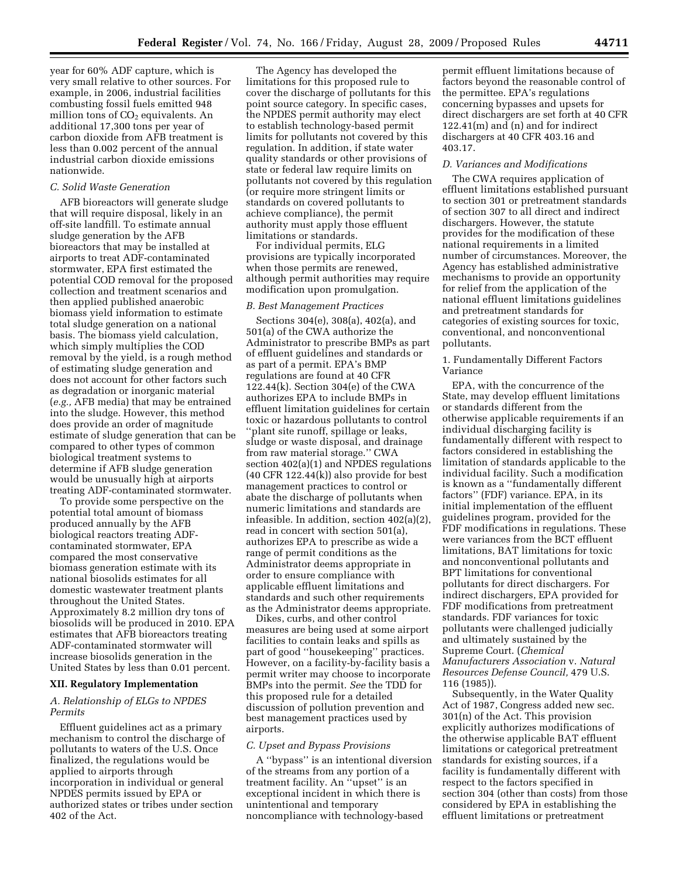year for 60% ADF capture, which is very small relative to other sources. For example, in 2006, industrial facilities combusting fossil fuels emitted 948 million tons of $CO_2$ equivalents. An additional 17,300 tons per year of carbon dioxide from AFB treatment is less than 0.002 percent of the annual industrial carbon dioxide emissions nationwide.

### C. Solid Waste Generation

AFB bioreactors will generate sludge that will require disposal, likely in an off-site landfill. To estimate annual sludge generation by the AFB bioreactors that may be installed at airports to treat ADF-contaminated stormwater, EPA first estimated the potential COD removal for the proposed collection and treatment scenarios and then applied published anaerobic biomass yield information to estimate total sludge generation on a national basis. The biomass yield calculation, which simply multiplies the COD removal by the yield, is a rough method of estimating sludge generation and does not account for other factors such as degradation or inorganic material (*e.g.,* AFB media) that may be entrained into the sludge. However, this method does provide an order of magnitude estimate of sludge generation that can be compared to other types of common biological treatment systems to determine if AFB sludge generation would be unusually high at airports treating ADF-contaminated stormwater.

To provide some perspective on the potential total amount of biomass produced annually by the AFB biological reactors treating ADF-contaminated stormwater, EPA compared the most conservative biomass generation estimate with its national biosolids estimates for all domestic wastewater treatment plants throughout the United States. Approximately 8.2 million dry tons of biosolids will be produced in 2010. EPA estimates that AFB bioreactors treating ADF-contaminated stormwater will increase biosolids generation in the United States by less than 0.01 percent.

## XII. Regulatory Implementation

### A. Relationship of ELGs to NPDES Permits

Effluent guidelines act as a primary mechanism to control the discharge of pollutants to waters of the U.S. Once finalized, the regulations would be applied to airports through incorporation in individual or general NPDES permits issued by EPA or authorized states or tribes under section 402 of the Act.

The Agency has developed the limitations for this proposed rule to cover the discharge of pollutants for this point source category. In specific cases, the NPDES permit authority may elect to establish technology-based permit limits for pollutants not covered by this regulation. In addition, if state water quality standards or other provisions of state or federal law require limits on pollutants not covered by this regulation (or require more stringent limits or standards on covered pollutants to achieve compliance), the permit authority must apply those effluent limitations or standards.

For individual permits, ELG provisions are typically incorporated when those permits are renewed, although permit authorities may require modification upon promulgation.

### B. Best Management Practices

Sections 304(e), 308(a), 402(a), and 501(a) of the CWA authorize the Administrator to prescribe BMPs as part of effluent guidelines and standards or as part of a permit. EPA's BMP regulations are found at 40 CFR 122.44(k). Section 304(e) of the CWA authorizes EPA to include BMPs in effluent limitation guidelines for certain toxic or hazardous pollutants to control ''plant site runoff, spillage or leaks, sludge or waste disposal, and drainage from raw material storage.'' CWA section 402(a)(1) and NPDES regulations (40 CFR 122.44(k)) also provide for best management practices to control or abate the discharge of pollutants when numeric limitations and standards are infeasible. In addition, section 402(a)(2), read in concert with section 501(a), authorizes EPA to prescribe as wide a range of permit conditions as the Administrator deems appropriate in order to ensure compliance with applicable effluent limitations and standards and such other requirements as the Administrator deems appropriate.

Dikes, curbs, and other control measures are being used at some airport facilities to contain leaks and spills as part of good ''housekeeping'' practices. However, on a facility-by-facility basis a permit writer may choose to incorporate BMPs into the permit. *See* the TDD for this proposed rule for a detailed discussion of pollution prevention and best management practices used by airports.

### C. Upset and Bypass Provisions

A ''bypass'' is an intentional diversion of the streams from any portion of a treatment facility. An ''upset'' is an exceptional incident in which there is unintentional and temporary noncompliance with technology-based permit effluent limitations because of factors beyond the reasonable control of the permittee. EPA's regulations concerning bypasses and upsets for direct dischargers are set forth at 40 CFR 122.41(m) and (n) and for indirect dischargers at 40 CFR 403.16 and 403.17.

### D. Variances and Modifications

The CWA requires application of effluent limitations established pursuant to section 301 or pretreatment standards of section 307 to all direct and indirect dischargers. However, the statute provides for the modification of these national requirements in a limited number of circumstances. Moreover, the Agency has established administrative mechanisms to provide an opportunity for relief from the application of the national effluent limitations guidelines and pretreatment standards for categories of existing sources for toxic, conventional, and nonconventional pollutants.

#### 1. Fundamentally Different Factors Variance

EPA, with the concurrence of the State, may develop effluent limitations or standards different from the otherwise applicable requirements if an individual discharging facility is fundamentally different with respect to factors considered in establishing the limitation of standards applicable to the individual facility. Such a modification is known as a ''fundamentally different factors'' (FDF) variance. EPA, in its initial implementation of the effluent guidelines program, provided for the FDF modifications in regulations. These were variances from the BCT effluent limitations, BAT limitations for toxic and nonconventional pollutants and BPT limitations for conventional pollutants for direct dischargers. For indirect dischargers, EPA provided for FDF modifications from pretreatment standards. FDF variances for toxic pollutants were challenged judicially and ultimately sustained by the Supreme Court. (*Chemical Manufacturers Association* v. *Natural Resources Defense Council,* 479 U.S. 116 (1985)).

Subsequently, in the Water Quality Act of 1987, Congress added new sec. 301(n) of the Act. This provision explicitly authorizes modifications of the otherwise applicable BAT effluent limitations or categorical pretreatment standards for existing sources, if a facility is fundamentally different with respect to the factors specified in section 304 (other than costs) from those considered by EPA in establishing the effluent limitations or pretreatment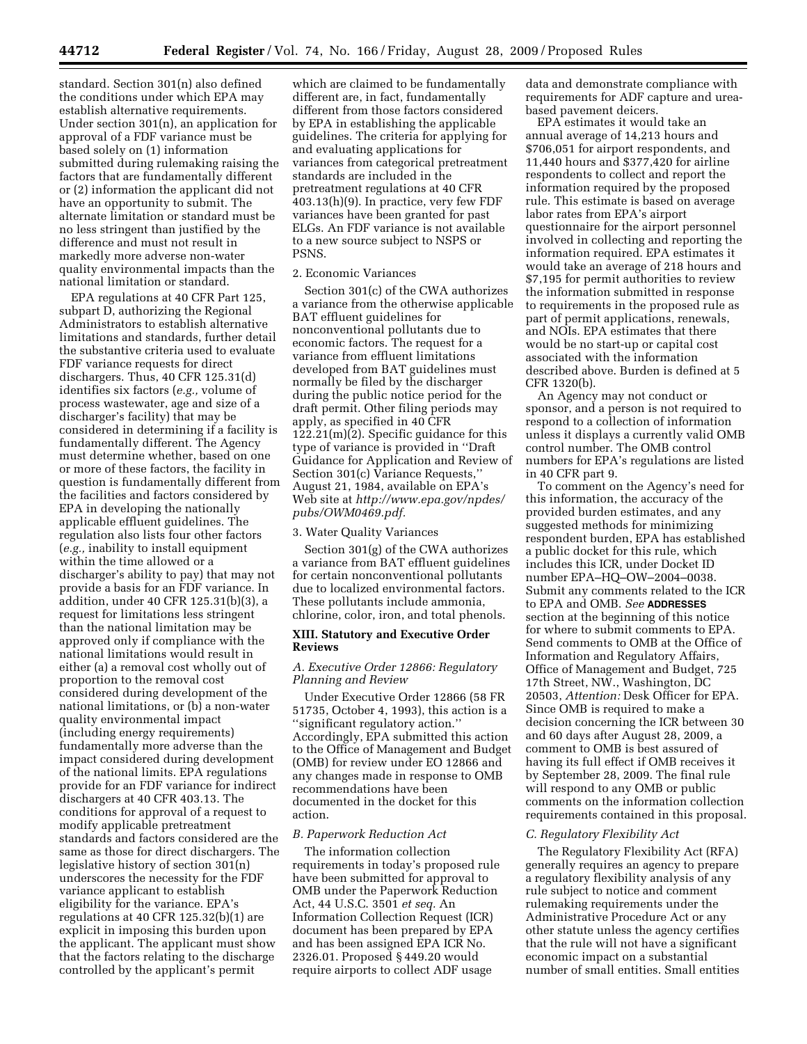standard. Section 301(n) also defined the conditions under which EPA may establish alternative requirements. Under section 301(n), an application for approval of a FDF variance must be based solely on (1) information submitted during rulemaking raising the factors that are fundamentally different or (2) information the applicant did not have an opportunity to submit. The alternate limitation or standard must be no less stringent than justified by the difference and must not result in markedly more adverse non-water quality environmental impacts than the national limitation or standard.

EPA regulations at 40 CFR Part 125, subpart D, authorizing the Regional Administrators to establish alternative limitations and standards, further detail the substantive criteria used to evaluate FDF variance requests for direct dischargers. Thus, 40 CFR 125.31(d) identifies six factors (*e.g.,* volume of process wastewater, age and size of a discharger's facility) that may be considered in determining if a facility is fundamentally different. The Agency must determine whether, based on one or more of these factors, the facility in question is fundamentally different from the facilities and factors considered by EPA in developing the nationally applicable effluent guidelines. The regulation also lists four other factors (*e.g.,* inability to install equipment within the time allowed or a discharger's ability to pay) that may not provide a basis for an FDF variance. In addition, under 40 CFR 125.31(b)(3), a request for limitations less stringent than the national limitation may be approved only if compliance with the national limitations would result in either (a) a removal cost wholly out of proportion to the removal cost considered during development of the national limitations, or (b) a non-water quality environmental impact (including energy requirements) fundamentally more adverse than the impact considered during development of the national limits. EPA regulations provide for an FDF variance for indirect dischargers at 40 CFR 403.13. The conditions for approval of a request to modify applicable pretreatment standards and factors considered are the same as those for direct dischargers. The legislative history of section 301(n) underscores the necessity for the FDF variance applicant to establish eligibility for the variance. EPA's regulations at 40 CFR 125.32(b)(1) are explicit in imposing this burden upon the applicant. The applicant must show that the factors relating to the discharge controlled by the applicant's permit which are claimed to be fundamentally different are, in fact, fundamentally different from those factors considered by EPA in establishing the applicable guidelines. The criteria for applying for and evaluating applications for variances from categorical pretreatment standards are included in the pretreatment regulations at 40 CFR 403.13(h)(9). In practice, very few FDF variances have been granted for past ELGs. An FDF variance is not available to a new source subject to NSPS or PSNS.

2. Economic Variances

Section 301(c) of the CWA authorizes a variance from the otherwise applicable BAT effluent guidelines for nonconventional pollutants due to economic factors. The request for a variance from effluent limitations developed from BAT guidelines must normally be filed by the discharger during the public notice period for the draft permit. Other filing periods may apply, as specified in 40 CFR 122.21(m)(2). Specific guidance for this type of variance is provided in ''Draft Guidance for Application and Review of Section 301(c) Variance Requests,'' August 21, 1984, available on EPA's Web site at *http://www.epa.gov/npdes/pubs/OWM0469.pdf.*

3. Water Quality Variances

Section 301(g) of the CWA authorizes a variance from BAT effluent guidelines for certain nonconventional pollutants due to localized environmental factors. These pollutants include ammonia, chlorine, color, iron, and total phenols.

## XIII. Statutory and Executive Order Reviews

### *A. Executive Order 12866: Regulatory Planning and Review*

Under Executive Order 12866 (58 FR 51735, October 4, 1993), this action is a ''significant regulatory action.'' Accordingly, EPA submitted this action to the Office of Management and Budget (OMB) for review under EO 12866 and any changes made in response to OMB recommendations have been documented in the docket for this action.

### *B. Paperwork Reduction Act*

The information collection requirements in today's proposed rule have been submitted for approval to OMB under the Paperwork Reduction Act, 44 U.S.C. 3501 *et seq.* An Information Collection Request (ICR) document has been prepared by EPA and has been assigned EPA ICR No. 2326.01. Proposed § 449.20 would require airports to collect ADF usage data and demonstrate compliance with requirements for ADF capture and urea-based pavement deicers.

EPA estimates it would take an annual average of 14,213 hours and $706,051 for airport respondents, and 11,440 hours and $377,420 for airline respondents to collect and report the information required by the proposed rule. This estimate is based on average labor rates from EPA's airport questionnaire for the airport personnel involved in collecting and reporting the information required. EPA estimates it would take an average of 218 hours and $7,195 for permit authorities to review the information submitted in response to requirements in the proposed rule as part of permit applications, renewals, and NOIs. EPA estimates that there would be no start-up or capital cost associated with the information described above. Burden is defined at 5 CFR 1320(b).

An Agency may not conduct or sponsor, and a person is not required to respond to a collection of information unless it displays a currently valid OMB control number. The OMB control numbers for EPA's regulations are listed in 40 CFR part 9.

To comment on the Agency's need for this information, the accuracy of the provided burden estimates, and any suggested methods for minimizing respondent burden, EPA has established a public docket for this rule, which includes this ICR, under Docket ID number EPA–HQ–OW–2004–0038. Submit any comments related to the ICR to EPA and OMB. *See* **ADDRESSES** section at the beginning of this notice for where to submit comments to EPA. Send comments to OMB at the Office of Information and Regulatory Affairs, Office of Management and Budget, 725 17th Street, NW., Washington, DC 20503, *Attention:* Desk Officer for EPA. Since OMB is required to make a decision concerning the ICR between 30 and 60 days after August 28, 2009, a comment to OMB is best assured of having its full effect if OMB receives it by September 28, 2009. The final rule will respond to any OMB or public comments on the information collection requirements contained in this proposal.

### *C. Regulatory Flexibility Act*

The Regulatory Flexibility Act (RFA) generally requires an agency to prepare a regulatory flexibility analysis of any rule subject to notice and comment rulemaking requirements under the Administrative Procedure Act or any other statute unless the agency certifies that the rule will not have a significant economic impact on a substantial number of small entities. Small entities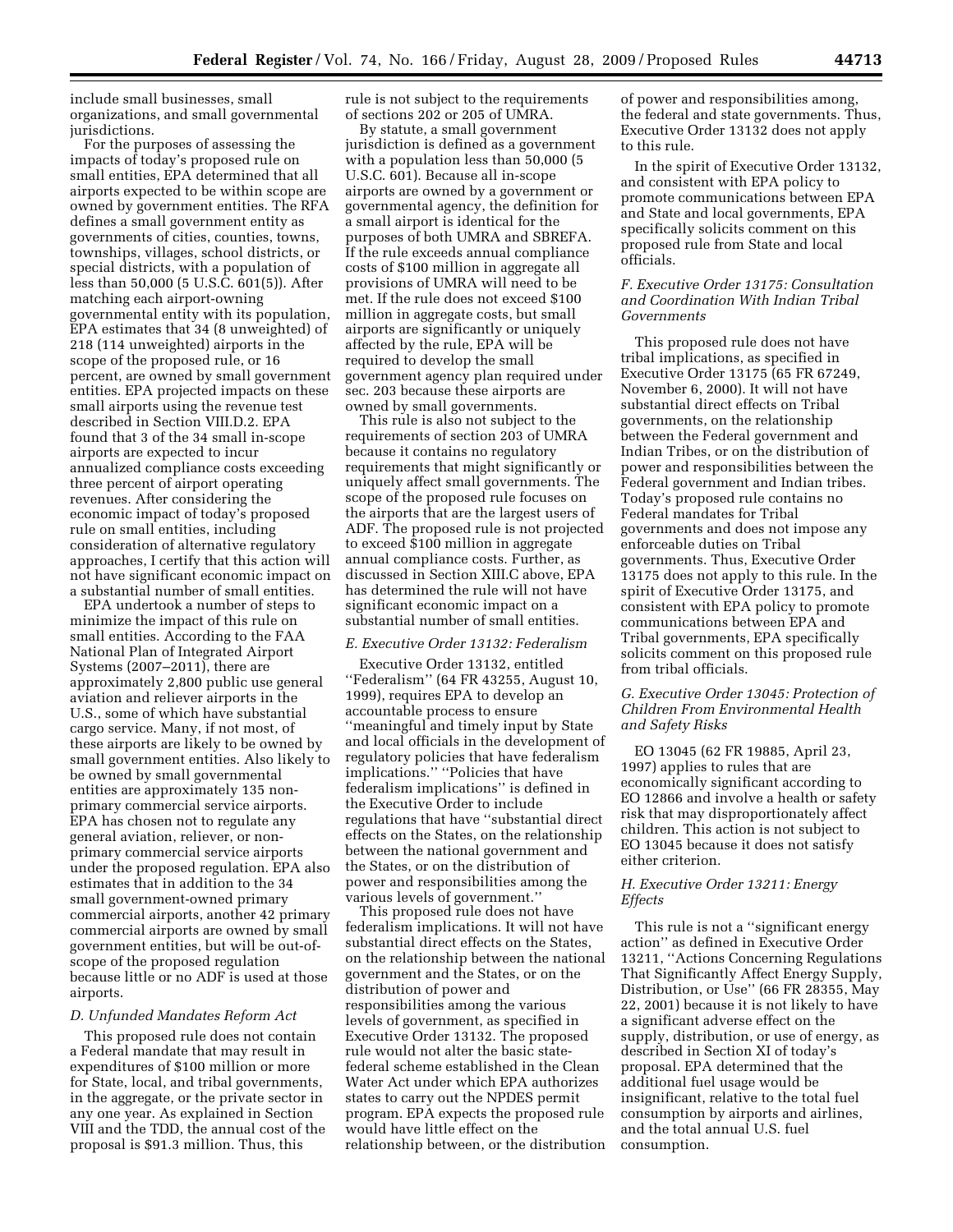include small businesses, small organizations, and small governmental jurisdictions.

For the purposes of assessing the impacts of today's proposed rule on small entities, EPA determined that all airports expected to be within scope are owned by government entities. The RFA defines a small government entity as governments of cities, counties, towns, townships, villages, school districts, or special districts, with a population of less than 50,000 (5 U.S.C. 601(5)). After matching each airport-owning governmental entity with its population, EPA estimates that 34 (8 unweighted) of 218 (114 unweighted) airports in the scope of the proposed rule, or 16 percent, are owned by small government entities. EPA projected impacts on these small airports using the revenue test described in Section VIII.D.2. EPA found that 3 of the 34 small in-scope airports are expected to incur annualized compliance costs exceeding three percent of airport operating revenues. After considering the economic impact of today's proposed rule on small entities, including consideration of alternative regulatory approaches, I certify that this action will not have significant economic impact on a substantial number of small entities.

EPA undertook a number of steps to minimize the impact of this rule on small entities. According to the FAA National Plan of Integrated Airport Systems (2007–2011), there are approximately 2,800 public use general aviation and reliever airports in the U.S., some of which have substantial cargo service. Many, if not most, of these airports are likely to be owned by small government entities. Also likely to be owned by small governmental entities are approximately 135 non-primary commercial service airports. EPA has chosen not to regulate any general aviation, reliever, or non-primary commercial service airports under the proposed regulation. EPA also estimates that in addition to the 34 small government-owned primary commercial airports, another 42 primary commercial airports are owned by small government entities, but will be out-of-scope of the proposed regulation because little or no ADF is used at those airports.

### D. Unfunded Mandates Reform Act

This proposed rule does not contain a Federal mandate that may result in expenditures of $100 million or more for State, local, and tribal governments, in the aggregate, or the private sector in any one year. As explained in Section VIII and the TDD, the annual cost of the proposal is $91.3 million. Thus, this rule is not subject to the requirements of sections 202 or 205 of UMRA.

By statute, a small government jurisdiction is defined as a government with a population less than 50,000 (5 U.S.C. 601). Because all in-scope airports are owned by a government or governmental agency, the definition for a small airport is identical for the purposes of both UMRA and SBREFA. If the rule exceeds annual compliance costs of $100 million in aggregate all provisions of UMRA will need to be met. If the rule does not exceed $100 million in aggregate costs, but small airports are significantly or uniquely affected by the rule, EPA will be required to develop the small government agency plan required under sec. 203 because these airports are owned by small governments.

This rule is also not subject to the requirements of section 203 of UMRA because it contains no regulatory requirements that might significantly or uniquely affect small governments. The scope of the proposed rule focuses on the airports that are the largest users of ADF. The proposed rule is not projected to exceed $100 million in aggregate annual compliance costs. Further, as discussed in Section XIII.C above, EPA has determined the rule will not have significant economic impact on a substantial number of small entities.

### E. Executive Order 13132: Federalism

Executive Order 13132, entitled ''Federalism'' (64 FR 43255, August 10, 1999), requires EPA to develop an accountable process to ensure ''meaningful and timely input by State and local officials in the development of regulatory policies that have federalism implications.'' ''Policies that have federalism implications'' is defined in the Executive Order to include regulations that have ''substantial direct effects on the States, on the relationship between the national government and the States, or on the distribution of power and responsibilities among the various levels of government.''

This proposed rule does not have federalism implications. It will not have substantial direct effects on the States, on the relationship between the national government and the States, or on the distribution of power and responsibilities among the various levels of government, as specified in Executive Order 13132. The proposed rule would not alter the basic state-federal scheme established in the Clean Water Act under which EPA authorizes states to carry out the NPDES permit program. EPA expects the proposed rule would have little effect on the relationship between, or the distribution of power and responsibilities among, the federal and state governments. Thus, Executive Order 13132 does not apply to this rule.

In the spirit of Executive Order 13132, and consistent with EPA policy to promote communications between EPA and State and local governments, EPA specifically solicits comment on this proposed rule from State and local officials.

### F. Executive Order 13175: Consultation and Coordination With Indian Tribal Governments

This proposed rule does not have tribal implications, as specified in Executive Order 13175 (65 FR 67249, November 6, 2000). It will not have substantial direct effects on Tribal governments, on the relationship between the Federal government and Indian Tribes, or on the distribution of power and responsibilities between the Federal government and Indian tribes. Today's proposed rule contains no Federal mandates for Tribal governments and does not impose any enforceable duties on Tribal governments. Thus, Executive Order 13175 does not apply to this rule. In the spirit of Executive Order 13175, and consistent with EPA policy to promote communications between EPA and Tribal governments, EPA specifically solicits comment on this proposed rule from tribal officials.

### G. Executive Order 13045: Protection of Children From Environmental Health and Safety Risks

EO 13045 (62 FR 19885, April 23, 1997) applies to rules that are economically significant according to EO 12866 and involve a health or safety risk that may disproportionately affect children. This action is not subject to EO 13045 because it does not satisfy either criterion.

### H. Executive Order 13211: Energy Effects

This rule is not a ''significant energy action'' as defined in Executive Order 13211, ''Actions Concerning Regulations That Significantly Affect Energy Supply, Distribution, or Use'' (66 FR 28355, May 22, 2001) because it is not likely to have a significant adverse effect on the supply, distribution, or use of energy, as described in Section XI of today's proposal. EPA determined that the additional fuel usage would be insignificant, relative to the total fuel consumption by airports and airlines, and the total annual U.S. fuel consumption.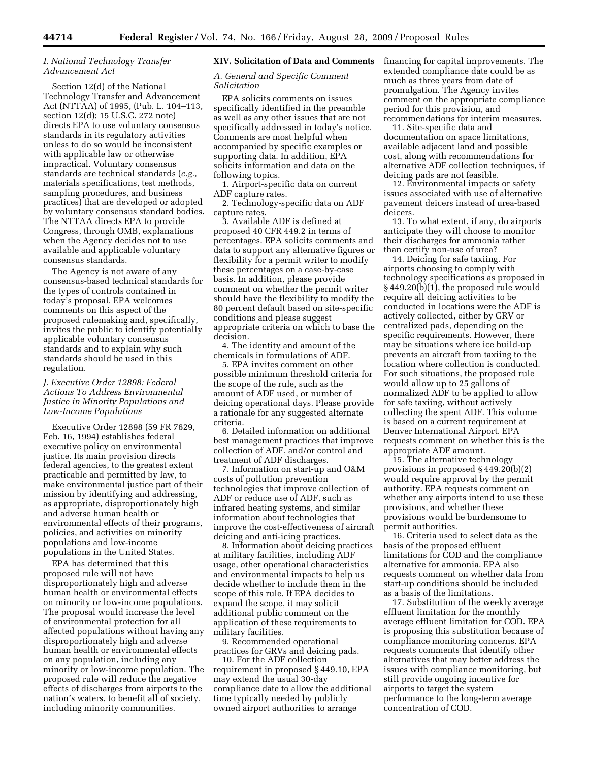### I. National Technology Transfer Advancement Act

Section 12(d) of the National Technology Transfer and Advancement Act (NTTAA) of 1995, (Pub. L. 104–113, section 12(d); 15 U.S.C. 272 note) directs EPA to use voluntary consensus standards in its regulatory activities unless to do so would be inconsistent with applicable law or otherwise impractical. Voluntary consensus standards are technical standards (*e.g.,* materials specifications, test methods, sampling procedures, and business practices) that are developed or adopted by voluntary consensus standard bodies. The NTTAA directs EPA to provide Congress, through OMB, explanations when the Agency decides not to use available and applicable voluntary consensus standards.

The Agency is not aware of any consensus-based technical standards for the types of controls contained in today's proposal. EPA welcomes comments on this aspect of the proposed rulemaking and, specifically, invites the public to identify potentially applicable voluntary consensus standards and to explain why such standards should be used in this regulation.

### J. Executive Order 12898: Federal Actions To Address Environmental Justice in Minority Populations and Low-Income Populations

Executive Order 12898 (59 FR 7629, Feb. 16, 1994) establishes federal executive policy on environmental justice. Its main provision directs federal agencies, to the greatest extent practicable and permitted by law, to make environmental justice part of their mission by identifying and addressing, as appropriate, disproportionately high and adverse human health or environmental effects of their programs, policies, and activities on minority populations and low-income populations in the United States.

EPA has determined that this proposed rule will not have disproportionately high and adverse human health or environmental effects on minority or low-income populations. The proposal would increase the level of environmental protection for all affected populations without having any disproportionately high and adverse human health or environmental effects on any population, including any minority or low-income population. The proposed rule will reduce the negative effects of discharges from airports to the nation's waters, to benefit all of society, including minority communities.

## XIV. Solicitation of Data and Comments

### A. General and Specific Comment Solicitation

EPA solicits comments on issues specifically identified in the preamble as well as any other issues that are not specifically addressed in today's notice. Comments are most helpful when accompanied by specific examples or supporting data. In addition, EPA solicits information and data on the following topics.

1. Airport-specific data on current ADF capture rates.

2. Technology-specific data on ADF capture rates.

3. Available ADF is defined at proposed 40 CFR 449.2 in terms of percentages. EPA solicits comments and data to support any alternative figures or flexibility for a permit writer to modify these percentages on a case-by-case basis. In addition, please provide comment on whether the permit writer should have the flexibility to modify the 80 percent default based on site-specific conditions and please suggest appropriate criteria on which to base the decision.

4. The identity and amount of the chemicals in formulations of ADF.

5. EPA invites comment on other possible minimum threshold criteria for the scope of the rule, such as the amount of ADF used, or number of deicing operational days. Please provide a rationale for any suggested alternate criteria.

6. Detailed information on additional best management practices that improve collection of ADF, and/or control and treatment of ADF discharges.

7. Information on start-up and O&M costs of pollution prevention technologies that improve collection of ADF or reduce use of ADF, such as infrared heating systems, and similar information about technologies that improve the cost-effectiveness of aircraft deicing and anti-icing practices.

8. Information about deicing practices at military facilities, including ADF usage, other operational characteristics and environmental impacts to help us decide whether to include them in the scope of this rule. If EPA decides to expand the scope, it may solicit additional public comment on the application of these requirements to military facilities.

9. Recommended operational practices for GRVs and deicing pads.

10. For the ADF collection requirement in proposed § 449.10, EPA may extend the usual 30-day compliance date to allow the additional time typically needed by publicly owned airport authorities to arrange financing for capital improvements. The extended compliance date could be as much as three years from date of promulgation. The Agency invites comment on the appropriate compliance period for this provision, and recommendations for interim measures.

11. Site-specific data and documentation on space limitations, available adjacent land and possible cost, along with recommendations for alternative ADF collection techniques, if deicing pads are not feasible.

12. Environmental impacts or safety issues associated with use of alternative pavement deicers instead of urea-based deicers.

13. To what extent, if any, do airports anticipate they will choose to monitor their discharges for ammonia rather than certify non-use of urea?

14. Deicing for safe taxiing. For airports choosing to comply with technology specifications as proposed in § 449.20(b)(1), the proposed rule would require all deicing activities to be conducted in locations were the ADF is actively collected, either by GRV or centralized pads, depending on the specific requirements. However, there may be situations where ice build-up prevents an aircraft from taxiing to the location where collection is conducted. For such situations, the proposed rule would allow up to 25 gallons of normalized ADF to be applied to allow for safe taxiing, without actively collecting the spent ADF. This volume is based on a current requirement at Denver International Airport. EPA requests comment on whether this is the appropriate ADF amount.

15. The alternative technology provisions in proposed § 449.20(b)(2) would require approval by the permit authority. EPA requests comment on whether any airports intend to use these provisions, and whether these provisions would be burdensome to permit authorities.

16. Criteria used to select data as the basis of the proposed effluent limitations for COD and the compliance alternative for ammonia. EPA also requests comment on whether data from start-up conditions should be included as a basis of the limitations.

17. Substitution of the weekly average effluent limitation for the monthly average effluent limitation for COD. EPA is proposing this substitution because of compliance monitoring concerns. EPA requests comments that identify other alternatives that may better address the issues with compliance monitoring, but still provide ongoing incentive for airports to target the system performance to the long-term average concentration of COD.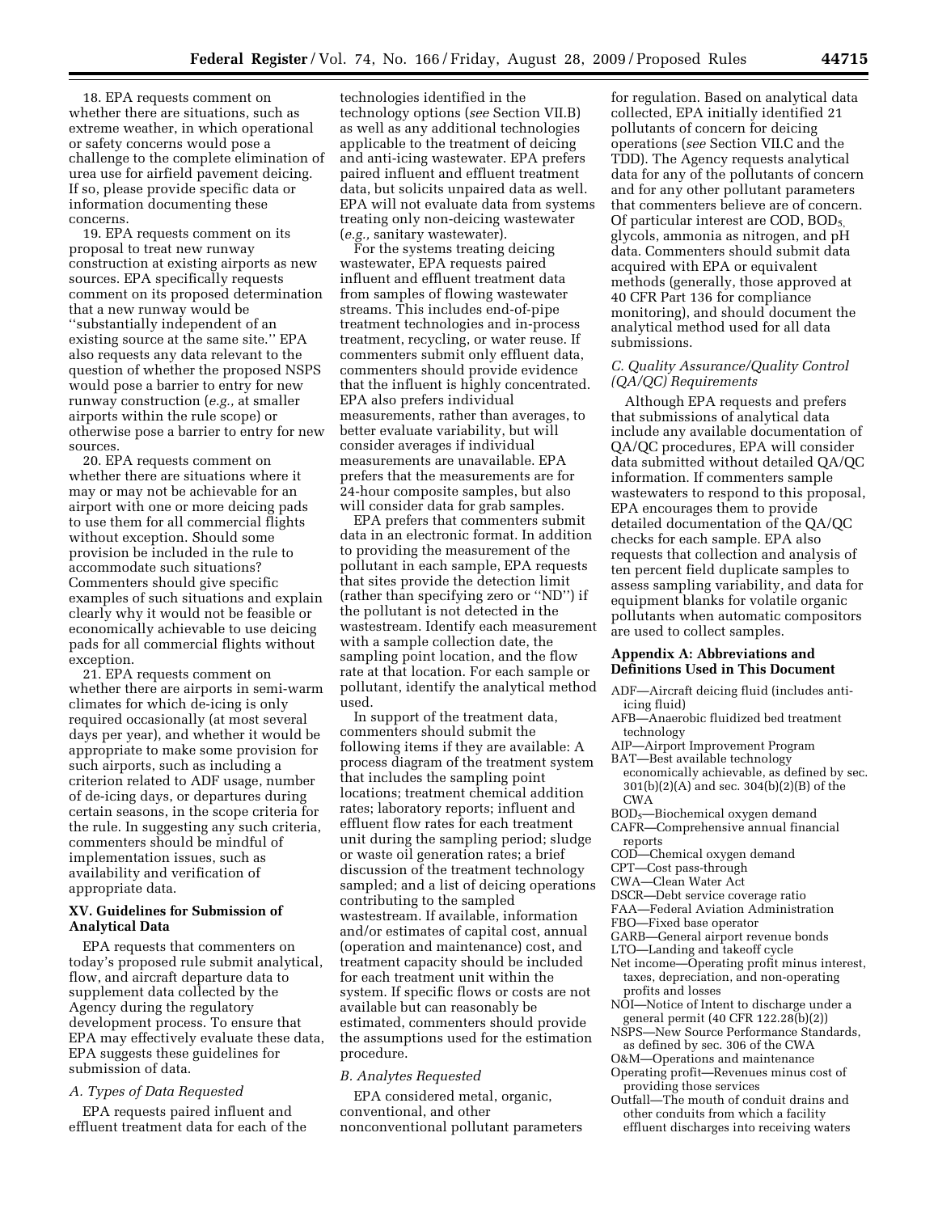18. EPA requests comment on whether there are situations, such as extreme weather, in which operational or safety concerns would pose a challenge to the complete elimination of urea use for airfield pavement deicing. If so, please provide specific data or information documenting these concerns.

19. EPA requests comment on its proposal to treat new runway construction at existing airports as new sources. EPA specifically requests comment on its proposed determination that a new runway would be ''substantially independent of an existing source at the same site.'' EPA also requests any data relevant to the question of whether the proposed NSPS would pose a barrier to entry for new runway construction (*e.g.,* at smaller airports within the rule scope) or otherwise pose a barrier to entry for new sources.

20. EPA requests comment on whether there are situations where it may or may not be achievable for an airport with one or more deicing pads to use them for all commercial flights without exception. Should some provision be included in the rule to accommodate such situations? Commenters should give specific examples of such situations and explain clearly why it would not be feasible or economically achievable to use deicing pads for all commercial flights without exception.

21. EPA requests comment on whether there are airports in semi-warm climates for which de-icing is only required occasionally (at most several days per year), and whether it would be appropriate to make some provision for such airports, such as including a criterion related to ADF usage, number of de-icing days, or departures during certain seasons, in the scope criteria for the rule. In suggesting any such criteria, commenters should be mindful of implementation issues, such as availability and verification of appropriate data.

## XV. Guidelines for Submission of Analytical Data

EPA requests that commenters on today's proposed rule submit analytical, flow, and aircraft departure data to supplement data collected by the Agency during the regulatory development process. To ensure that EPA may effectively evaluate these data, EPA suggests these guidelines for submission of data.

### *A. Types of Data Requested*

EPA requests paired influent and effluent treatment data for each of the technologies identified in the technology options (*see* Section VII.B) as well as any additional technologies applicable to the treatment of deicing and anti-icing wastewater. EPA prefers paired influent and effluent treatment data, but solicits unpaired data as well. EPA will not evaluate data from systems treating only non-deicing wastewater (*e.g.,* sanitary wastewater).

For the systems treating deicing wastewater, EPA requests paired influent and effluent treatment data from samples of flowing wastewater streams. This includes end-of-pipe treatment technologies and in-process treatment, recycling, or water reuse. If commenters submit only effluent data, commenters should provide evidence that the influent is highly concentrated. EPA also prefers individual measurements, rather than averages, to better evaluate variability, but will consider averages if individual measurements are unavailable. EPA prefers that the measurements are for 24-hour composite samples, but also will consider data for grab samples.

EPA prefers that commenters submit data in an electronic format. In addition to providing the measurement of the pollutant in each sample, EPA requests that sites provide the detection limit (rather than specifying zero or ''ND'') if the pollutant is not detected in the wastestream. Identify each measurement with a sample collection date, the sampling point location, and the flow rate at that location. For each sample or pollutant, identify the analytical method used.

In support of the treatment data, commenters should submit the following items if they are available: A process diagram of the treatment system that includes the sampling point locations; treatment chemical addition rates; laboratory reports; influent and effluent flow rates for each treatment unit during the sampling period; sludge or waste oil generation rates; a brief discussion of the treatment technology sampled; and a list of deicing operations contributing to the sampled wastestream. If available, information and/or estimates of capital cost, annual (operation and maintenance) cost, and treatment capacity should be included for each treatment unit within the system. If specific flows or costs are not available but can reasonably be estimated, commenters should provide the assumptions used for the estimation procedure.

### *B. Analytes Requested*

EPA considered metal, organic, conventional, and other nonconventional pollutant parameters for regulation. Based on analytical data collected, EPA initially identified 21 pollutants of concern for deicing operations (*see* Section VII.C and the TDD). The Agency requests analytical data for any of the pollutants of concern and for any other pollutant parameters that commenters believe are of concern. Of particular interest are COD, $BOD_5$, glycols, ammonia as nitrogen, and pH data. Commenters should submit data acquired with EPA or equivalent methods (generally, those approved at 40 CFR Part 136 for compliance monitoring), and should document the analytical method used for all data submissions.

### *C. Quality Assurance/Quality Control (QA/QC) Requirements*

Although EPA requests and prefers that submissions of analytical data include any available documentation of QA/QC procedures, EPA will consider data submitted without detailed QA/QC information. If commenters sample wastewaters to respond to this proposal, EPA encourages them to provide detailed documentation of the QA/QC checks for each sample. EPA also requests that collection and analysis of ten percent field duplicate samples to assess sampling variability, and data for equipment blanks for volatile organic pollutants when automatic compositors are used to collect samples.

## Appendix A: Abbreviations and Definitions Used in This Document

ADF—Aircraft deicing fluid (includes anti-icing fluid)
AFB—Anaerobic fluidized bed treatment technology
AIP—Airport Improvement Program
BAT—Best available technology economically achievable, as defined by sec. 301(b)(2)(A) and sec. 304(b)(2)(B) of the CWA
$BOD_5$—Biochemical oxygen demand
CAFR—Comprehensive annual financial reports
COD—Chemical oxygen demand
CPT—Cost pass-through
CWA—Clean Water Act
DSCR—Debt service coverage ratio
FAA—Federal Aviation Administration
FBO—Fixed base operator
GARB—General airport revenue bonds
LTO—Landing and takeoff cycle
Net income—Operating profit minus interest, taxes, depreciation, and non-operating profits and losses
NOI—Notice of Intent to discharge under a general permit (40 CFR 122.28(b)(2))
NSPS—New Source Performance Standards, as defined by sec. 306 of the CWA
O&M—Operations and maintenance
Operating profit—Revenues minus cost of providing those services
Outfall—The mouth of conduit drains and other conduits from which a facility effluent discharges into receiving waters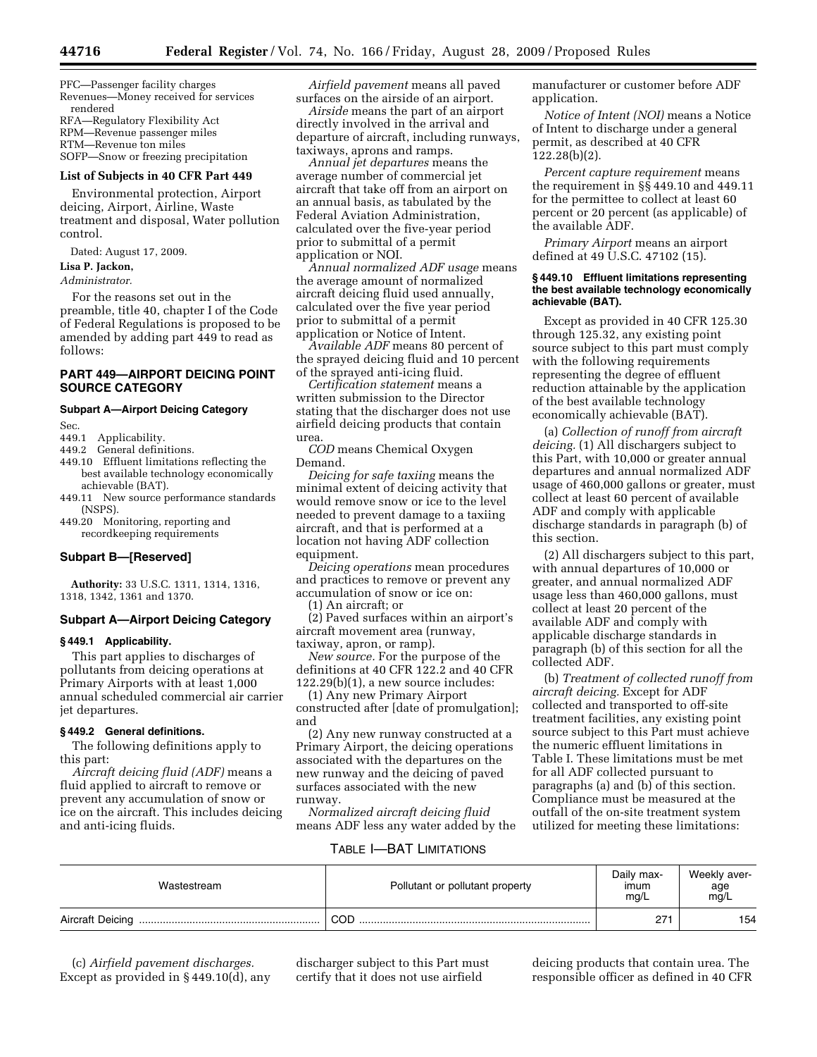PFC—Passenger facility charges
Revenues—Money received for services rendered
RFA—Regulatory Flexibility Act
RPM—Revenue passenger miles
RTM—Revenue ton miles
SOFP—Snow or freezing precipitation

**List of Subjects in 40 CFR Part 449**

Environmental protection, Airport deicing, Airport, Airline, Waste treatment and disposal, Water pollution control.

Dated: August 17, 2009.

**Lisa P. Jackson,**

*Administrator.*

For the reasons set out in the preamble, title 40, chapter I of the Code of Federal Regulations is proposed to be amended by adding part 449 to read as follows:

## PART 449—AIRPORT DEICING POINT SOURCE CATEGORY

### Subpart A—Airport Deicing Category

Sec.
449.1 Applicability.
449.2 General definitions.
449.10 Effluent limitations reflecting the best available technology economically achievable (BAT).
449.11 New source performance standards (NSPS).
449.20 Monitoring, reporting and recordkeeping requirements

### Subpart B—[Reserved]

**Authority:** 33 U.S.C. 1311, 1314, 1316, 1318, 1342, 1361 and 1370.

### Subpart A—Airport Deicing Category

#### § 449.1 Applicability.

This part applies to discharges of pollutants from deicing operations at Primary Airports with at least 1,000 annual scheduled commercial air carrier jet departures.

#### § 449.2 General definitions.

The following definitions apply to this part:

*Aircraft deicing fluid (ADF)* means a fluid applied to aircraft to remove or prevent any accumulation of snow or ice on the aircraft. This includes deicing and anti-icing fluids.

*Airfield pavement* means all paved surfaces on the airside of an airport.

*Airside* means the part of an airport directly involved in the arrival and departure of aircraft, including runways, taxiways, aprons and ramps.

*Annual jet departures* means the average number of commercial jet aircraft that take off from an airport on an annual basis, as tabulated by the Federal Aviation Administration, calculated over the five-year period prior to submittal of a permit application or NOI.

*Annual normalized ADF usage* means the average amount of normalized aircraft deicing fluid used annually, calculated over the five year period prior to submittal of a permit application or Notice of Intent.

*Available ADF* means 80 percent of the sprayed deicing fluid and 10 percent of the sprayed anti-icing fluid.

*Certification statement* means a written submission to the Director stating that the discharger does not use airfield deicing products that contain urea.

*COD* means Chemical Oxygen Demand.

*Deicing for safe taxiing* means the minimal extent of deicing activity that would remove snow or ice to the level needed to prevent damage to a taxiing aircraft, and that is performed at a location not having ADF collection equipment.

*Deicing operations* mean procedures and practices to remove or prevent any accumulation of snow or ice on:

(1) An aircraft; or

(2) Paved surfaces within an airport's aircraft movement area (runway, taxiway, apron, or ramp).

*New source.* For the purpose of the definitions at 40 CFR 122.2 and 40 CFR 122.29(b)(1), a new source includes:

(1) Any new Primary Airport constructed after [date of promulgation]; and

(2) Any new runway constructed at a Primary Airport, the deicing operations associated with the departures on the new runway and the deicing of paved surfaces associated with the new runway.

*Normalized aircraft deicing fluid* means ADF less any water added by the manufacturer or customer before ADF application.

*Notice of Intent (NOI)* means a Notice of Intent to discharge under a general permit, as described at 40 CFR 122.28(b)(2).

*Percent capture requirement* means the requirement in §§ 449.10 and 449.11 for the permittee to collect at least 60 percent or 20 percent (as applicable) of the available ADF.

*Primary Airport* means an airport defined at 49 U.S.C. 47102 (15).

#### § 449.10 Effluent limitations representing the best available technology economically achievable (BAT).

Except as provided in 40 CFR 125.30 through 125.32, any existing point source subject to this part must comply with the following requirements representing the degree of effluent reduction attainable by the application of the best available technology economically achievable (BAT).

(a) *Collection of runoff from aircraft deicing.* (1) All dischargers subject to this Part, with 10,000 or greater annual departures and annual normalized ADF usage of 460,000 gallons or greater, must collect at least 60 percent of available ADF and comply with applicable discharge standards in paragraph (b) of this section.

(2) All dischargers subject to this part, with annual departures of 10,000 or greater, and annual normalized ADF usage less than 460,000 gallons, must collect at least 20 percent of the available ADF and comply with applicable discharge standards in paragraph (b) of this section for all the collected ADF.

(b) *Treatment of collected runoff from aircraft deicing.* Except for ADF collected and transported to off-site treatment facilities, any existing point source subject to this Part must achieve the numeric effluent limitations in Table I. These limitations must be met for all ADF collected pursuant to paragraphs (a) and (b) of this section. Compliance must be measured at the outfall of the on-site treatment system utilized for meeting these limitations:

TABLE I—BAT LIMITATIONS

| Wastestream | Pollutant or pollutant property | Daily maximum mg/L | Weekly average mg/L |
|---|---|---|---|
| Aircraft Deicing | COD | 271 | 154 |

(c) *Airfield pavement discharges.* Except as provided in § 449.10(d), any discharger subject to this Part must certify that it does not use airfield deicing products that contain urea. The responsible officer as defined in 40 CFR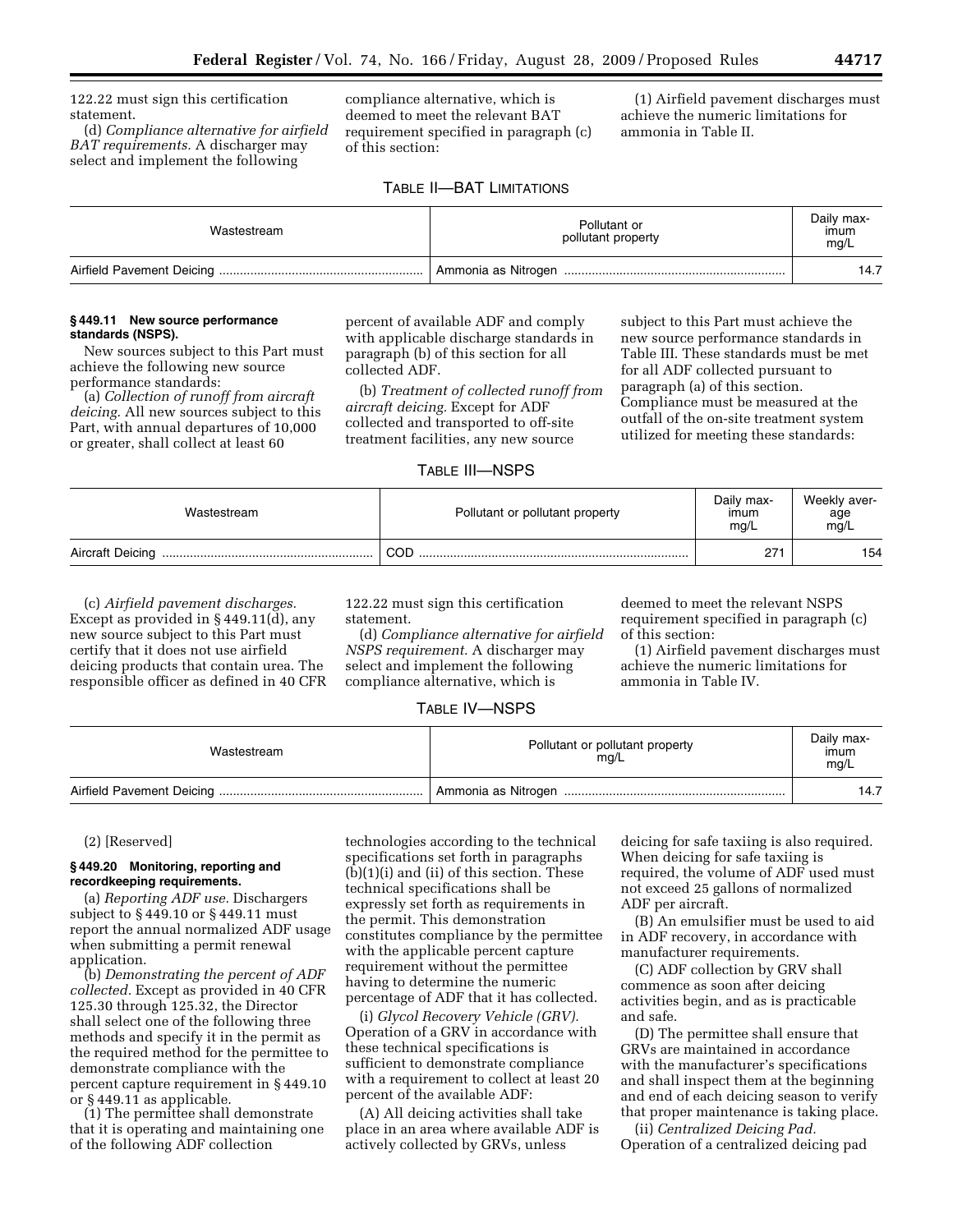122.22 must sign this certification statement.

(d) *Compliance alternative for airfield BAT requirements.* A discharger may select and implement the following compliance alternative, which is deemed to meet the relevant BAT requirement specified in paragraph (c) of this section:

(1) Airfield pavement discharges must achieve the numeric limitations for ammonia in Table II.

TABLE II—BAT LIMITATIONS

| Wastestream | Pollutant or pollutant property | Daily maximum mg/L |
|---|---|---|
| Airfield Pavement Deicing | Ammonia as Nitrogen | 14.7 |

**§ 449.11 New source performance standards (NSPS).**

New sources subject to this Part must achieve the following new source performance standards:

(a) *Collection of runoff from aircraft deicing.* All new sources subject to this Part, with annual departures of 10,000 or greater, shall collect at least 60 percent of available ADF and comply with applicable discharge standards in paragraph (b) of this section for all collected ADF.

(b) *Treatment of collected runoff from aircraft deicing.* Except for ADF collected and transported to off-site treatment facilities, any new source subject to this Part must achieve the new source performance standards in Table III. These standards must be met for all ADF collected pursuant to paragraph (a) of this section. Compliance must be measured at the outfall of the on-site treatment system utilized for meeting these standards:

TABLE III—NSPS

| Wastestream | Pollutant or pollutant property | Daily maximum mg/L | Weekly average mg/L |
|---|---|---|---|
| Aircraft Deicing | COD | 271 | 154 |

(c) *Airfield pavement discharges.* Except as provided in § 449.11(d), any new source subject to this Part must certify that it does not use airfield deicing products that contain urea. The responsible officer as defined in 40 CFR 122.22 must sign this certification statement.

(d) *Compliance alternative for airfield NSPS requirement.* A discharger may select and implement the following compliance alternative, which is deemed to meet the relevant NSPS requirement specified in paragraph (c) of this section:

(1) Airfield pavement discharges must achieve the numeric limitations for ammonia in Table IV.

TABLE IV—NSPS

| Wastestream | Pollutant or pollutant property mg/L | Daily maximum mg/L |
|---|---|---|
| Airfield Pavement Deicing | Ammonia as Nitrogen | 14.7 |

(2) [Reserved]

**§ 449.20 Monitoring, reporting and recordkeeping requirements.**

(a) *Reporting ADF use.* Dischargers subject to § 449.10 or § 449.11 must report the annual normalized ADF usage when submitting a permit renewal application.

(b) *Demonstrating the percent of ADF collected.* Except as provided in 40 CFR 125.30 through 125.32, the Director shall select one of the following three methods and specify it in the permit as the required method for the permittee to demonstrate compliance with the percent capture requirement in § 449.10 or § 449.11 as applicable.

(1) The permittee shall demonstrate that it is operating and maintaining one of the following ADF collection technologies according to the technical specifications set forth in paragraphs (b)(1)(i) and (ii) of this section. These technical specifications shall be expressly set forth as requirements in the permit. This demonstration constitutes compliance by the permittee with the applicable percent capture requirement without the permittee having to determine the numeric percentage of ADF that it has collected.

(i) *Glycol Recovery Vehicle (GRV).* Operation of a GRV in accordance with these technical specifications is sufficient to demonstrate compliance with a requirement to collect at least 20 percent of the available ADF:

(A) All deicing activities shall take place in an area where available ADF is actively collected by GRVs, unless deicing for safe taxiing is also required. When deicing for safe taxiing is required, the volume of ADF used must not exceed 25 gallons of normalized ADF per aircraft.

(B) An emulsifier must be used to aid in ADF recovery, in accordance with manufacturer requirements.

(C) ADF collection by GRV shall commence as soon after deicing activities begin, and as is practicable and safe.

(D) The permittee shall ensure that GRVs are maintained in accordance with the manufacturer's specifications and shall inspect them at the beginning and end of each deicing season to verify that proper maintenance is taking place.

(ii) *Centralized Deicing Pad.* Operation of a centralized deicing pad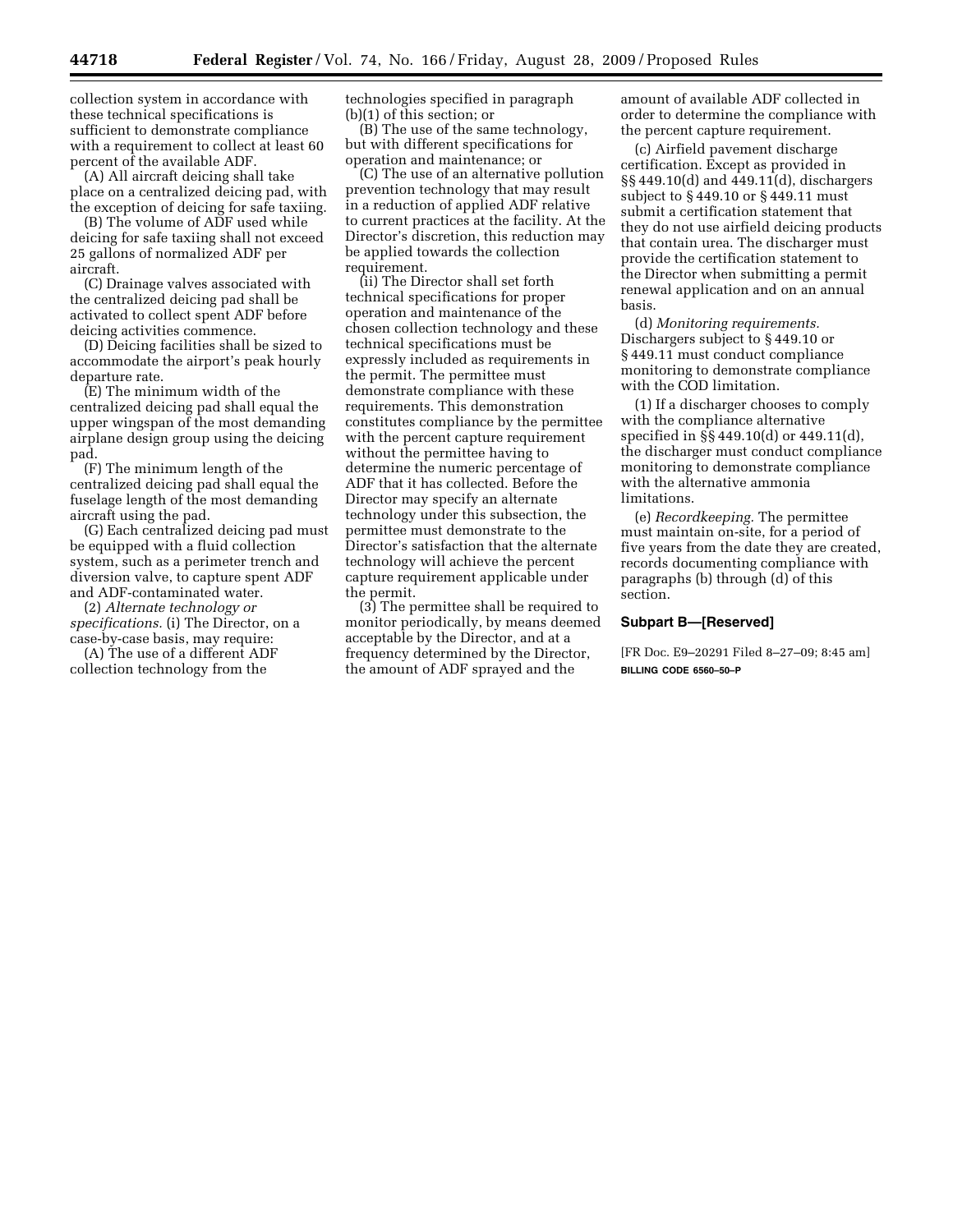collection system in accordance with these technical specifications is sufficient to demonstrate compliance with a requirement to collect at least 60 percent of the available ADF.

(A) All aircraft deicing shall take place on a centralized deicing pad, with the exception of deicing for safe taxiing.

(B) The volume of ADF used while deicing for safe taxiing shall not exceed 25 gallons of normalized ADF per aircraft.

(C) Drainage valves associated with the centralized deicing pad shall be activated to collect spent ADF before deicing activities commence.

(D) Deicing facilities shall be sized to accommodate the airport's peak hourly departure rate.

(E) The minimum width of the centralized deicing pad shall equal the upper wingspan of the most demanding airplane design group using the deicing pad.

(F) The minimum length of the centralized deicing pad shall equal the fuselage length of the most demanding aircraft using the pad.

(G) Each centralized deicing pad must be equipped with a fluid collection system, such as a perimeter trench and diversion valve, to capture spent ADF and ADF-contaminated water.

(2) *Alternate technology or specifications.* (i) The Director, on a case-by-case basis, may require:

(A) The use of a different ADF collection technology from the technologies specified in paragraph (b)(1) of this section; or

(B) The use of the same technology, but with different specifications for operation and maintenance; or

(C) The use of an alternative pollution prevention technology that may result in a reduction of applied ADF relative to current practices at the facility. At the Director's discretion, this reduction may be applied towards the collection requirement.

(ii) The Director shall set forth technical specifications for proper operation and maintenance of the chosen collection technology and these technical specifications must be expressly included as requirements in the permit. The permittee must demonstrate compliance with these requirements. This demonstration constitutes compliance by the permittee with the percent capture requirement without the permittee having to determine the numeric percentage of ADF that it has collected. Before the Director may specify an alternate technology under this subsection, the permittee must demonstrate to the Director's satisfaction that the alternate technology will achieve the percent capture requirement applicable under the permit.

(3) The permittee shall be required to monitor periodically, by means deemed acceptable by the Director, and at a frequency determined by the Director, the amount of ADF sprayed and the amount of available ADF collected in order to determine the compliance with the percent capture requirement.

(c) Airfield pavement discharge certification. Except as provided in §§ 449.10(d) and 449.11(d), dischargers subject to § 449.10 or § 449.11 must submit a certification statement that they do not use airfield deicing products that contain urea. The discharger must provide the certification statement to the Director when submitting a permit renewal application and on an annual basis.

(d) *Monitoring requirements.* Dischargers subject to § 449.10 or § 449.11 must conduct compliance monitoring to demonstrate compliance with the COD limitation.

(1) If a discharger chooses to comply with the compliance alternative specified in §§ 449.10(d) or 449.11(d), the discharger must conduct compliance monitoring to demonstrate compliance with the alternative ammonia limitations.

(e) *Recordkeeping.* The permittee must maintain on-site, for a period of five years from the date they are created, records documenting compliance with paragraphs (b) through (d) of this section.

## Subpart B—[Reserved]

[FR Doc. E9–20291 Filed 8–27–09; 8:45 am]

**BILLING CODE 6560–50–P**